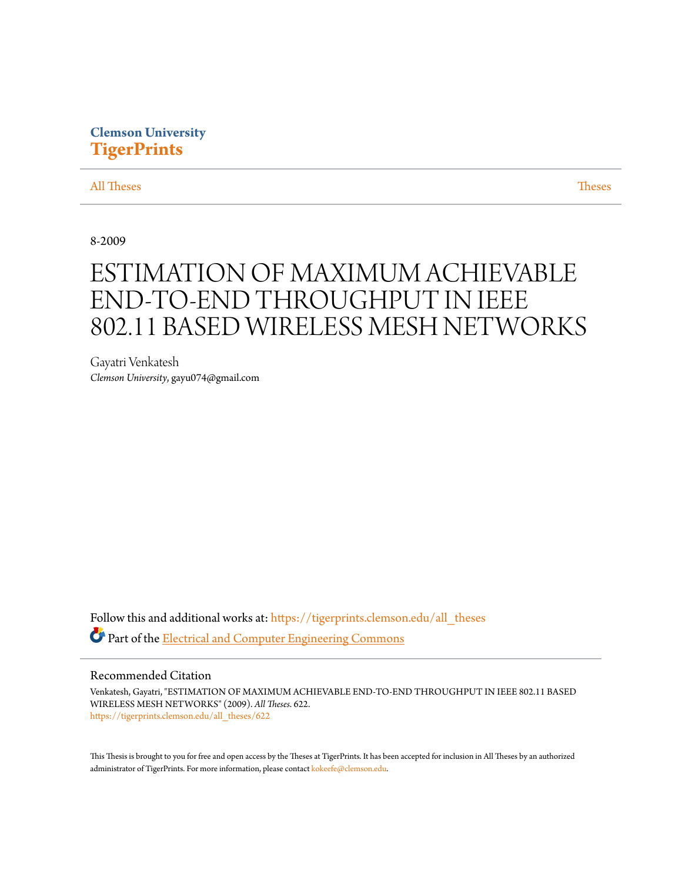Clemson University
**TigerPrints**

All Theses | Theses

8-2009

# ESTIMATION OF MAXIMUM ACHIEVABLE END-TO-END THROUGHPUT IN IEEE 802.11 BASED WIRELESS MESH NETWORKS

Gayatri Venkatesh
*Clemson University*, gayu074@gmail.com

Follow this and additional works at: https://tigerprints.clemson.edu/all_theses

Part of the Electrical and Computer Engineering Commons

## Recommended Citation

Venkatesh, Gayatri, "ESTIMATION OF MAXIMUM ACHIEVABLE END-TO-END THROUGHPUT IN IEEE 802.11 BASED WIRELESS MESH NETWORKS" (2009). *All Theses*. 622.
https://tigerprints.clemson.edu/all_theses/622

This Thesis is brought to you for free and open access by the Theses at TigerPrints. It has been accepted for inclusion in All Theses by an authorized administrator of TigerPrints. For more information, please contact kokeefe@clemson.edu.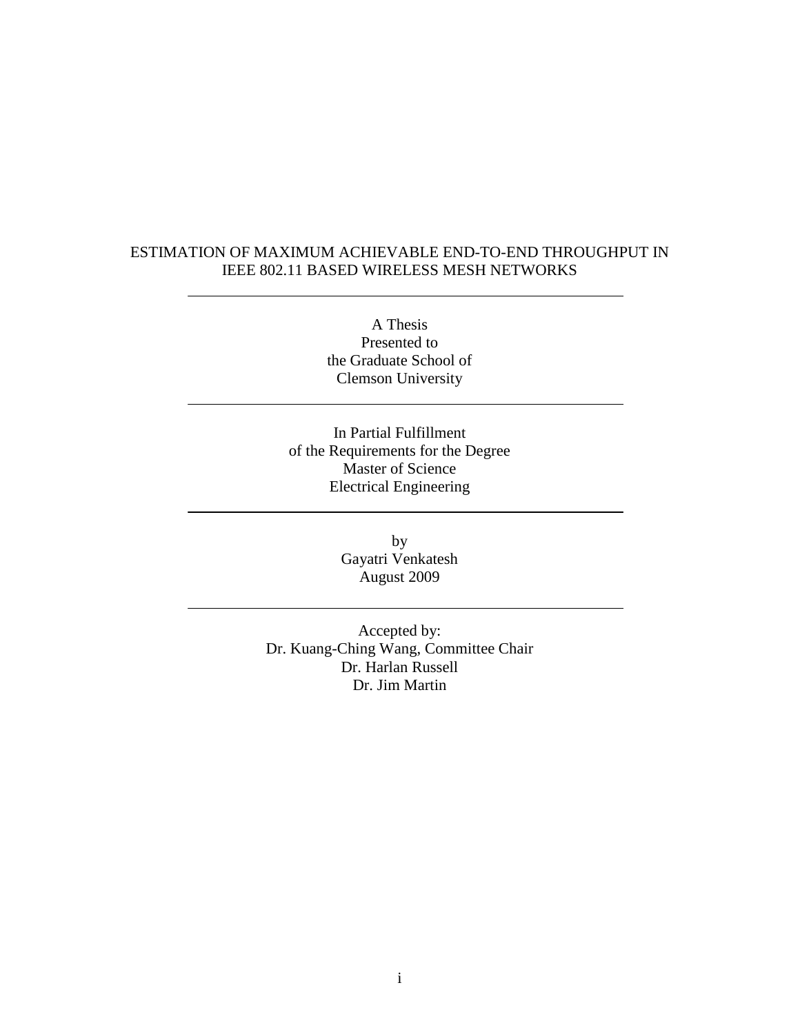# ESTIMATION OF MAXIMUM ACHIEVABLE END-TO-END THROUGHPUT IN IEEE 802.11 BASED WIRELESS MESH NETWORKS

---

A Thesis
Presented to
the Graduate School of
Clemson University

---

In Partial Fulfillment
of the Requirements for the Degree
Master of Science
Electrical Engineering

---

by
Gayatri Venkatesh
August 2009

---

Accepted by:
Dr. Kuang-Ching Wang, Committee Chair
Dr. Harlan Russell
Dr. Jim Martin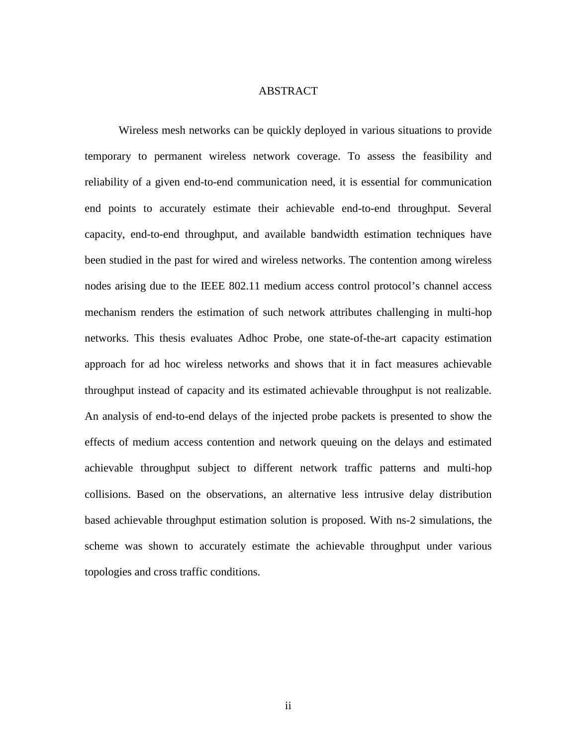# ABSTRACT

Wireless mesh networks can be quickly deployed in various situations to provide temporary to permanent wireless network coverage. To assess the feasibility and reliability of a given end-to-end communication need, it is essential for communication end points to accurately estimate their achievable end-to-end throughput. Several capacity, end-to-end throughput, and available bandwidth estimation techniques have been studied in the past for wired and wireless networks. The contention among wireless nodes arising due to the IEEE 802.11 medium access control protocol's channel access mechanism renders the estimation of such network attributes challenging in multi-hop networks. This thesis evaluates Adhoc Probe, one state-of-the-art capacity estimation approach for ad hoc wireless networks and shows that it in fact measures achievable throughput instead of capacity and its estimated achievable throughput is not realizable. An analysis of end-to-end delays of the injected probe packets is presented to show the effects of medium access contention and network queuing on the delays and estimated achievable throughput subject to different network traffic patterns and multi-hop collisions. Based on the observations, an alternative less intrusive delay distribution based achievable throughput estimation solution is proposed. With ns-2 simulations, the scheme was shown to accurately estimate the achievable throughput under various topologies and cross traffic conditions.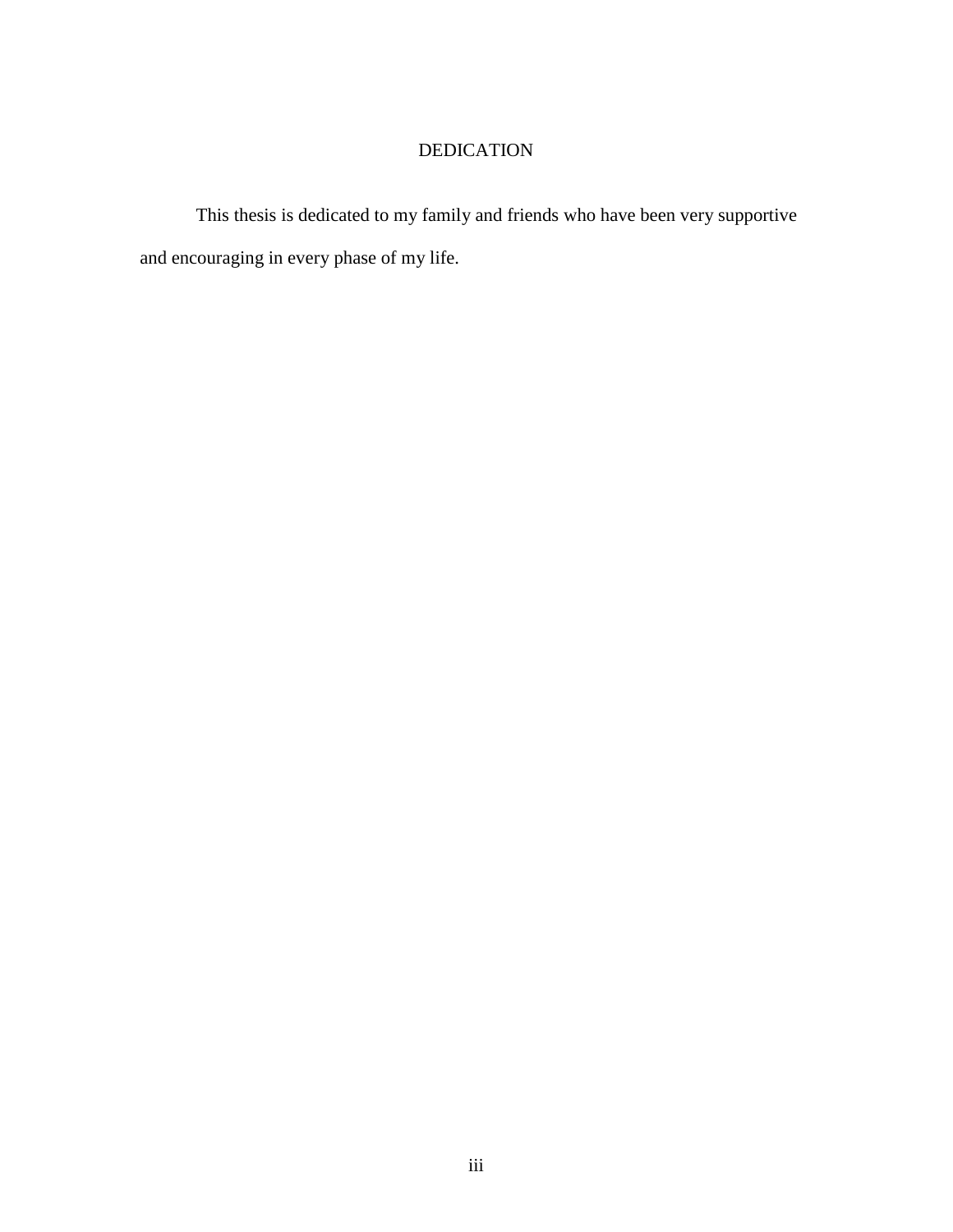# DEDICATION

This thesis is dedicated to my family and friends who have been very supportive and encouraging in every phase of my life.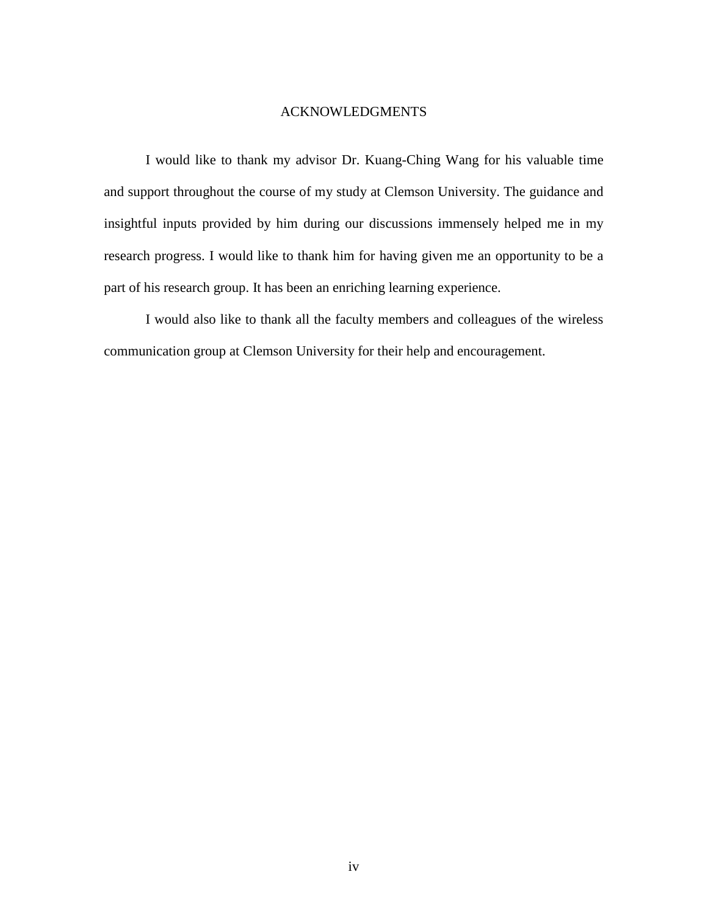# ACKNOWLEDGMENTS

I would like to thank my advisor Dr. Kuang-Ching Wang for his valuable time and support throughout the course of my study at Clemson University. The guidance and insightful inputs provided by him during our discussions immensely helped me in my research progress. I would like to thank him for having given me an opportunity to be a part of his research group. It has been an enriching learning experience.

I would also like to thank all the faculty members and colleagues of the wireless communication group at Clemson University for their help and encouragement.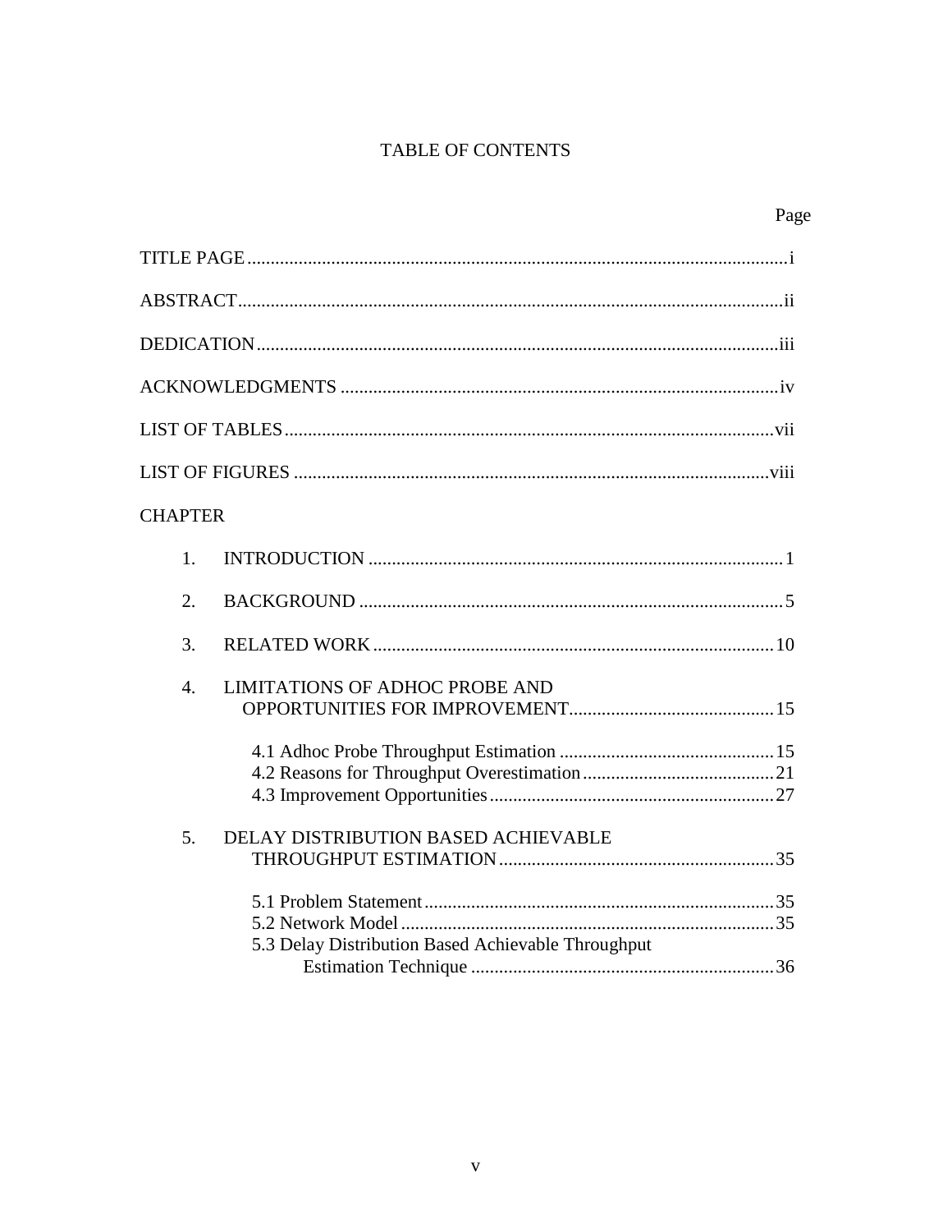# TABLE OF CONTENTS

| | Page |
|---|---|
| TITLE PAGE | i |
| ABSTRACT | ii |
| DEDICATION | iii |
| ACKNOWLEDGMENTS | iv |
| LIST OF TABLES | vii |
| LIST OF FIGURES | viii |

CHAPTER

1. INTRODUCTION ..... 1
2. BACKGROUND ..... 5
3. RELATED WORK ..... 10
4. LIMITATIONS OF ADHOC PROBE AND OPPORTUNITIES FOR IMPROVEMENT ..... 15
   - 4.1 Adhoc Probe Throughput Estimation ..... 15
   - 4.2 Reasons for Throughput Overestimation ..... 21
   - 4.3 Improvement Opportunities ..... 27
5. DELAY DISTRIBUTION BASED ACHIEVABLE THROUGHPUT ESTIMATION ..... 35
   - 5.1 Problem Statement ..... 35
   - 5.2 Network Model ..... 35
   - 5.3 Delay Distribution Based Achievable Throughput Estimation Technique ..... 36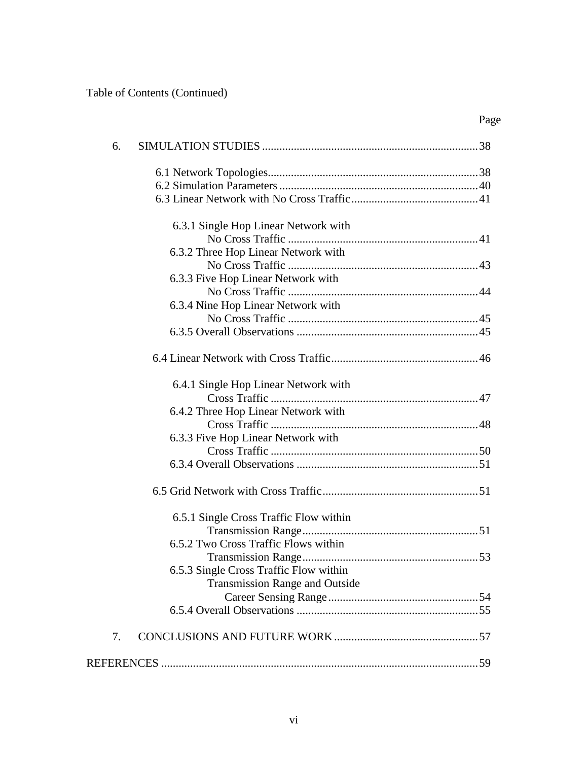Table of Contents (Continued)

Page

6. SIMULATION STUDIES ........................................................................... 38

   6.1 Network Topologies......................................................................... 38
   6.2 Simulation Parameters .................................................................... 40
   6.3 Linear Network with No Cross Traffic........................................... 41

      6.3.1 Single Hop Linear Network with
            No Cross Traffic .................................................................. 41
      6.3.2 Three Hop Linear Network with
            No Cross Traffic .................................................................. 43
      6.3.3 Five Hop Linear Network with
            No Cross Traffic .................................................................. 44
      6.3.4 Nine Hop Linear Network with
            No Cross Traffic .................................................................. 45
      6.3.5 Overall Observations ............................................................... 45

   6.4 Linear Network with Cross Traffic................................................... 46

      6.4.1 Single Hop Linear Network with
            Cross Traffic ........................................................................ 47
      6.4.2 Three Hop Linear Network with
            Cross Traffic ........................................................................ 48
      6.3.3 Five Hop Linear Network with
            Cross Traffic ........................................................................ 50
      6.3.4 Overall Observations ............................................................... 51

   6.5 Grid Network with Cross Traffic...................................................... 51

      6.5.1 Single Cross Traffic Flow within
            Transmission Range............................................................. 51
      6.5.2 Two Cross Traffic Flows within
            Transmission Range............................................................. 53
      6.5.3 Single Cross Traffic Flow within
            Transmission Range and Outside
               Career Sensing Range.................................................... 54
      6.5.4 Overall Observations ............................................................... 55

7. CONCLUSIONS AND FUTURE WORK.................................................. 57

REFERENCES ............................................................................................. 59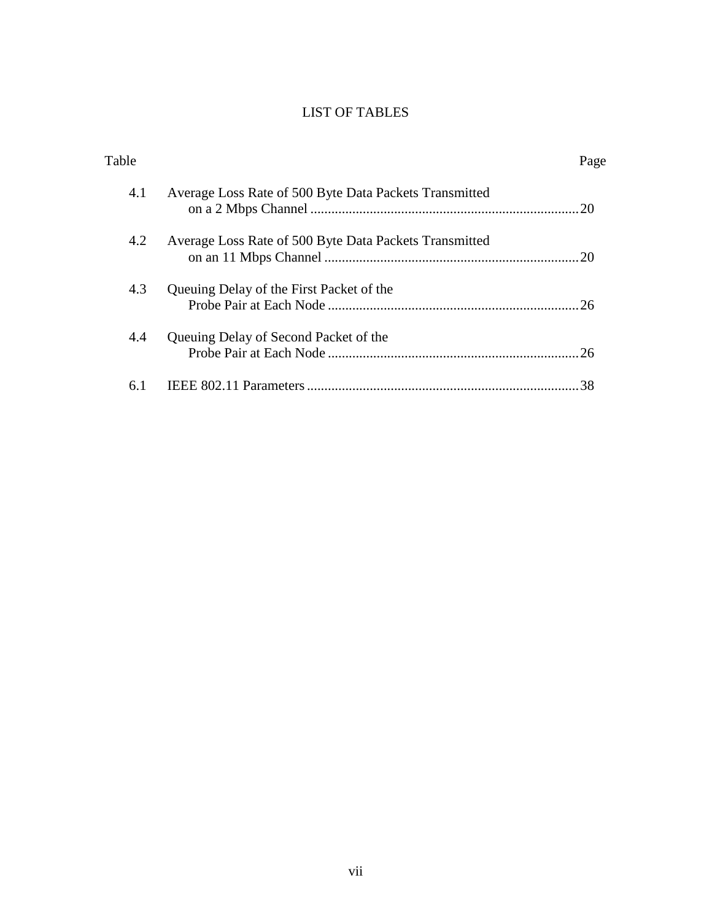# LIST OF TABLES

| Table | | Page |
|---|---|---|
| 4.1 | Average Loss Rate of 500 Byte Data Packets Transmitted on a 2 Mbps Channel | 20 |
| 4.2 | Average Loss Rate of 500 Byte Data Packets Transmitted on an 11 Mbps Channel | 20 |
| 4.3 | Queuing Delay of the First Packet of the Probe Pair at Each Node | 26 |
| 4.4 | Queuing Delay of Second Packet of the Probe Pair at Each Node | 26 |
| 6.1 | IEEE 802.11 Parameters | 38 |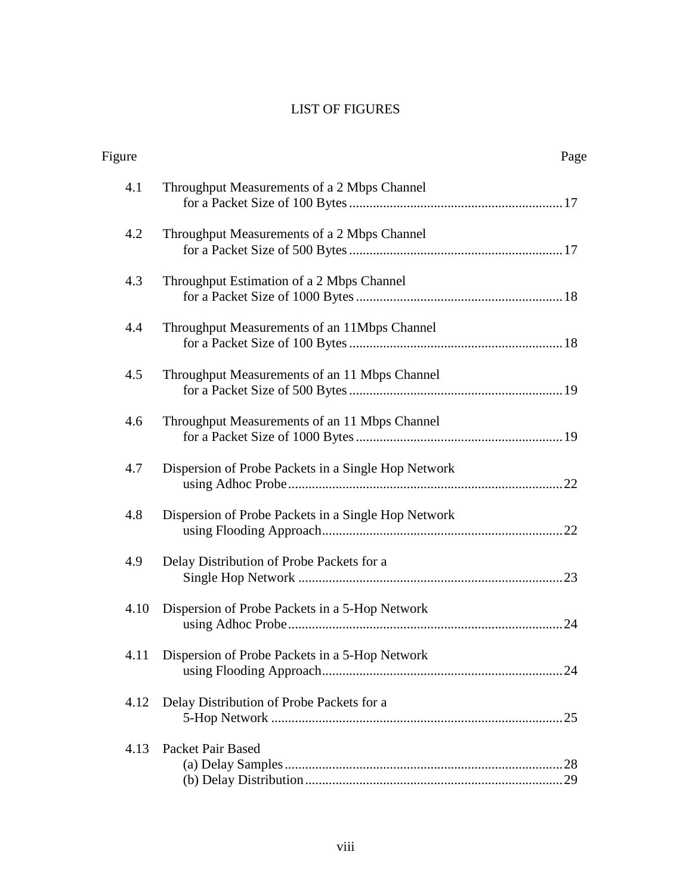# LIST OF FIGURES

| Figure | | Page |
|---|---|---|
| 4.1 | Throughput Measurements of a 2 Mbps Channel for a Packet Size of 100 Bytes | 17 |
| 4.2 | Throughput Measurements of a 2 Mbps Channel for a Packet Size of 500 Bytes | 17 |
| 4.3 | Throughput Estimation of a 2 Mbps Channel for a Packet Size of 1000 Bytes | 18 |
| 4.4 | Throughput Measurements of an 11Mbps Channel for a Packet Size of 100 Bytes | 18 |
| 4.5 | Throughput Measurements of an 11 Mbps Channel for a Packet Size of 500 Bytes | 19 |
| 4.6 | Throughput Measurements of an 11 Mbps Channel for a Packet Size of 1000 Bytes | 19 |
| 4.7 | Dispersion of Probe Packets in a Single Hop Network using Adhoc Probe | 22 |
| 4.8 | Dispersion of Probe Packets in a Single Hop Network using Flooding Approach | 22 |
| 4.9 | Delay Distribution of Probe Packets for a Single Hop Network | 23 |
| 4.10 | Dispersion of Probe Packets in a 5-Hop Network using Adhoc Probe | 24 |
| 4.11 | Dispersion of Probe Packets in a 5-Hop Network using Flooding Approach | 24 |
| 4.12 | Delay Distribution of Probe Packets for a 5-Hop Network | 25 |
| 4.13 | Packet Pair Based | |
| | (a) Delay Samples | 28 |
| | (b) Delay Distribution | 29 |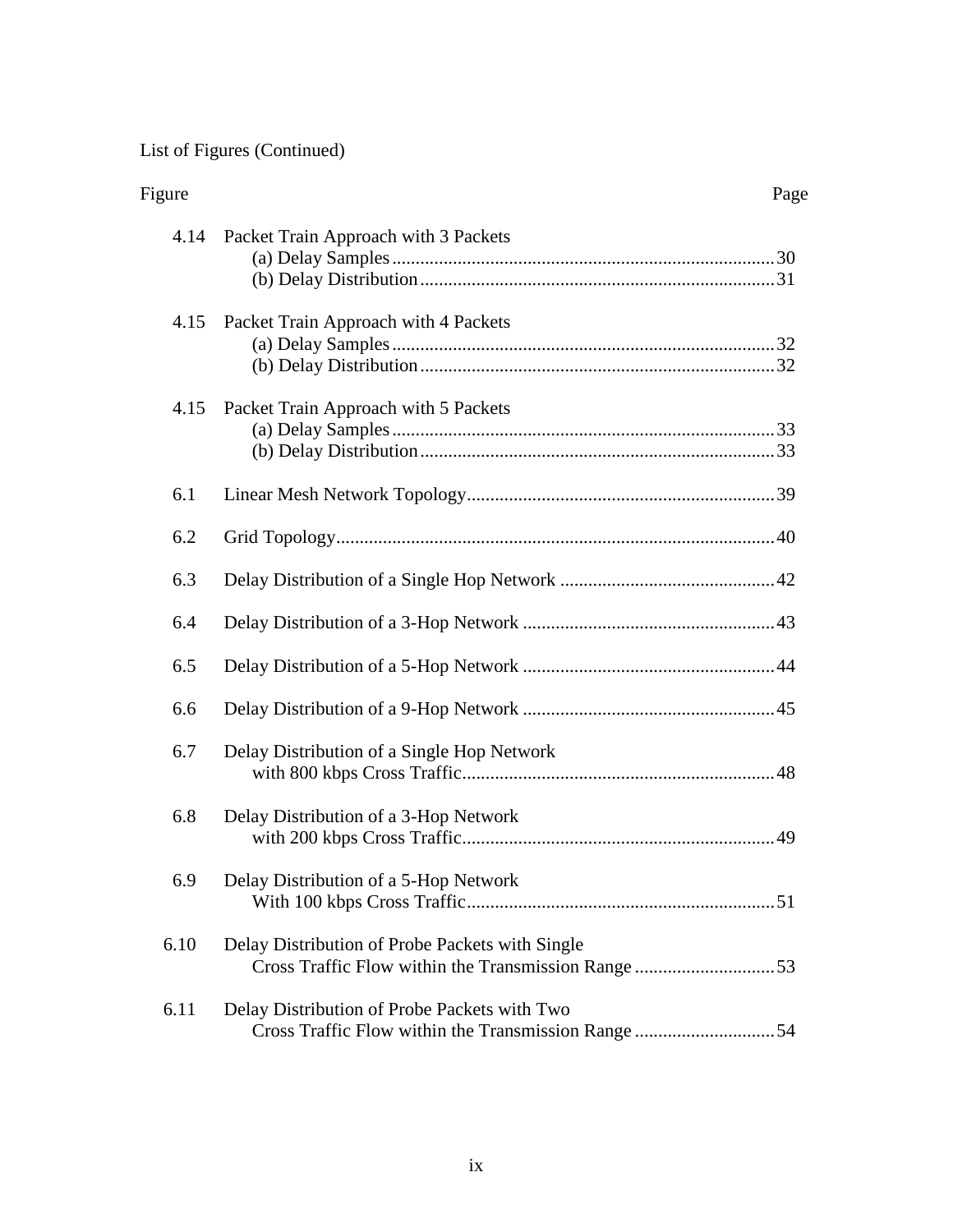List of Figures (Continued)

| Figure | | Page |
|---|---|---|
| 4.14 | Packet Train Approach with 3 Packets | |
| | (a) Delay Samples | 30 |
| | (b) Delay Distribution | 31 |
| 4.15 | Packet Train Approach with 4 Packets | |
| | (a) Delay Samples | 32 |
| | (b) Delay Distribution | 32 |
| 4.15 | Packet Train Approach with 5 Packets | |
| | (a) Delay Samples | 33 |
| | (b) Delay Distribution | 33 |
| 6.1 | Linear Mesh Network Topology | 39 |
| 6.2 | Grid Topology | 40 |
| 6.3 | Delay Distribution of a Single Hop Network | 42 |
| 6.4 | Delay Distribution of a 3-Hop Network | 43 |
| 6.5 | Delay Distribution of a 5-Hop Network | 44 |
| 6.6 | Delay Distribution of a 9-Hop Network | 45 |
| 6.7 | Delay Distribution of a Single Hop Network with 800 kbps Cross Traffic | 48 |
| 6.8 | Delay Distribution of a 3-Hop Network with 200 kbps Cross Traffic | 49 |
| 6.9 | Delay Distribution of a 5-Hop Network With 100 kbps Cross Traffic | 51 |
| 6.10 | Delay Distribution of Probe Packets with Single Cross Traffic Flow within the Transmission Range | 53 |
| 6.11 | Delay Distribution of Probe Packets with Two Cross Traffic Flow within the Transmission Range | 54 |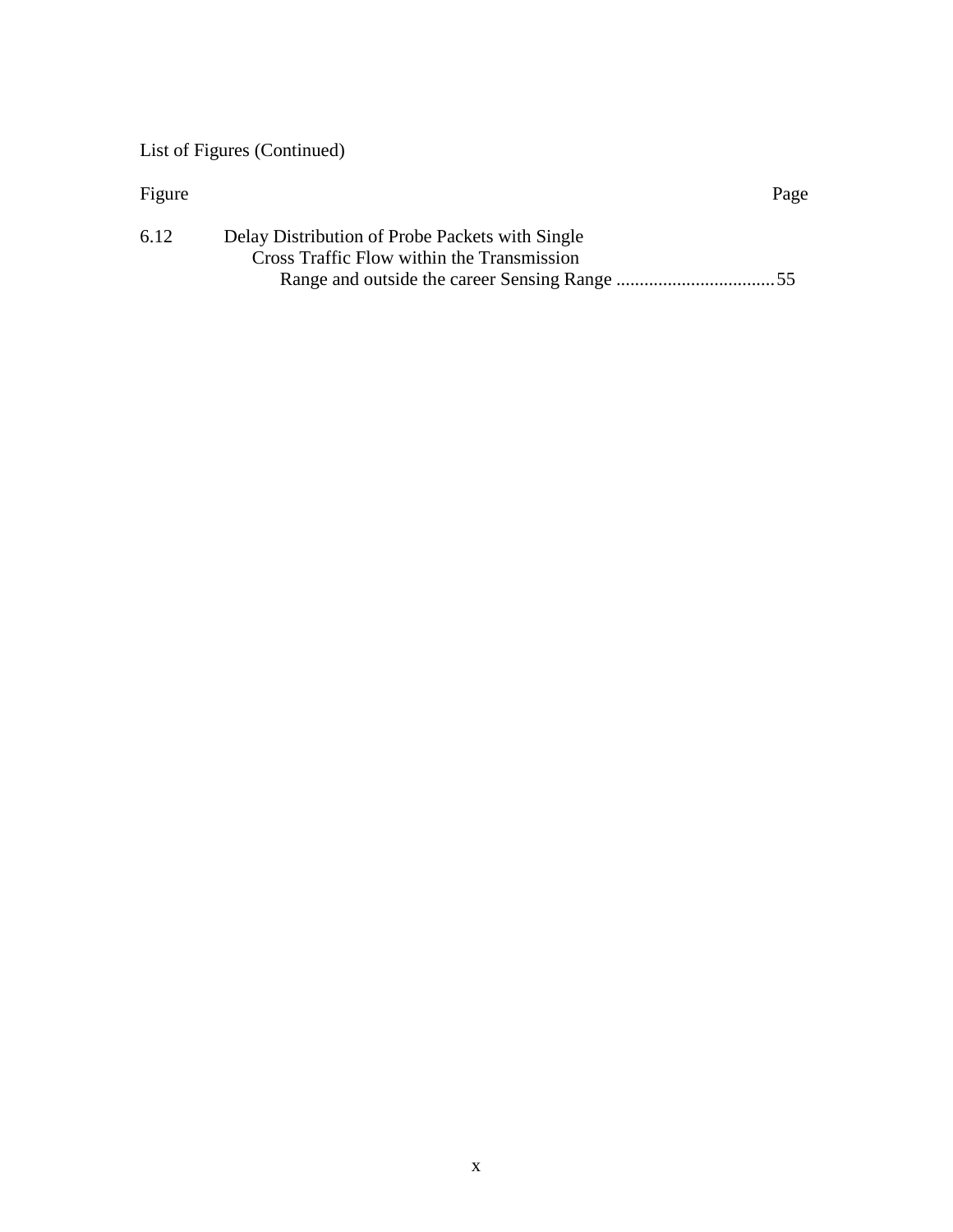List of Figures (Continued)

| Figure | | Page |
|---|---|---|
| 6.12 | Delay Distribution of Probe Packets with Single Cross Traffic Flow within the Transmission Range and outside the career Sensing Range | 55 |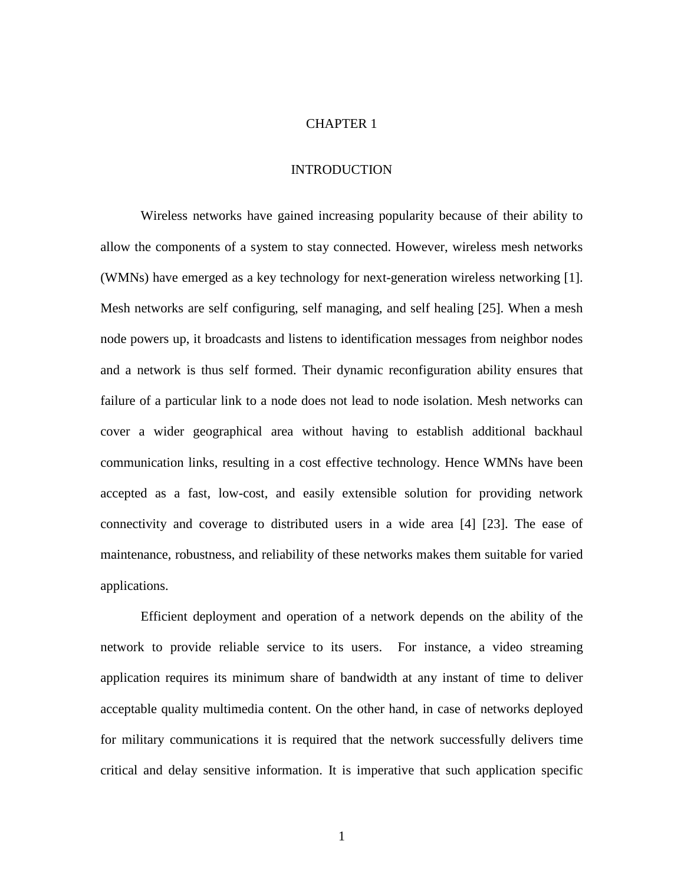# CHAPTER 1

# INTRODUCTION

Wireless networks have gained increasing popularity because of their ability to allow the components of a system to stay connected. However, wireless mesh networks (WMNs) have emerged as a key technology for next-generation wireless networking [1]. Mesh networks are self configuring, self managing, and self healing [25]. When a mesh node powers up, it broadcasts and listens to identification messages from neighbor nodes and a network is thus self formed. Their dynamic reconfiguration ability ensures that failure of a particular link to a node does not lead to node isolation. Mesh networks can cover a wider geographical area without having to establish additional backhaul communication links, resulting in a cost effective technology. Hence WMNs have been accepted as a fast, low-cost, and easily extensible solution for providing network connectivity and coverage to distributed users in a wide area [4] [23]. The ease of maintenance, robustness, and reliability of these networks makes them suitable for varied applications.

Efficient deployment and operation of a network depends on the ability of the network to provide reliable service to its users. For instance, a video streaming application requires its minimum share of bandwidth at any instant of time to deliver acceptable quality multimedia content. On the other hand, in case of networks deployed for military communications it is required that the network successfully delivers time critical and delay sensitive information. It is imperative that such application specific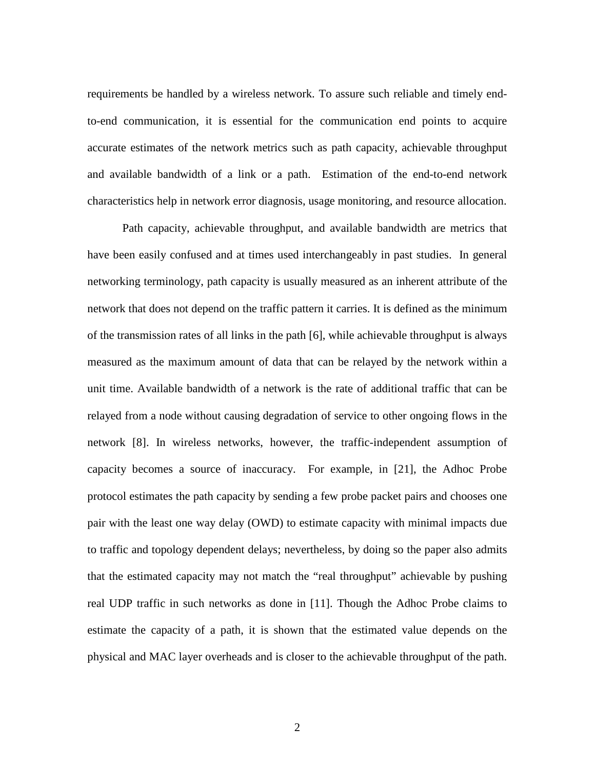requirements be handled by a wireless network. To assure such reliable and timely end-to-end communication, it is essential for the communication end points to acquire accurate estimates of the network metrics such as path capacity, achievable throughput and available bandwidth of a link or a path. Estimation of the end-to-end network characteristics help in network error diagnosis, usage monitoring, and resource allocation.

Path capacity, achievable throughput, and available bandwidth are metrics that have been easily confused and at times used interchangeably in past studies. In general networking terminology, path capacity is usually measured as an inherent attribute of the network that does not depend on the traffic pattern it carries. It is defined as the minimum of the transmission rates of all links in the path [6], while achievable throughput is always measured as the maximum amount of data that can be relayed by the network within a unit time. Available bandwidth of a network is the rate of additional traffic that can be relayed from a node without causing degradation of service to other ongoing flows in the network [8]. In wireless networks, however, the traffic-independent assumption of capacity becomes a source of inaccuracy. For example, in [21], the Adhoc Probe protocol estimates the path capacity by sending a few probe packet pairs and chooses one pair with the least one way delay (OWD) to estimate capacity with minimal impacts due to traffic and topology dependent delays; nevertheless, by doing so the paper also admits that the estimated capacity may not match the "real throughput" achievable by pushing real UDP traffic in such networks as done in [11]. Though the Adhoc Probe claims to estimate the capacity of a path, it is shown that the estimated value depends on the physical and MAC layer overheads and is closer to the achievable throughput of the path.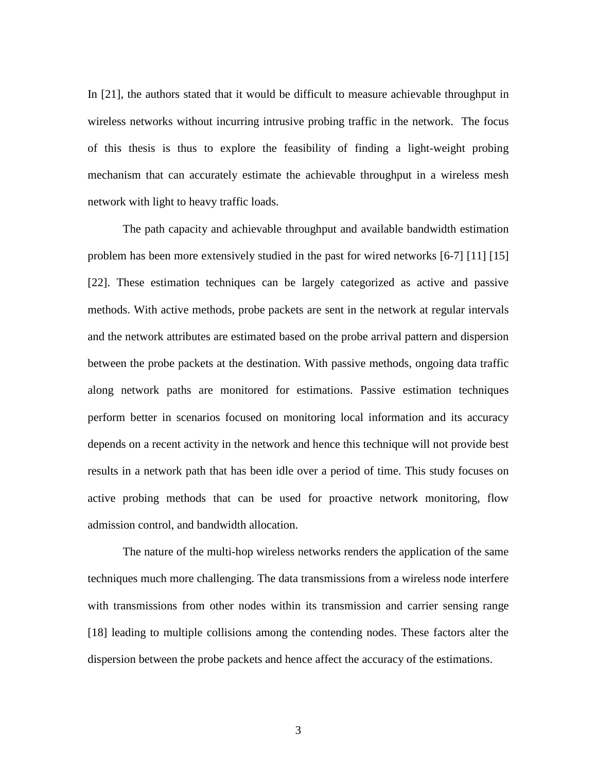In [21], the authors stated that it would be difficult to measure achievable throughput in wireless networks without incurring intrusive probing traffic in the network. The focus of this thesis is thus to explore the feasibility of finding a light-weight probing mechanism that can accurately estimate the achievable throughput in a wireless mesh network with light to heavy traffic loads.

The path capacity and achievable throughput and available bandwidth estimation problem has been more extensively studied in the past for wired networks [6-7] [11] [15] [22]. These estimation techniques can be largely categorized as active and passive methods. With active methods, probe packets are sent in the network at regular intervals and the network attributes are estimated based on the probe arrival pattern and dispersion between the probe packets at the destination. With passive methods, ongoing data traffic along network paths are monitored for estimations. Passive estimation techniques perform better in scenarios focused on monitoring local information and its accuracy depends on a recent activity in the network and hence this technique will not provide best results in a network path that has been idle over a period of time. This study focuses on active probing methods that can be used for proactive network monitoring, flow admission control, and bandwidth allocation.

The nature of the multi-hop wireless networks renders the application of the same techniques much more challenging. The data transmissions from a wireless node interfere with transmissions from other nodes within its transmission and carrier sensing range [18] leading to multiple collisions among the contending nodes. These factors alter the dispersion between the probe packets and hence affect the accuracy of the estimations.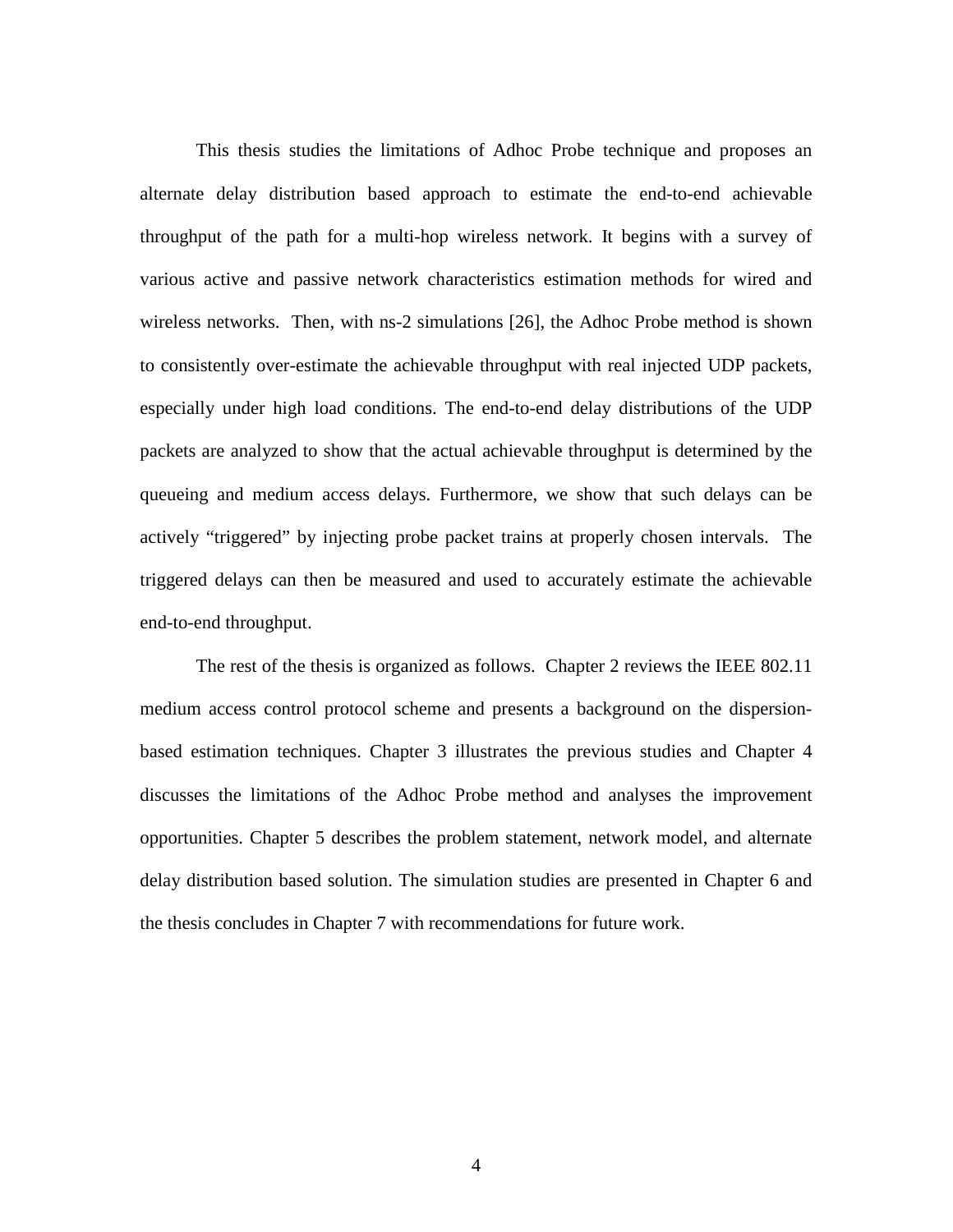This thesis studies the limitations of Adhoc Probe technique and proposes an alternate delay distribution based approach to estimate the end-to-end achievable throughput of the path for a multi-hop wireless network. It begins with a survey of various active and passive network characteristics estimation methods for wired and wireless networks. Then, with ns-2 simulations [26], the Adhoc Probe method is shown to consistently over-estimate the achievable throughput with real injected UDP packets, especially under high load conditions. The end-to-end delay distributions of the UDP packets are analyzed to show that the actual achievable throughput is determined by the queueing and medium access delays. Furthermore, we show that such delays can be actively "triggered" by injecting probe packet trains at properly chosen intervals. The triggered delays can then be measured and used to accurately estimate the achievable end-to-end throughput.

The rest of the thesis is organized as follows. Chapter 2 reviews the IEEE 802.11 medium access control protocol scheme and presents a background on the dispersion-based estimation techniques. Chapter 3 illustrates the previous studies and Chapter 4 discusses the limitations of the Adhoc Probe method and analyses the improvement opportunities. Chapter 5 describes the problem statement, network model, and alternate delay distribution based solution. The simulation studies are presented in Chapter 6 and the thesis concludes in Chapter 7 with recommendations for future work.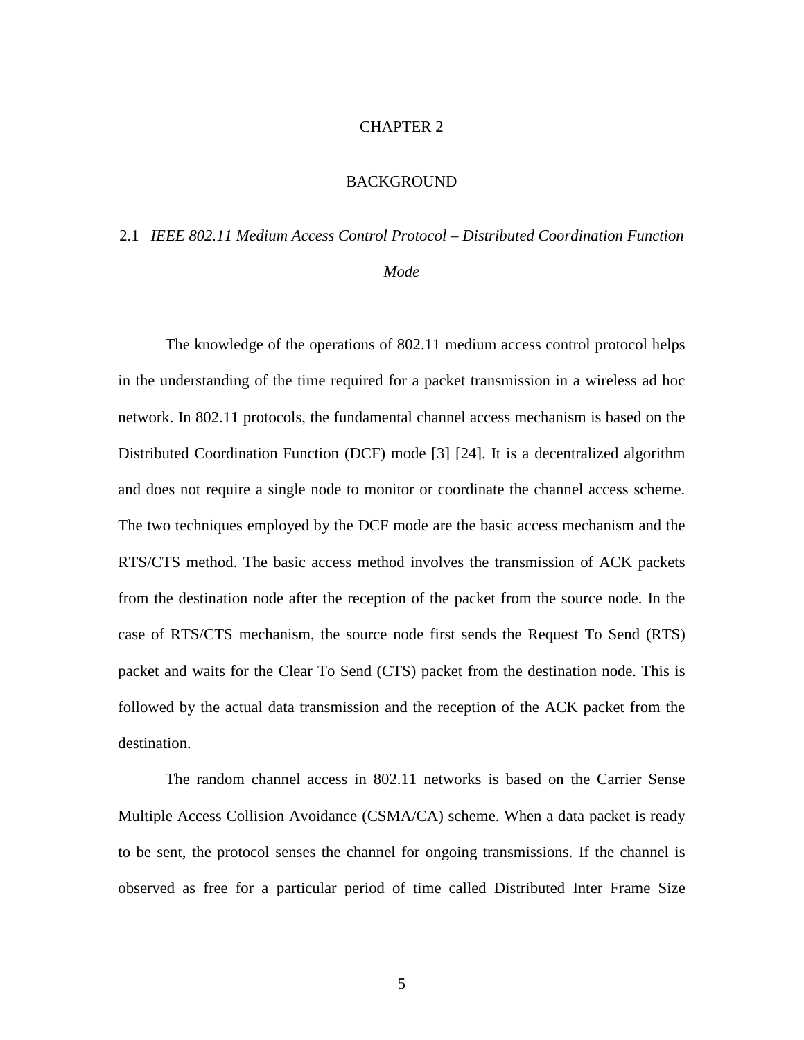# CHAPTER 2

# BACKGROUND

## 2.1 *IEEE 802.11 Medium Access Control Protocol – Distributed Coordination Function Mode*

The knowledge of the operations of 802.11 medium access control protocol helps in the understanding of the time required for a packet transmission in a wireless ad hoc network. In 802.11 protocols, the fundamental channel access mechanism is based on the Distributed Coordination Function (DCF) mode [3] [24]. It is a decentralized algorithm and does not require a single node to monitor or coordinate the channel access scheme. The two techniques employed by the DCF mode are the basic access mechanism and the RTS/CTS method. The basic access method involves the transmission of ACK packets from the destination node after the reception of the packet from the source node. In the case of RTS/CTS mechanism, the source node first sends the Request To Send (RTS) packet and waits for the Clear To Send (CTS) packet from the destination node. This is followed by the actual data transmission and the reception of the ACK packet from the destination.

The random channel access in 802.11 networks is based on the Carrier Sense Multiple Access Collision Avoidance (CSMA/CA) scheme. When a data packet is ready to be sent, the protocol senses the channel for ongoing transmissions. If the channel is observed as free for a particular period of time called Distributed Inter Frame Size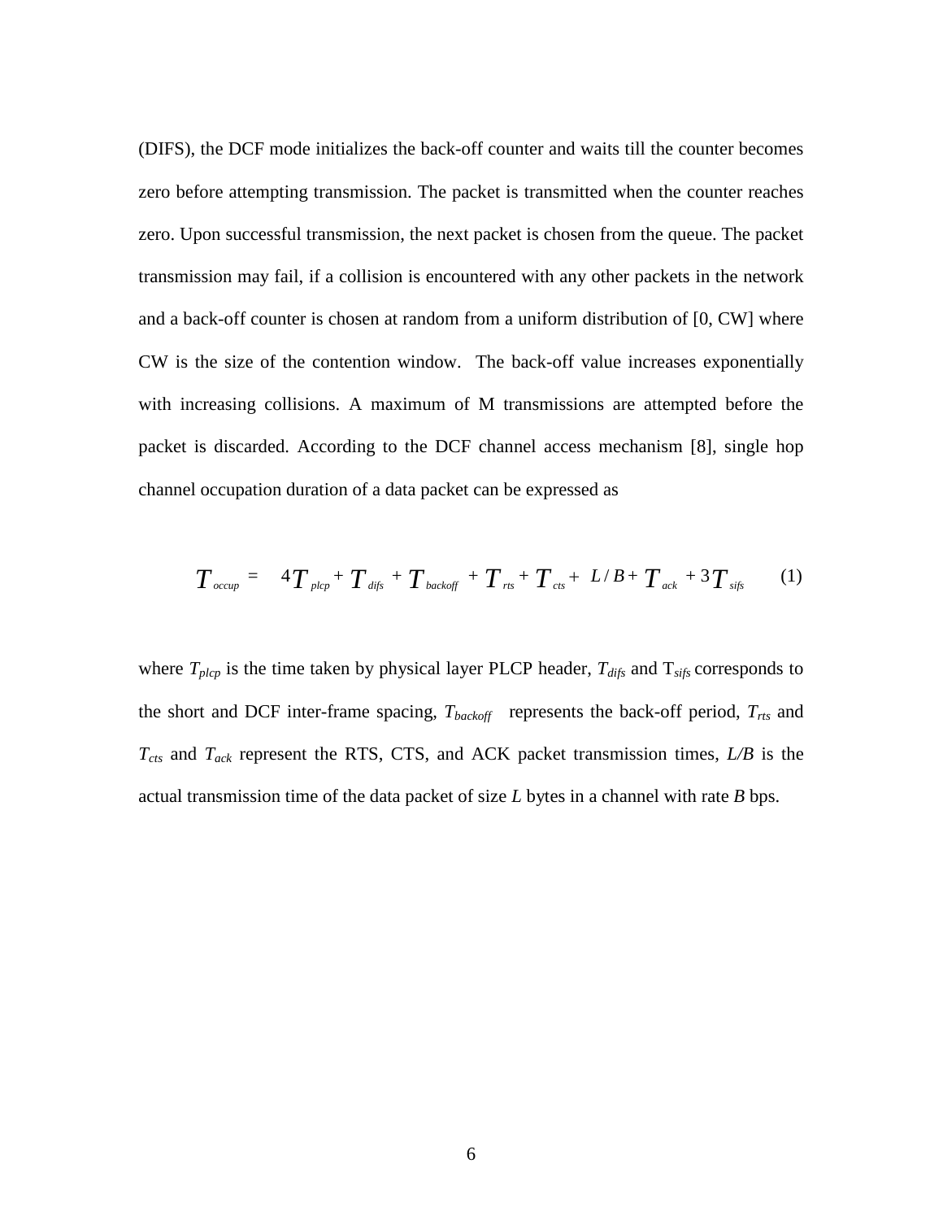(DIFS), the DCF mode initializes the back-off counter and waits till the counter becomes zero before attempting transmission. The packet is transmitted when the counter reaches zero. Upon successful transmission, the next packet is chosen from the queue. The packet transmission may fail, if a collision is encountered with any other packets in the network and a back-off counter is chosen at random from a uniform distribution of [0, CW] where CW is the size of the contention window. The back-off value increases exponentially with increasing collisions. A maximum of M transmissions are attempted before the packet is discarded. According to the DCF channel access mechanism [8], single hop channel occupation duration of a data packet can be expressed as

$$T_{occup} = 4T_{plcp} + T_{difs} + T_{backoff} + T_{rts} + T_{cts} + L/B + T_{ack} + 3T_{sifs} \qquad (1)$$

where $T_{plcp}$ is the time taken by physical layer PLCP header, $T_{difs}$ and $T_{sifs}$ corresponds to the short and DCF inter-frame spacing, $T_{backoff}$ represents the back-off period, $T_{rts}$ and $T_{cts}$ and $T_{ack}$ represent the RTS, CTS, and ACK packet transmission times, $L/B$ is the actual transmission time of the data packet of size $L$ bytes in a channel with rate $B$ bps.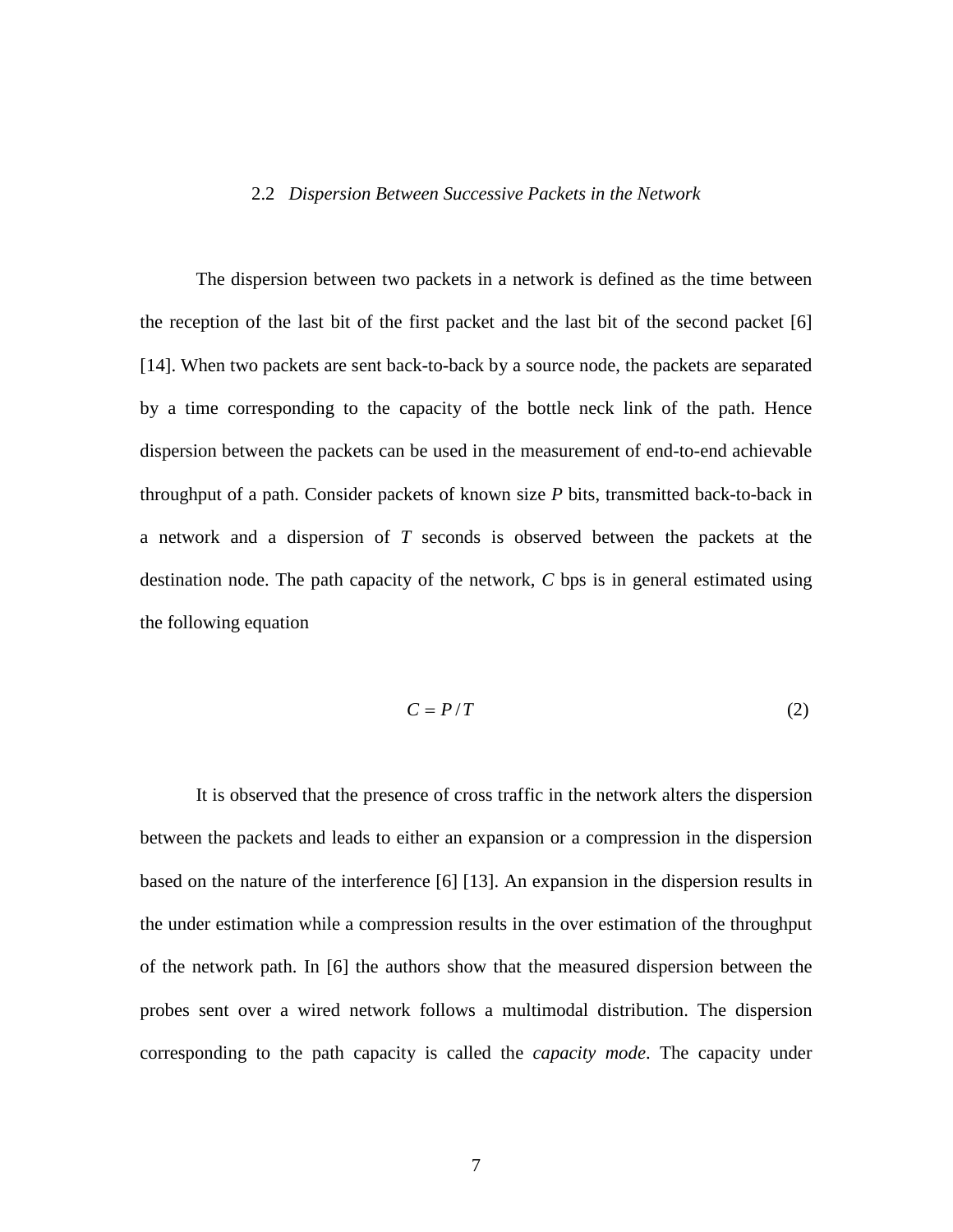### 2.2 *Dispersion Between Successive Packets in the Network*

The dispersion between two packets in a network is defined as the time between the reception of the last bit of the first packet and the last bit of the second packet [6] [14]. When two packets are sent back-to-back by a source node, the packets are separated by a time corresponding to the capacity of the bottle neck link of the path. Hence dispersion between the packets can be used in the measurement of end-to-end achievable throughput of a path. Consider packets of known size $P$ bits, transmitted back-to-back in a network and a dispersion of $T$ seconds is observed between the packets at the destination node. The path capacity of the network, $C$ bps is in general estimated using the following equation

$$C = P / T \tag{2}$$

It is observed that the presence of cross traffic in the network alters the dispersion between the packets and leads to either an expansion or a compression in the dispersion based on the nature of the interference [6] [13]. An expansion in the dispersion results in the under estimation while a compression results in the over estimation of the throughput of the network path. In [6] the authors show that the measured dispersion between the probes sent over a wired network follows a multimodal distribution. The dispersion corresponding to the path capacity is called the *capacity mode*. The capacity under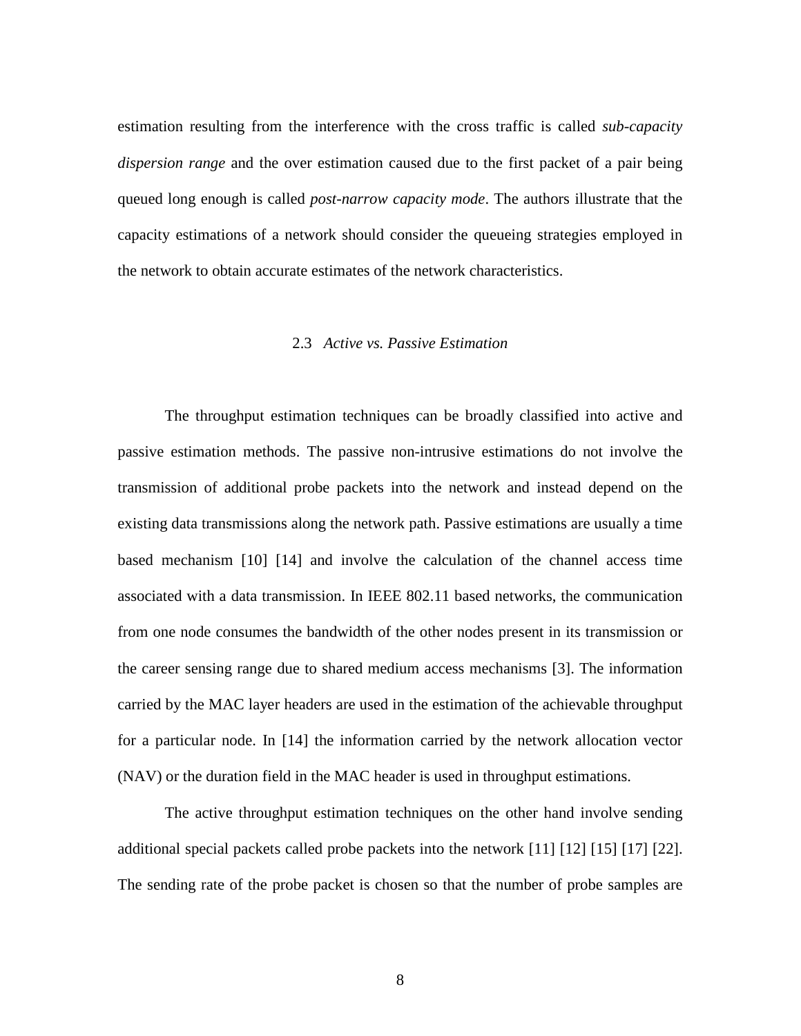estimation resulting from the interference with the cross traffic is called *sub-capacity dispersion range* and the over estimation caused due to the first packet of a pair being queued long enough is called *post-narrow capacity mode*. The authors illustrate that the capacity estimations of a network should consider the queueing strategies employed in the network to obtain accurate estimates of the network characteristics.

### 2.3 *Active vs. Passive Estimation*

The throughput estimation techniques can be broadly classified into active and passive estimation methods. The passive non-intrusive estimations do not involve the transmission of additional probe packets into the network and instead depend on the existing data transmissions along the network path. Passive estimations are usually a time based mechanism [10] [14] and involve the calculation of the channel access time associated with a data transmission. In IEEE 802.11 based networks, the communication from one node consumes the bandwidth of the other nodes present in its transmission or the career sensing range due to shared medium access mechanisms [3]. The information carried by the MAC layer headers are used in the estimation of the achievable throughput for a particular node. In [14] the information carried by the network allocation vector (NAV) or the duration field in the MAC header is used in throughput estimations.

The active throughput estimation techniques on the other hand involve sending additional special packets called probe packets into the network [11] [12] [15] [17] [22]. The sending rate of the probe packet is chosen so that the number of probe samples are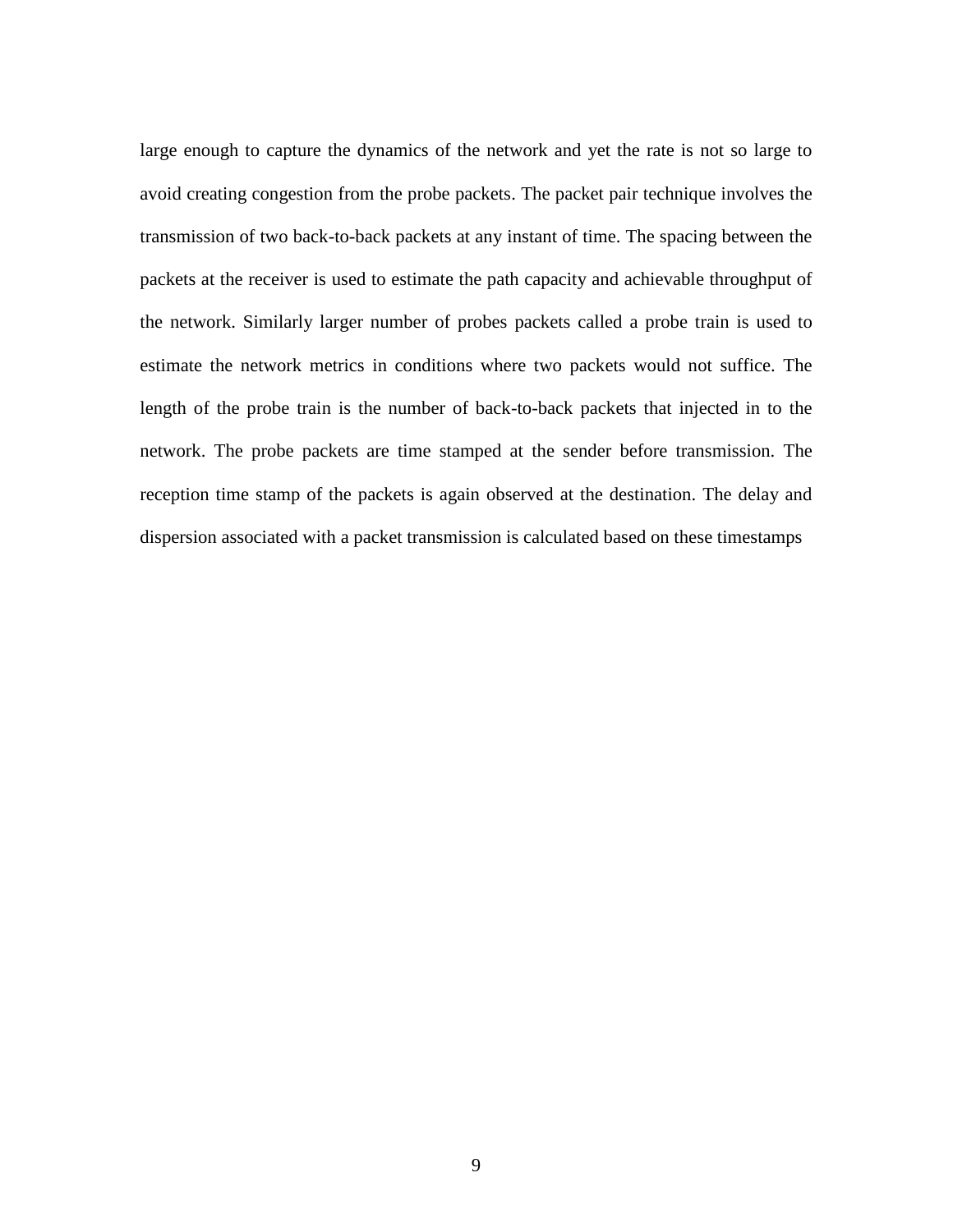large enough to capture the dynamics of the network and yet the rate is not so large to avoid creating congestion from the probe packets. The packet pair technique involves the transmission of two back-to-back packets at any instant of time. The spacing between the packets at the receiver is used to estimate the path capacity and achievable throughput of the network. Similarly larger number of probes packets called a probe train is used to estimate the network metrics in conditions where two packets would not suffice. The length of the probe train is the number of back-to-back packets that injected in to the network. The probe packets are time stamped at the sender before transmission. The reception time stamp of the packets is again observed at the destination. The delay and dispersion associated with a packet transmission is calculated based on these timestamps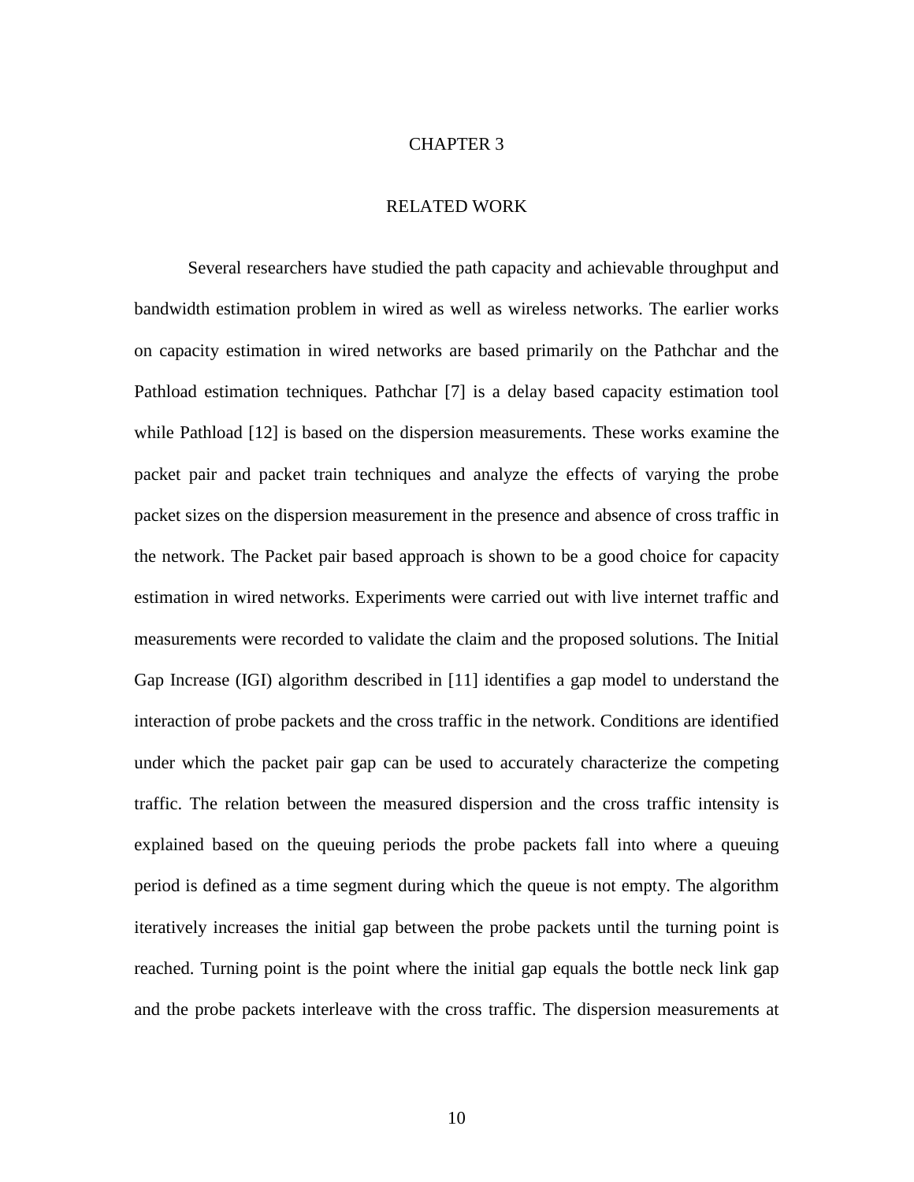# CHAPTER 3

# RELATED WORK

Several researchers have studied the path capacity and achievable throughput and bandwidth estimation problem in wired as well as wireless networks. The earlier works on capacity estimation in wired networks are based primarily on the Pathchar and the Pathload estimation techniques. Pathchar [7] is a delay based capacity estimation tool while Pathload [12] is based on the dispersion measurements. These works examine the packet pair and packet train techniques and analyze the effects of varying the probe packet sizes on the dispersion measurement in the presence and absence of cross traffic in the network. The Packet pair based approach is shown to be a good choice for capacity estimation in wired networks. Experiments were carried out with live internet traffic and measurements were recorded to validate the claim and the proposed solutions. The Initial Gap Increase (IGI) algorithm described in [11] identifies a gap model to understand the interaction of probe packets and the cross traffic in the network. Conditions are identified under which the packet pair gap can be used to accurately characterize the competing traffic. The relation between the measured dispersion and the cross traffic intensity is explained based on the queuing periods the probe packets fall into where a queuing period is defined as a time segment during which the queue is not empty. The algorithm iteratively increases the initial gap between the probe packets until the turning point is reached. Turning point is the point where the initial gap equals the bottle neck link gap and the probe packets interleave with the cross traffic. The dispersion measurements at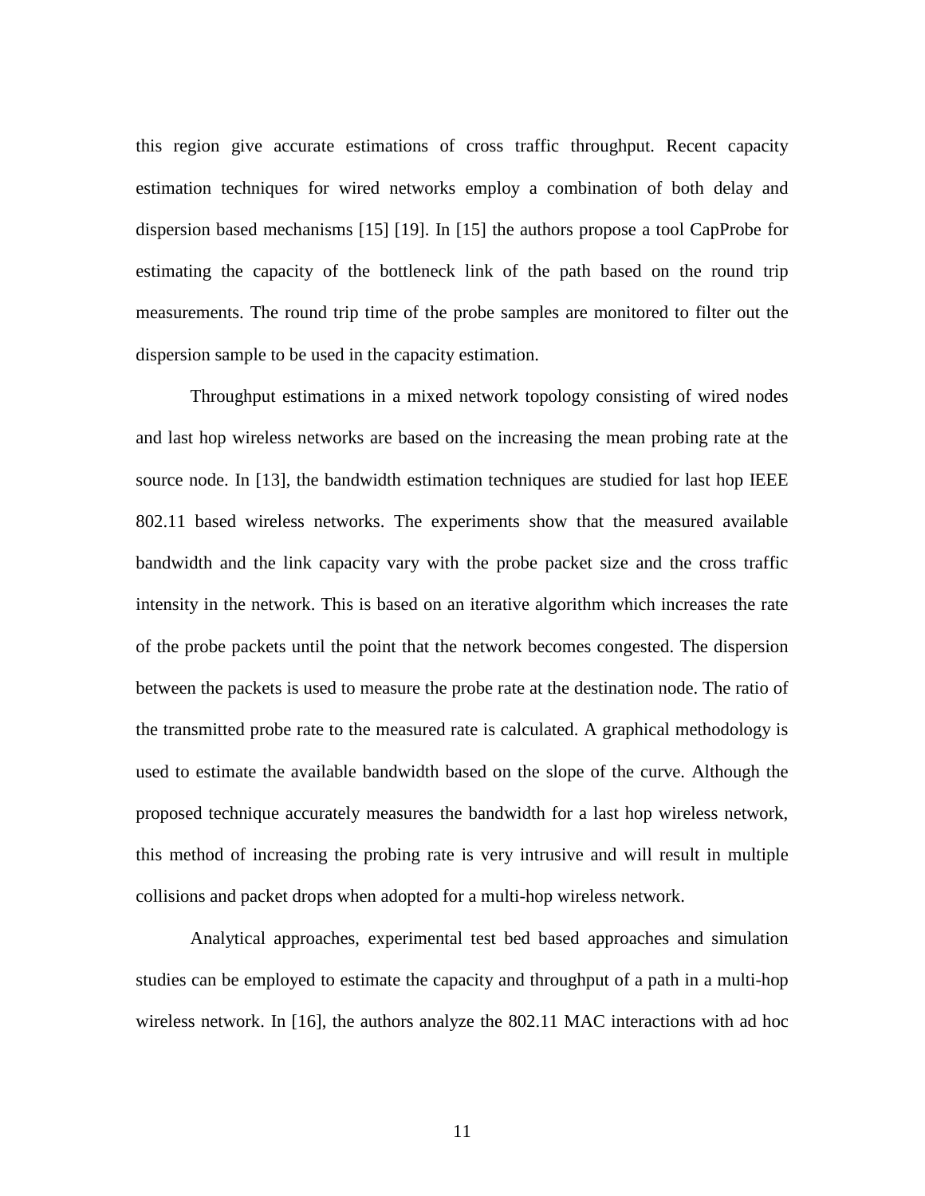this region give accurate estimations of cross traffic throughput. Recent capacity estimation techniques for wired networks employ a combination of both delay and dispersion based mechanisms [15] [19]. In [15] the authors propose a tool CapProbe for estimating the capacity of the bottleneck link of the path based on the round trip measurements. The round trip time of the probe samples are monitored to filter out the dispersion sample to be used in the capacity estimation.

Throughput estimations in a mixed network topology consisting of wired nodes and last hop wireless networks are based on the increasing the mean probing rate at the source node. In [13], the bandwidth estimation techniques are studied for last hop IEEE 802.11 based wireless networks. The experiments show that the measured available bandwidth and the link capacity vary with the probe packet size and the cross traffic intensity in the network. This is based on an iterative algorithm which increases the rate of the probe packets until the point that the network becomes congested. The dispersion between the packets is used to measure the probe rate at the destination node. The ratio of the transmitted probe rate to the measured rate is calculated. A graphical methodology is used to estimate the available bandwidth based on the slope of the curve. Although the proposed technique accurately measures the bandwidth for a last hop wireless network, this method of increasing the probing rate is very intrusive and will result in multiple collisions and packet drops when adopted for a multi-hop wireless network.

Analytical approaches, experimental test bed based approaches and simulation studies can be employed to estimate the capacity and throughput of a path in a multi-hop wireless network. In [16], the authors analyze the 802.11 MAC interactions with ad hoc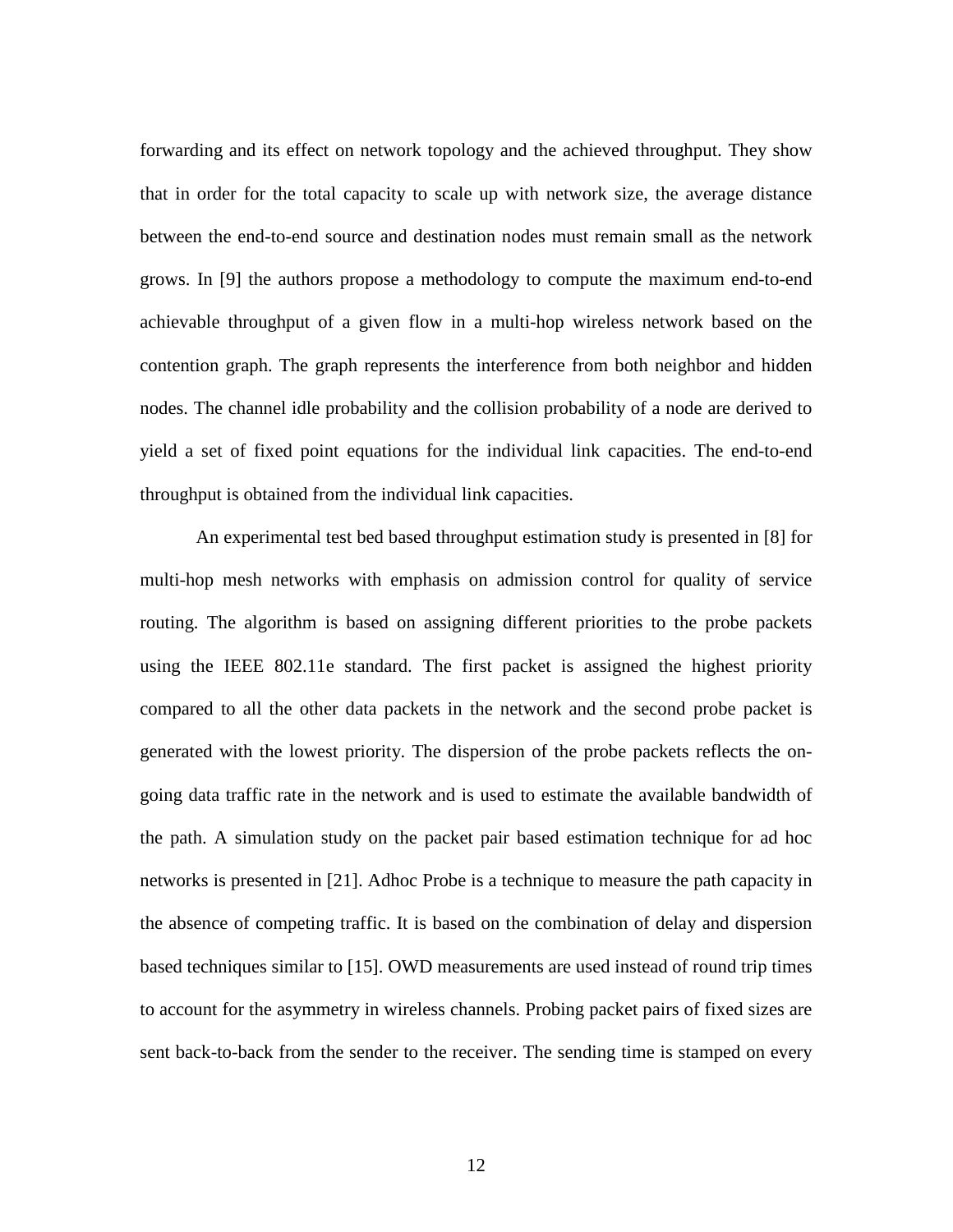forwarding and its effect on network topology and the achieved throughput. They show that in order for the total capacity to scale up with network size, the average distance between the end-to-end source and destination nodes must remain small as the network grows. In [9] the authors propose a methodology to compute the maximum end-to-end achievable throughput of a given flow in a multi-hop wireless network based on the contention graph. The graph represents the interference from both neighbor and hidden nodes. The channel idle probability and the collision probability of a node are derived to yield a set of fixed point equations for the individual link capacities. The end-to-end throughput is obtained from the individual link capacities.

An experimental test bed based throughput estimation study is presented in [8] for multi-hop mesh networks with emphasis on admission control for quality of service routing. The algorithm is based on assigning different priorities to the probe packets using the IEEE 802.11e standard. The first packet is assigned the highest priority compared to all the other data packets in the network and the second probe packet is generated with the lowest priority. The dispersion of the probe packets reflects the on-going data traffic rate in the network and is used to estimate the available bandwidth of the path. A simulation study on the packet pair based estimation technique for ad hoc networks is presented in [21]. Adhoc Probe is a technique to measure the path capacity in the absence of competing traffic. It is based on the combination of delay and dispersion based techniques similar to [15]. OWD measurements are used instead of round trip times to account for the asymmetry in wireless channels. Probing packet pairs of fixed sizes are sent back-to-back from the sender to the receiver. The sending time is stamped on every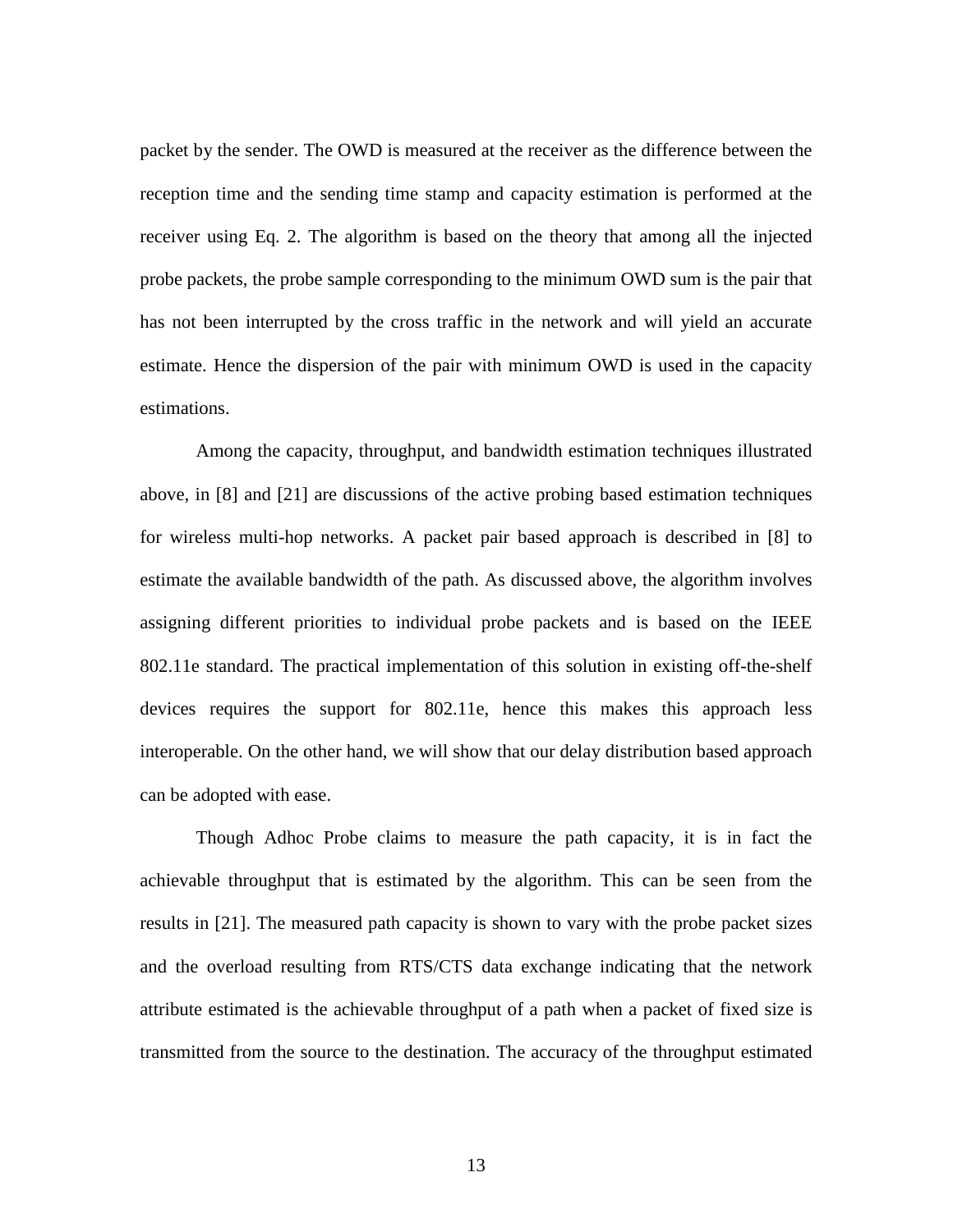packet by the sender. The OWD is measured at the receiver as the difference between the reception time and the sending time stamp and capacity estimation is performed at the receiver using Eq. 2. The algorithm is based on the theory that among all the injected probe packets, the probe sample corresponding to the minimum OWD sum is the pair that has not been interrupted by the cross traffic in the network and will yield an accurate estimate. Hence the dispersion of the pair with minimum OWD is used in the capacity estimations.

Among the capacity, throughput, and bandwidth estimation techniques illustrated above, in [8] and [21] are discussions of the active probing based estimation techniques for wireless multi-hop networks. A packet pair based approach is described in [8] to estimate the available bandwidth of the path. As discussed above, the algorithm involves assigning different priorities to individual probe packets and is based on the IEEE 802.11e standard. The practical implementation of this solution in existing off-the-shelf devices requires the support for 802.11e, hence this makes this approach less interoperable. On the other hand, we will show that our delay distribution based approach can be adopted with ease.

Though Adhoc Probe claims to measure the path capacity, it is in fact the achievable throughput that is estimated by the algorithm. This can be seen from the results in [21]. The measured path capacity is shown to vary with the probe packet sizes and the overload resulting from RTS/CTS data exchange indicating that the network attribute estimated is the achievable throughput of a path when a packet of fixed size is transmitted from the source to the destination. The accuracy of the throughput estimated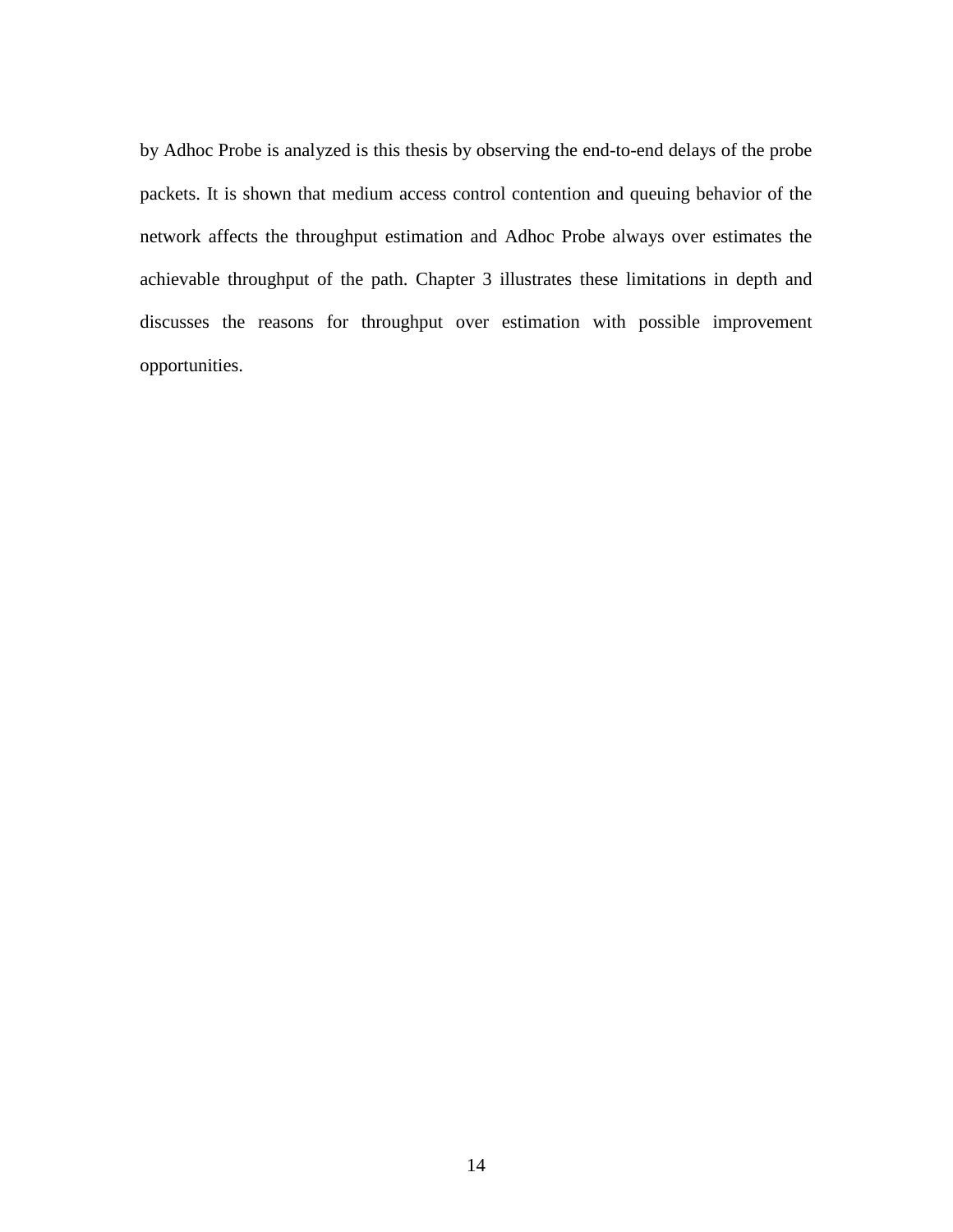by Adhoc Probe is analyzed is this thesis by observing the end-to-end delays of the probe packets. It is shown that medium access control contention and queuing behavior of the network affects the throughput estimation and Adhoc Probe always over estimates the achievable throughput of the path. Chapter 3 illustrates these limitations in depth and discusses the reasons for throughput over estimation with possible improvement opportunities.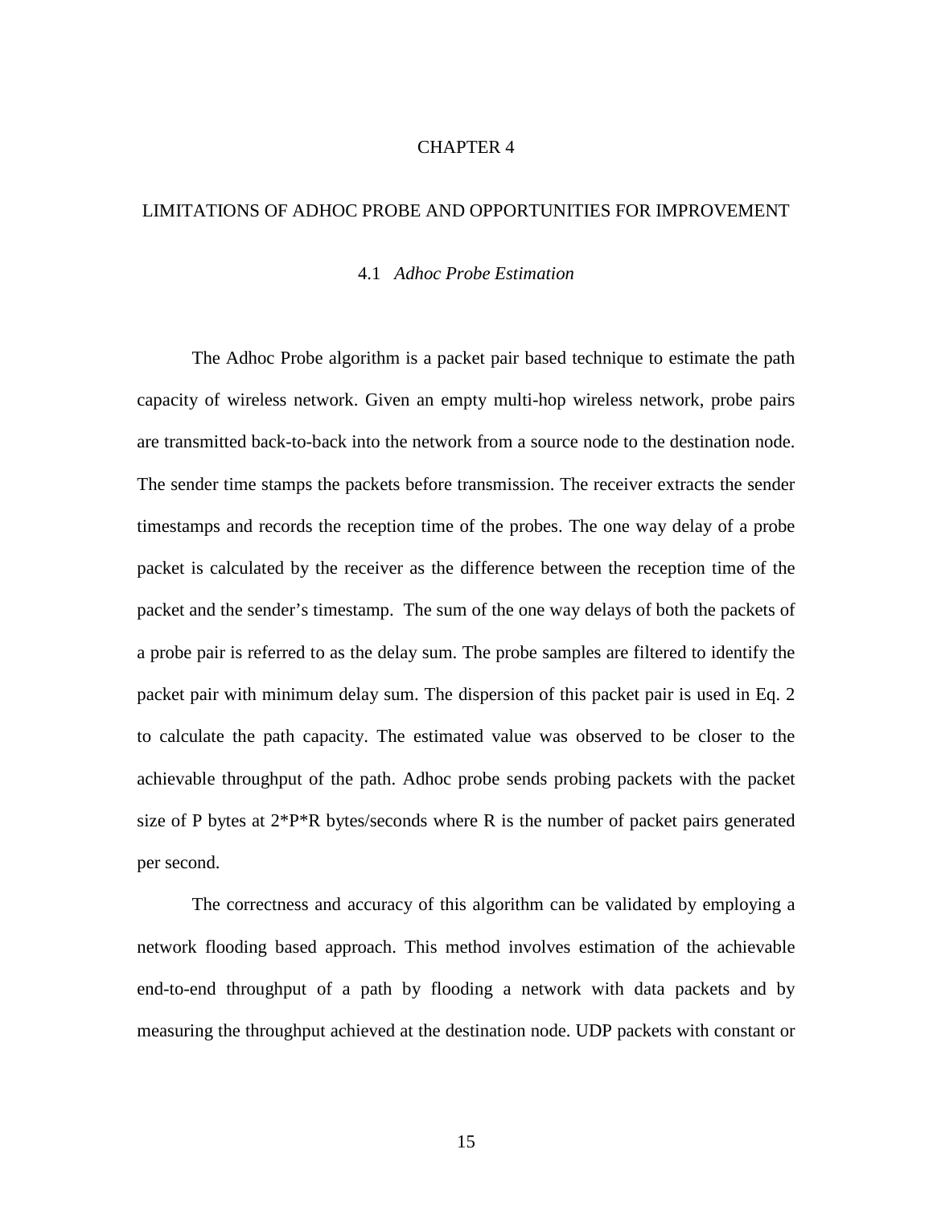# CHAPTER 4

# LIMITATIONS OF ADHOC PROBE AND OPPORTUNITIES FOR IMPROVEMENT

## 4.1 *Adhoc Probe Estimation*

The Adhoc Probe algorithm is a packet pair based technique to estimate the path capacity of wireless network. Given an empty multi-hop wireless network, probe pairs are transmitted back-to-back into the network from a source node to the destination node. The sender time stamps the packets before transmission. The receiver extracts the sender timestamps and records the reception time of the probes. The one way delay of a probe packet is calculated by the receiver as the difference between the reception time of the packet and the sender's timestamp. The sum of the one way delays of both the packets of a probe pair is referred to as the delay sum. The probe samples are filtered to identify the packet pair with minimum delay sum. The dispersion of this packet pair is used in Eq. 2 to calculate the path capacity. The estimated value was observed to be closer to the achievable throughput of the path. Adhoc probe sends probing packets with the packet size of P bytes at $2*P*R$ bytes/seconds where R is the number of packet pairs generated per second.

The correctness and accuracy of this algorithm can be validated by employing a network flooding based approach. This method involves estimation of the achievable end-to-end throughput of a path by flooding a network with data packets and by measuring the throughput achieved at the destination node. UDP packets with constant or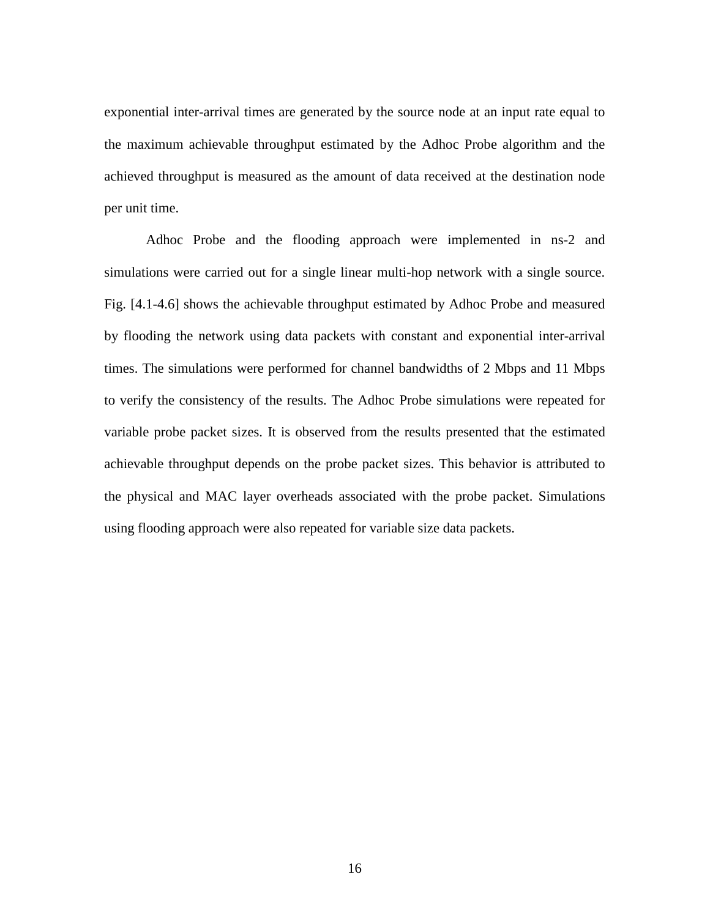exponential inter-arrival times are generated by the source node at an input rate equal to the maximum achievable throughput estimated by the Adhoc Probe algorithm and the achieved throughput is measured as the amount of data received at the destination node per unit time.

Adhoc Probe and the flooding approach were implemented in ns-2 and simulations were carried out for a single linear multi-hop network with a single source. Fig. [4.1-4.6] shows the achievable throughput estimated by Adhoc Probe and measured by flooding the network using data packets with constant and exponential inter-arrival times. The simulations were performed for channel bandwidths of 2 Mbps and 11 Mbps to verify the consistency of the results. The Adhoc Probe simulations were repeated for variable probe packet sizes. It is observed from the results presented that the estimated achievable throughput depends on the probe packet sizes. This behavior is attributed to the physical and MAC layer overheads associated with the probe packet. Simulations using flooding approach were also repeated for variable size data packets.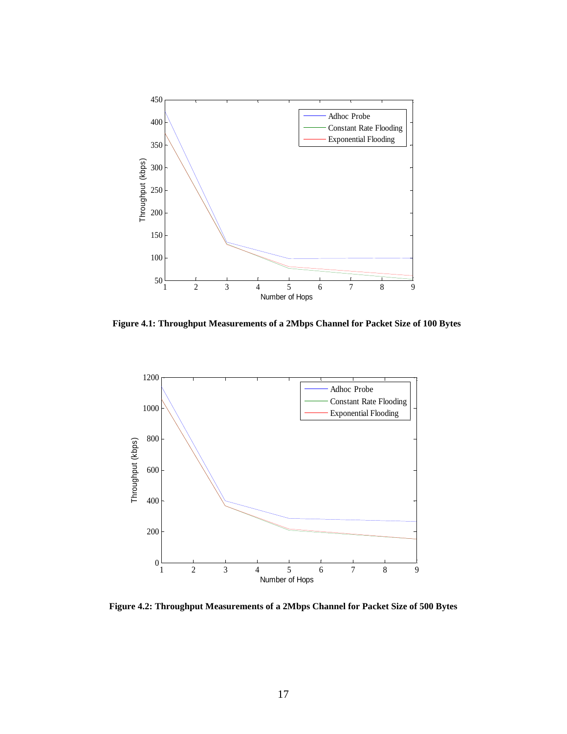450
400
350
300
250
200
150
100
50

Throughput (kbps)

1 2 3 4 5 6 7 8 9

Number of Hops

Adhoc Probe
Constant Rate Flooding
Exponential Flooding

**Figure 4.1: Throughput Measurements of a 2Mbps Channel for Packet Size of 100 Bytes**

1200
1000
800
600
400
200
0

Throughput (kbps)

1 2 3 4 5 6 7 8 9

Number of Hops

Adhoc Probe
Constant Rate Flooding
Exponential Flooding

**Figure 4.2: Throughput Measurements of a 2Mbps Channel for Packet Size of 500 Bytes**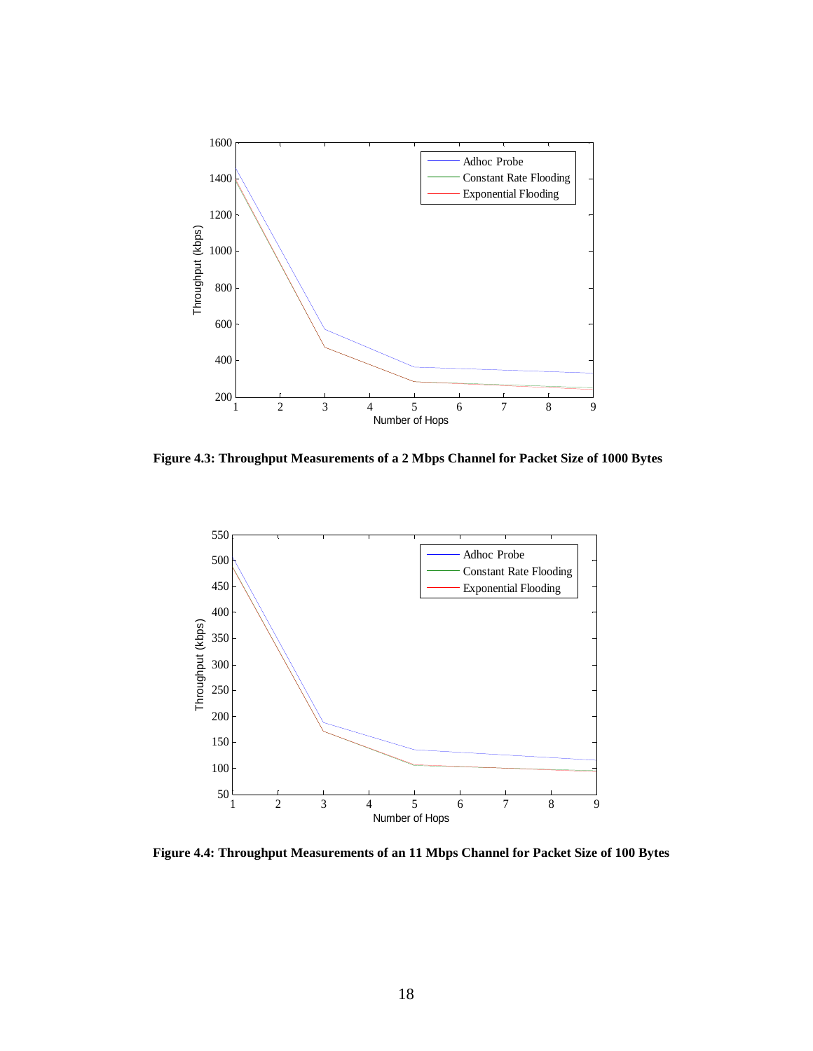1600
1400
1200
1000
800
600
400
200

Throughput (kbps)

1 2 3 4 5 6 7 8 9

Number of Hops

Adhoc Probe
Constant Rate Flooding
Exponential Flooding

**Figure 4.3: Throughput Measurements of a 2 Mbps Channel for Packet Size of 1000 Bytes**

550
500
450
400
350
300
250
200
150
100
50

Throughput (kbps)

1 2 3 4 5 6 7 8 9

Number of Hops

Adhoc Probe
Constant Rate Flooding
Exponential Flooding

**Figure 4.4: Throughput Measurements of an 11 Mbps Channel for Packet Size of 100 Bytes**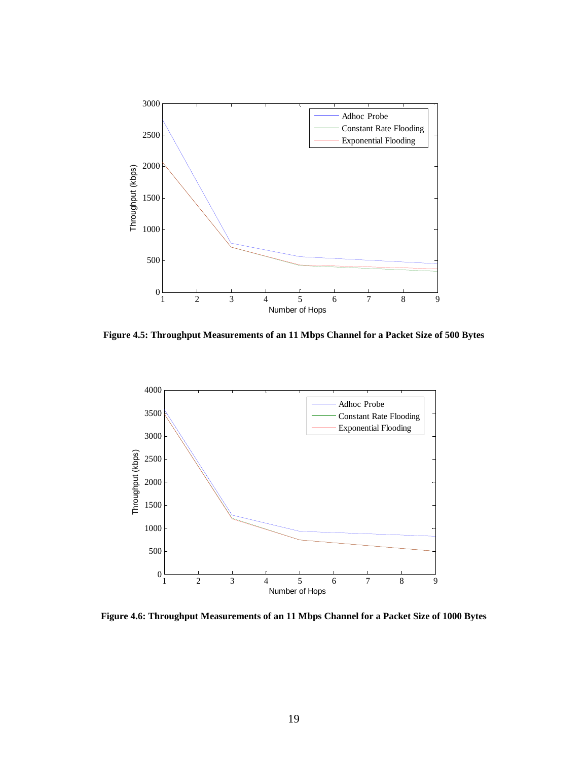Figure 4.5: Throughput Measurements of an 11 Mbps Channel for a Packet Size of 500 Bytes

Figure 4.6: Throughput Measurements of an 11 Mbps Channel for a Packet Size of 1000 Bytes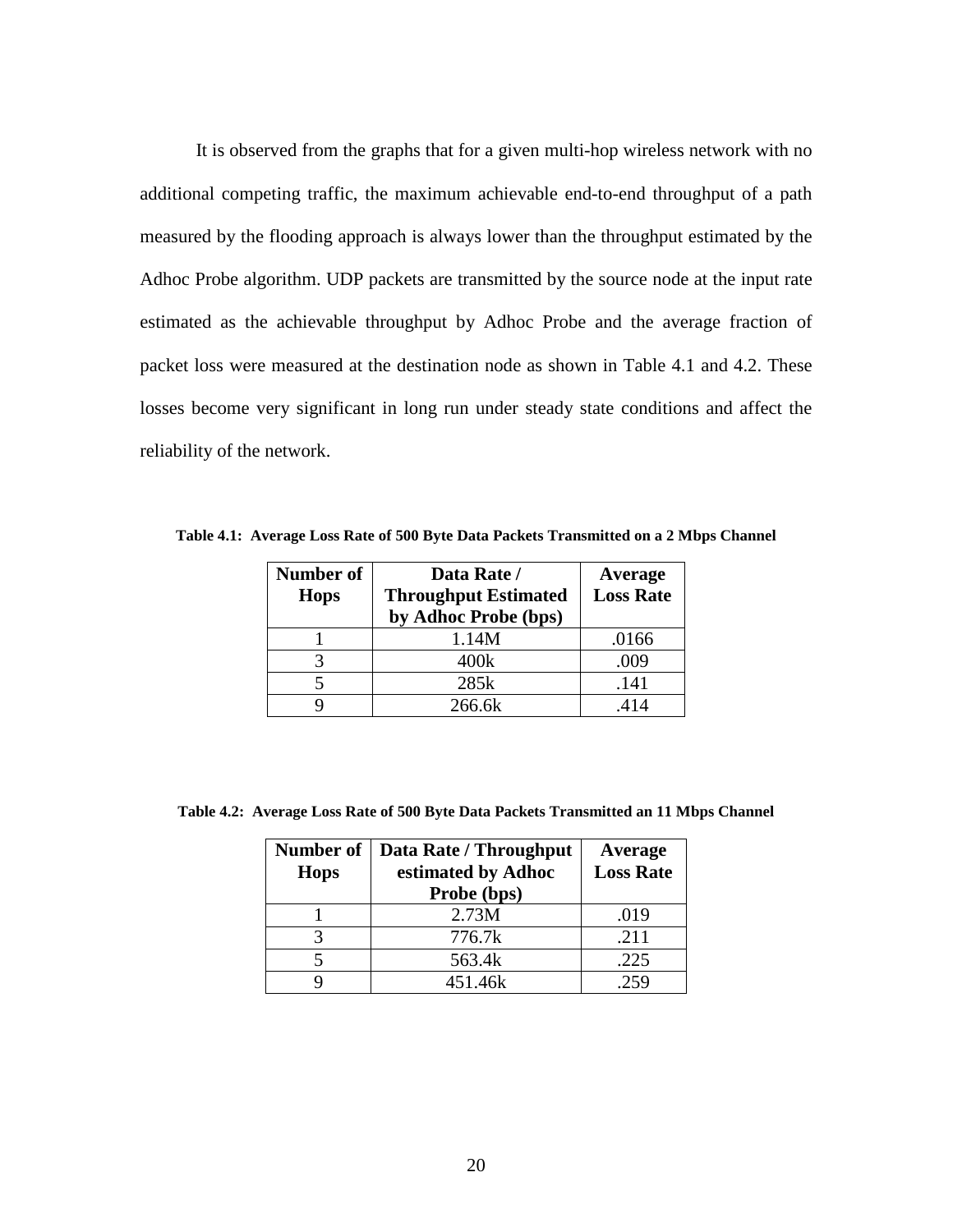It is observed from the graphs that for a given multi-hop wireless network with no additional competing traffic, the maximum achievable end-to-end throughput of a path measured by the flooding approach is always lower than the throughput estimated by the Adhoc Probe algorithm. UDP packets are transmitted by the source node at the input rate estimated as the achievable throughput by Adhoc Probe and the average fraction of packet loss were measured at the destination node as shown in Table 4.1 and 4.2. These losses become very significant in long run under steady state conditions and affect the reliability of the network.

**Table 4.1: Average Loss Rate of 500 Byte Data Packets Transmitted on a 2 Mbps Channel**

| Number of Hops | Data Rate / Throughput Estimated by Adhoc Probe (bps) | Average Loss Rate |
|---|---|---|
| 1 | 1.14M | .0166 |
| 3 | 400k | .009 |
| 5 | 285k | .141 |
| 9 | 266.6k | .414 |

**Table 4.2: Average Loss Rate of 500 Byte Data Packets Transmitted an 11 Mbps Channel**

| Number of Hops | Data Rate / Throughput estimated by Adhoc Probe (bps) | Average Loss Rate |
|---|---|---|
| 1 | 2.73M | .019 |
| 3 | 776.7k | .211 |
| 5 | 563.4k | .225 |
| 9 | 451.46k | .259 |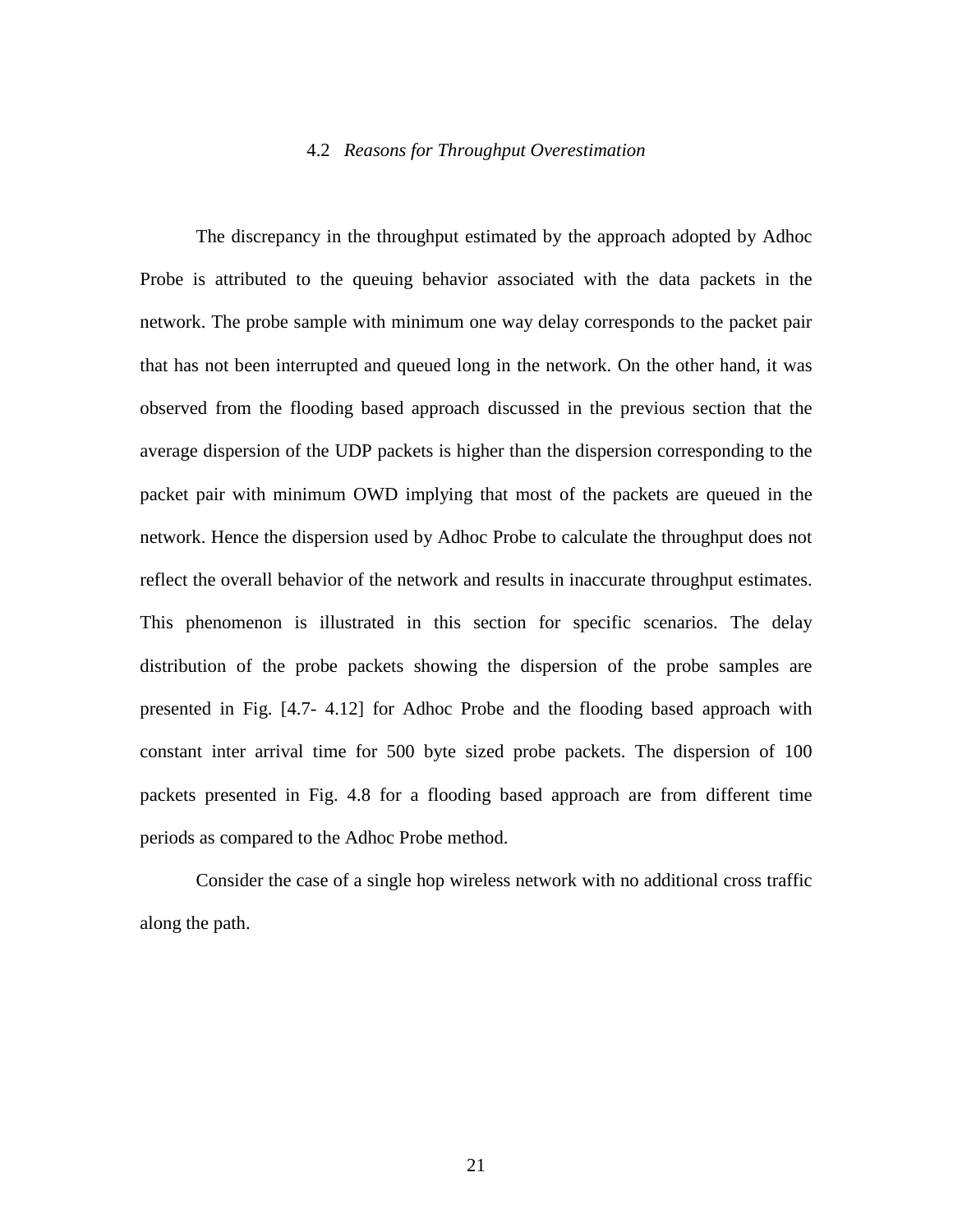## 4.2 *Reasons for Throughput Overestimation*

The discrepancy in the throughput estimated by the approach adopted by Adhoc Probe is attributed to the queuing behavior associated with the data packets in the network. The probe sample with minimum one way delay corresponds to the packet pair that has not been interrupted and queued long in the network. On the other hand, it was observed from the flooding based approach discussed in the previous section that the average dispersion of the UDP packets is higher than the dispersion corresponding to the packet pair with minimum OWD implying that most of the packets are queued in the network. Hence the dispersion used by Adhoc Probe to calculate the throughput does not reflect the overall behavior of the network and results in inaccurate throughput estimates. This phenomenon is illustrated in this section for specific scenarios. The delay distribution of the probe packets showing the dispersion of the probe samples are presented in Fig. [4.7- 4.12] for Adhoc Probe and the flooding based approach with constant inter arrival time for 500 byte sized probe packets. The dispersion of 100 packets presented in Fig. 4.8 for a flooding based approach are from different time periods as compared to the Adhoc Probe method.

Consider the case of a single hop wireless network with no additional cross traffic along the path.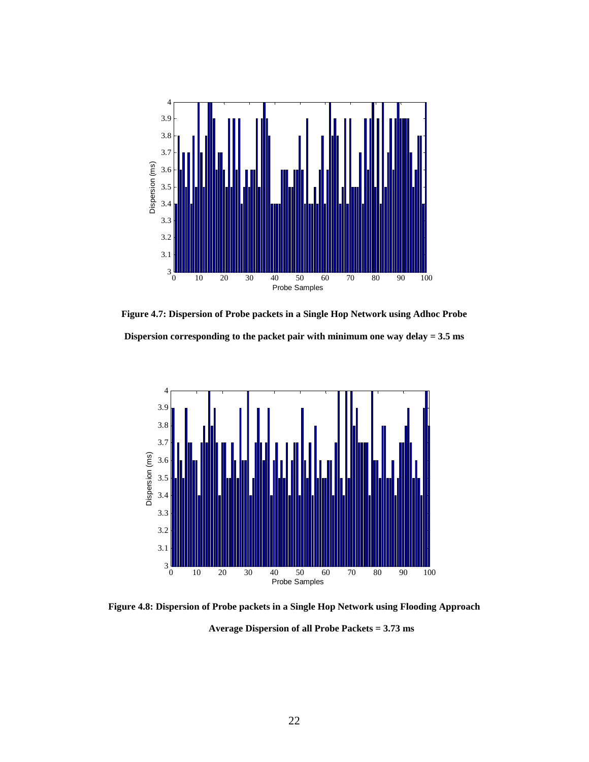4
3.9
3.8
3.7
3.6
3.5
3.4
3.3
3.2
3.1
3
Dispersion (ms)
0 10 20 30 40 50 60 70 80 90 100
Probe Samples

**Figure 4.7: Dispersion of Probe packets in a Single Hop Network using Adhoc Probe**

**Dispersion corresponding to the packet pair with minimum one way delay = 3.5 ms**

4
3.9
3.8
3.7
3.6
3.5
3.4
3.3
3.2
3.1
3
Dispersion (ms)
0 10 20 30 40 50 60 70 80 90 100
Probe Samples

**Figure 4.8: Dispersion of Probe packets in a Single Hop Network using Flooding Approach**

**Average Dispersion of all Probe Packets = 3.73 ms**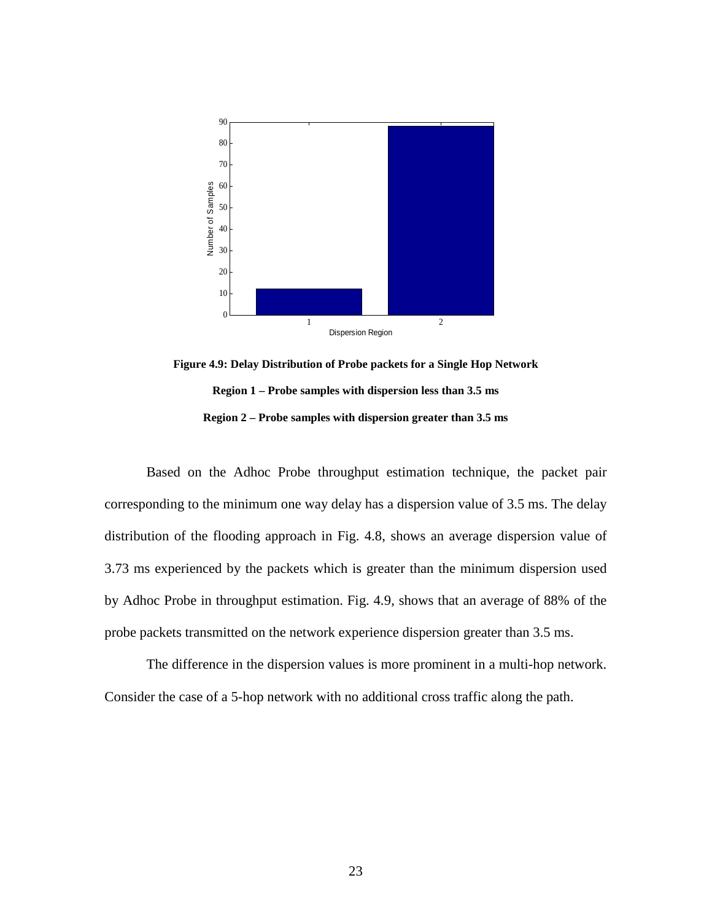90
80
70
60
50
40
30
20
10
0

Number of Samples

1
2

Dispersion Region

**Figure 4.9: Delay Distribution of Probe packets for a Single Hop Network**

**Region 1 – Probe samples with dispersion less than 3.5 ms**

**Region 2 – Probe samples with dispersion greater than 3.5 ms**

Based on the Adhoc Probe throughput estimation technique, the packet pair corresponding to the minimum one way delay has a dispersion value of 3.5 ms. The delay distribution of the flooding approach in Fig. 4.8, shows an average dispersion value of 3.73 ms experienced by the packets which is greater than the minimum dispersion used by Adhoc Probe in throughput estimation. Fig. 4.9, shows that an average of 88% of the probe packets transmitted on the network experience dispersion greater than 3.5 ms.

The difference in the dispersion values is more prominent in a multi-hop network. Consider the case of a 5-hop network with no additional cross traffic along the path.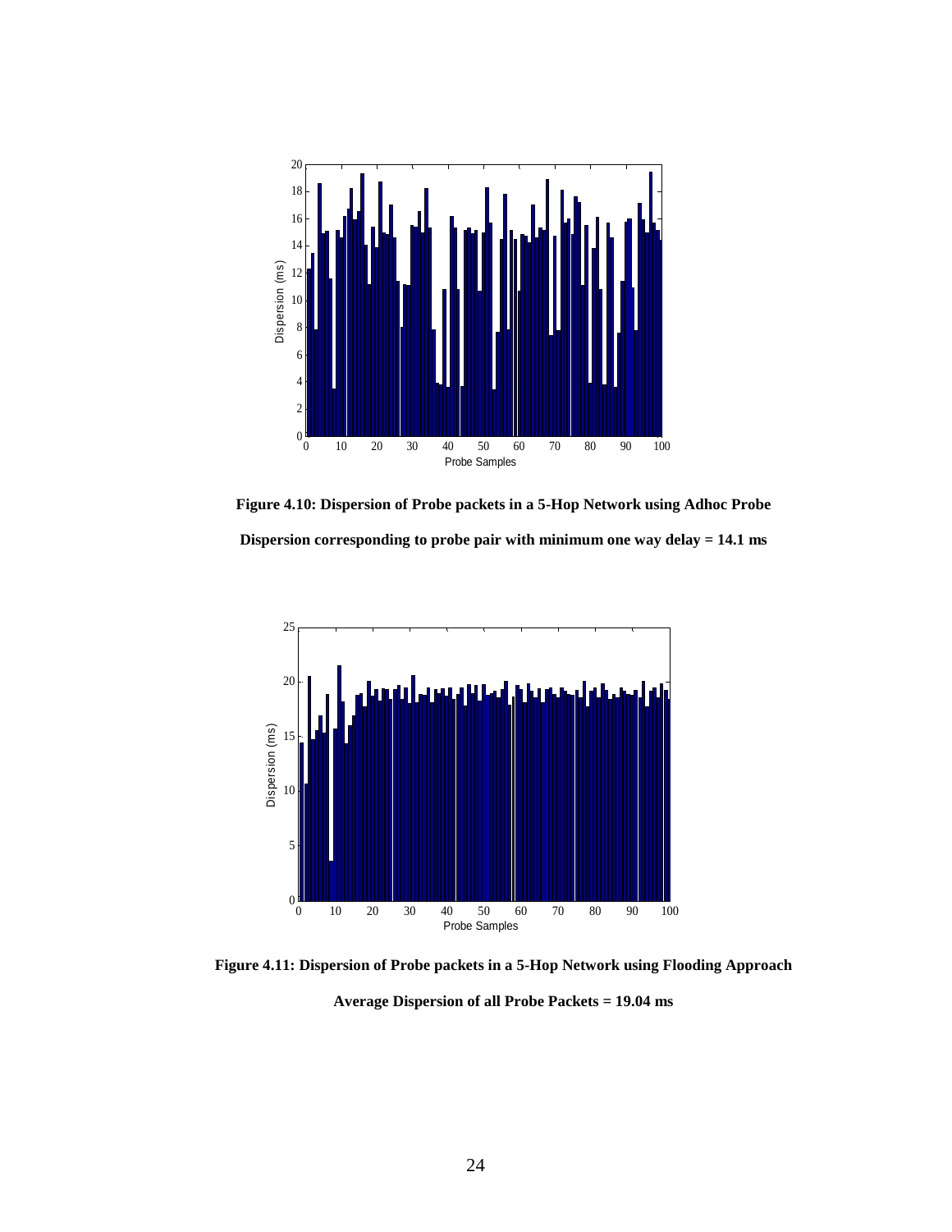Dispersion (ms)

0
2
4
6
8
10
12
14
16
18
20

0
10
20
30
40
50
60
70
80
90
100

Probe Samples

**Figure 4.10: Dispersion of Probe packets in a 5-Hop Network using Adhoc Probe**

**Dispersion corresponding to probe pair with minimum one way delay = 14.1 ms**

Dispersion (ms)

0
5
10
15
20
25

0
10
20
30
40
50
60
70
80
90
100

Probe Samples

**Figure 4.11: Dispersion of Probe packets in a 5-Hop Network using Flooding Approach**

**Average Dispersion of all Probe Packets = 19.04 ms**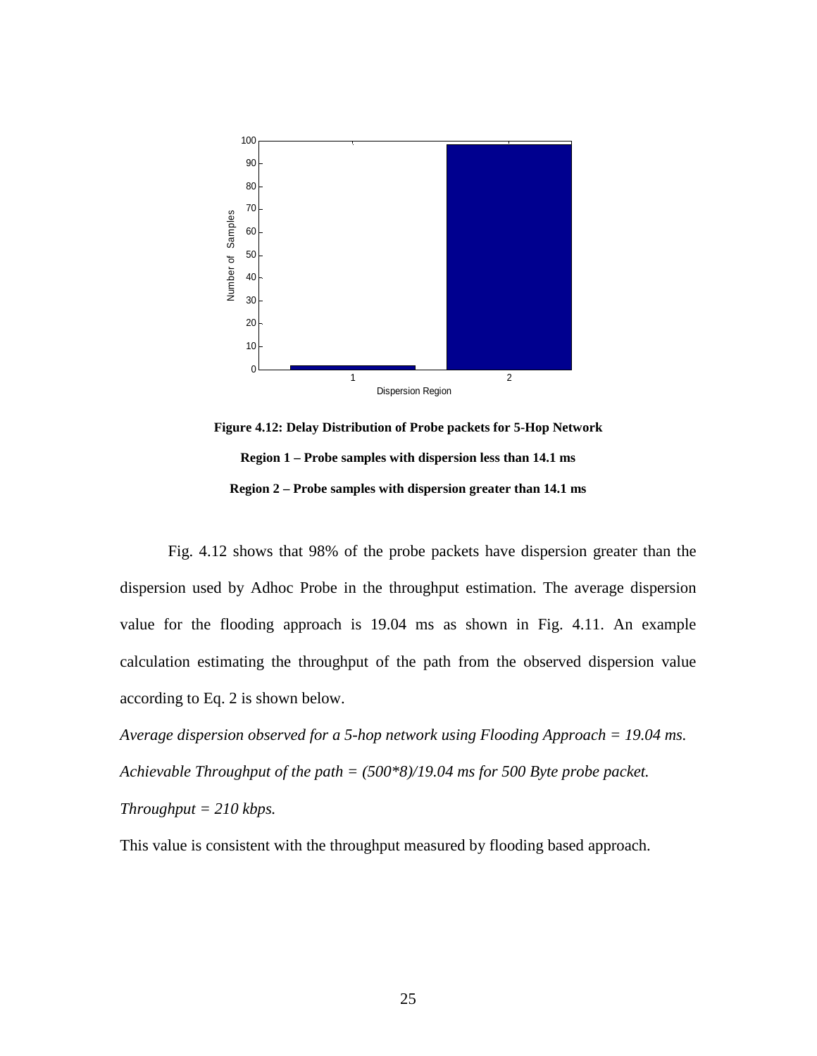100
90
80
70
60
50
40
30
20
10
0

Number of Samples

1
2

Dispersion Region

**Figure 4.12: Delay Distribution of Probe packets for 5-Hop Network**

**Region 1 – Probe samples with dispersion less than 14.1 ms**

**Region 2 – Probe samples with dispersion greater than 14.1 ms**

Fig. 4.12 shows that 98% of the probe packets have dispersion greater than the dispersion used by Adhoc Probe in the throughput estimation. The average dispersion value for the flooding approach is 19.04 ms as shown in Fig. 4.11. An example calculation estimating the throughput of the path from the observed dispersion value according to Eq. 2 is shown below.

*Average dispersion observed for a 5-hop network using Flooding Approach = 19.04 ms.*

*Achievable Throughput of the path = (500*8)/19.04 ms for 500 Byte probe packet.*

*Throughput = 210 kbps.*

This value is consistent with the throughput measured by flooding based approach.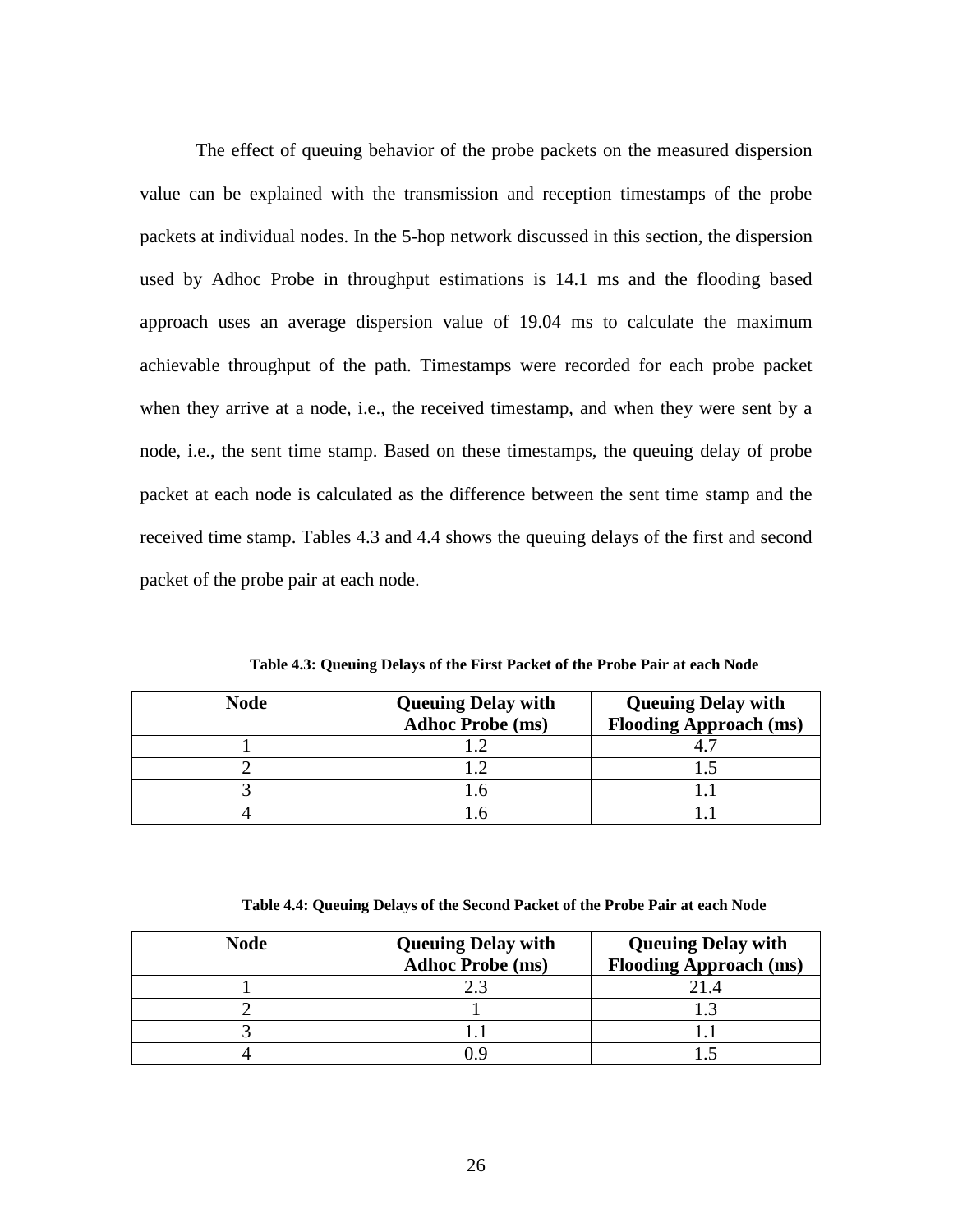The effect of queuing behavior of the probe packets on the measured dispersion value can be explained with the transmission and reception timestamps of the probe packets at individual nodes. In the 5-hop network discussed in this section, the dispersion used by Adhoc Probe in throughput estimations is 14.1 ms and the flooding based approach uses an average dispersion value of 19.04 ms to calculate the maximum achievable throughput of the path. Timestamps were recorded for each probe packet when they arrive at a node, i.e., the received timestamp, and when they were sent by a node, i.e., the sent time stamp. Based on these timestamps, the queuing delay of probe packet at each node is calculated as the difference between the sent time stamp and the received time stamp. Tables 4.3 and 4.4 shows the queuing delays of the first and second packet of the probe pair at each node.

**Table 4.3: Queuing Delays of the First Packet of the Probe Pair at each Node**

| Node | Queuing Delay with Adhoc Probe (ms) | Queuing Delay with Flooding Approach (ms) |
|---|---|---|
| 1 | 1.2 | 4.7 |
| 2 | 1.2 | 1.5 |
| 3 | 1.6 | 1.1 |
| 4 | 1.6 | 1.1 |

**Table 4.4: Queuing Delays of the Second Packet of the Probe Pair at each Node**

| Node | Queuing Delay with Adhoc Probe (ms) | Queuing Delay with Flooding Approach (ms) |
|---|---|---|
| 1 | 2.3 | 21.4 |
| 2 | 1 | 1.3 |
| 3 | 1.1 | 1.1 |
| 4 | 0.9 | 1.5 |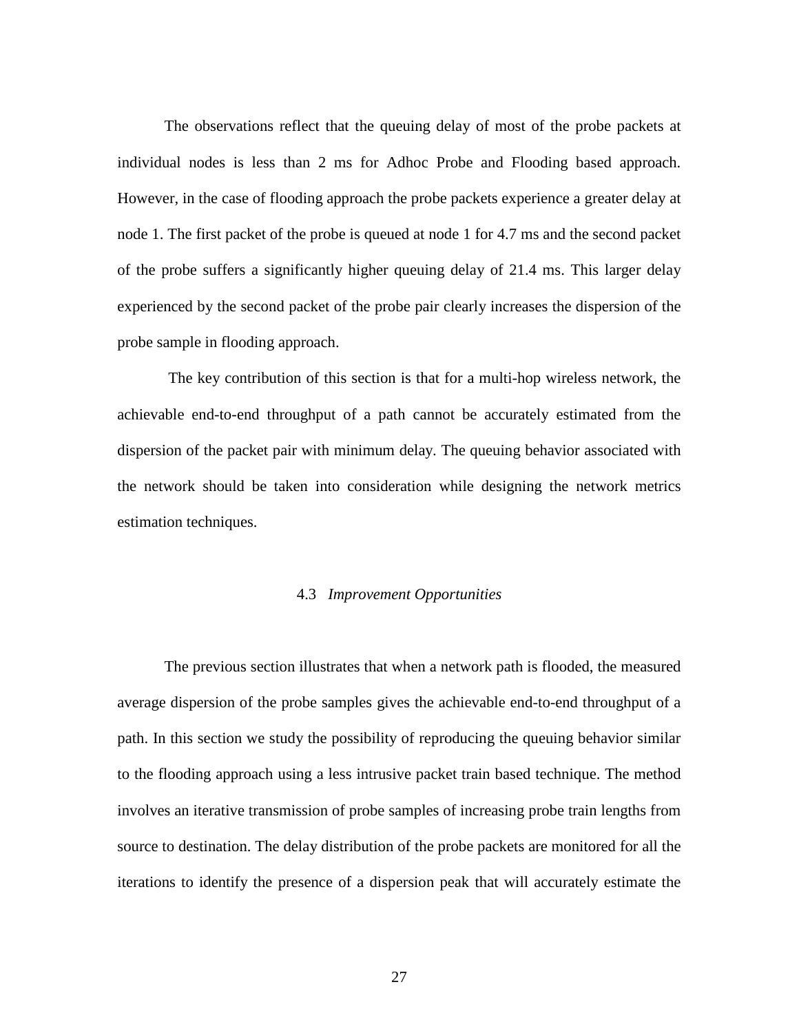The observations reflect that the queuing delay of most of the probe packets at individual nodes is less than 2 ms for Adhoc Probe and Flooding based approach. However, in the case of flooding approach the probe packets experience a greater delay at node 1. The first packet of the probe is queued at node 1 for 4.7 ms and the second packet of the probe suffers a significantly higher queuing delay of 21.4 ms. This larger delay experienced by the second packet of the probe pair clearly increases the dispersion of the probe sample in flooding approach.

The key contribution of this section is that for a multi-hop wireless network, the achievable end-to-end throughput of a path cannot be accurately estimated from the dispersion of the packet pair with minimum delay. The queuing behavior associated with the network should be taken into consideration while designing the network metrics estimation techniques.

## 4.3 *Improvement Opportunities*

The previous section illustrates that when a network path is flooded, the measured average dispersion of the probe samples gives the achievable end-to-end throughput of a path. In this section we study the possibility of reproducing the queuing behavior similar to the flooding approach using a less intrusive packet train based technique. The method involves an iterative transmission of probe samples of increasing probe train lengths from source to destination. The delay distribution of the probe packets are monitored for all the iterations to identify the presence of a dispersion peak that will accurately estimate the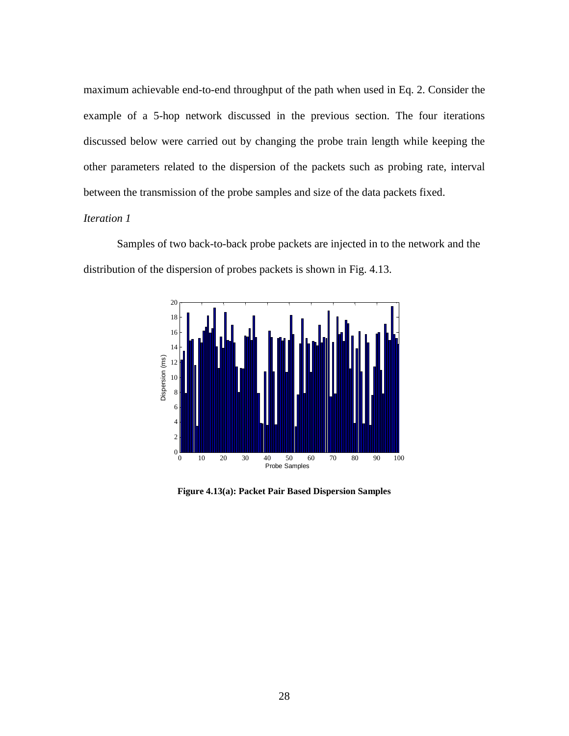maximum achievable end-to-end throughput of the path when used in Eq. 2. Consider the example of a 5-hop network discussed in the previous section. The four iterations discussed below were carried out by changing the probe train length while keeping the other parameters related to the dispersion of the packets such as probing rate, interval between the transmission of the probe samples and size of the data packets fixed.

*Iteration 1*

Samples of two back-to-back probe packets are injected in to the network and the distribution of the dispersion of probes packets is shown in Fig. 4.13.

Dispersion (ms)

0
2
4
6
8
10
12
14
16
18
20

Probe Samples

0
10
20
30
40
50
60
70
80
90
100

**Figure 4.13(a): Packet Pair Based Dispersion Samples**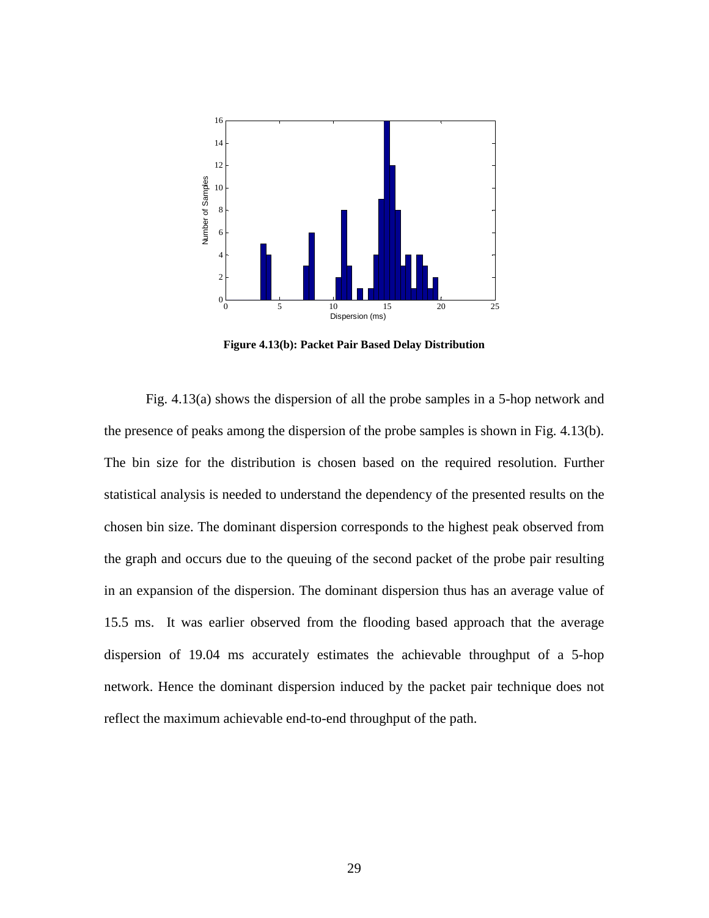16
14
12
10
8
6
4
2
0
Number of Samples
0 5 10 15 20 25
Dispersion (ms)

**Figure 4.13(b): Packet Pair Based Delay Distribution**

Fig. 4.13(a) shows the dispersion of all the probe samples in a 5-hop network and the presence of peaks among the dispersion of the probe samples is shown in Fig. 4.13(b). The bin size for the distribution is chosen based on the required resolution. Further statistical analysis is needed to understand the dependency of the presented results on the chosen bin size. The dominant dispersion corresponds to the highest peak observed from the graph and occurs due to the queuing of the second packet of the probe pair resulting in an expansion of the dispersion. The dominant dispersion thus has an average value of 15.5 ms. It was earlier observed from the flooding based approach that the average dispersion of 19.04 ms accurately estimates the achievable throughput of a 5-hop network. Hence the dominant dispersion induced by the packet pair technique does not reflect the maximum achievable end-to-end throughput of the path.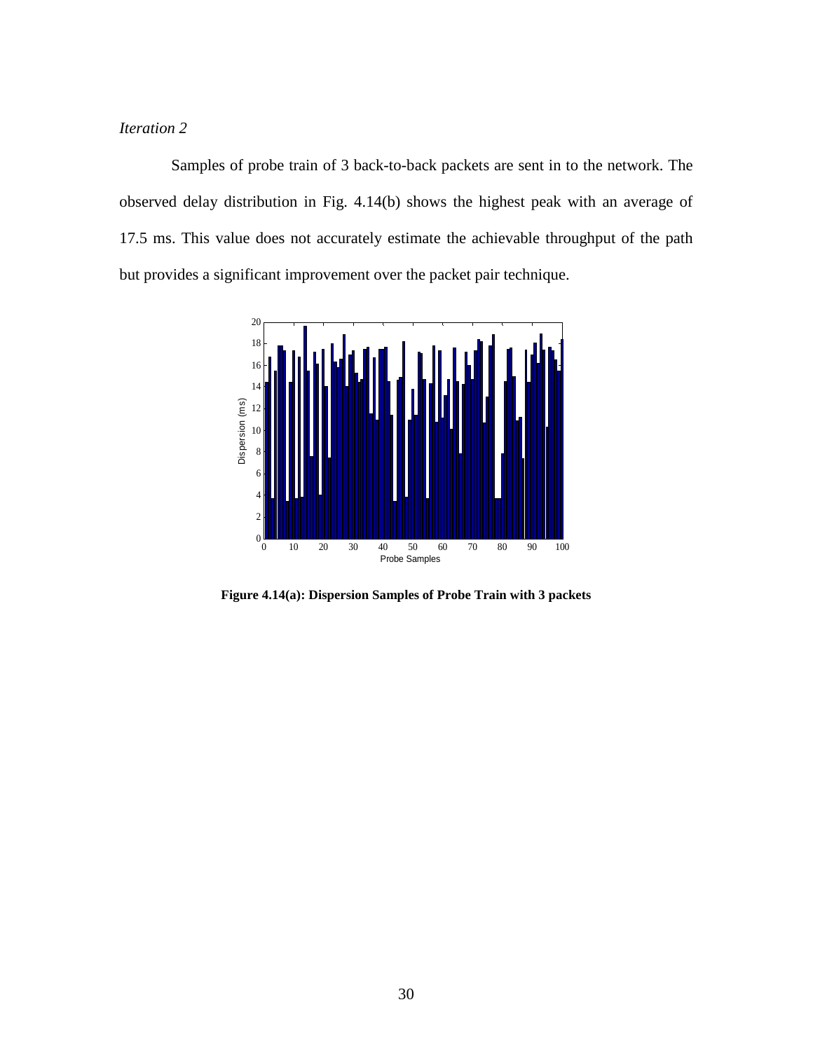*Iteration 2*

Samples of probe train of 3 back-to-back packets are sent in to the network. The observed delay distribution in Fig. 4.14(b) shows the highest peak with an average of 17.5 ms. This value does not accurately estimate the achievable throughput of the path but provides a significant improvement over the packet pair technique.

Dispersion (ms)

0
2
4
6
8
10
12
14
16
18
20

0 10 20 30 40 50 60 70 80 90 100

Probe Samples

**Figure 4.14(a): Dispersion Samples of Probe Train with 3 packets**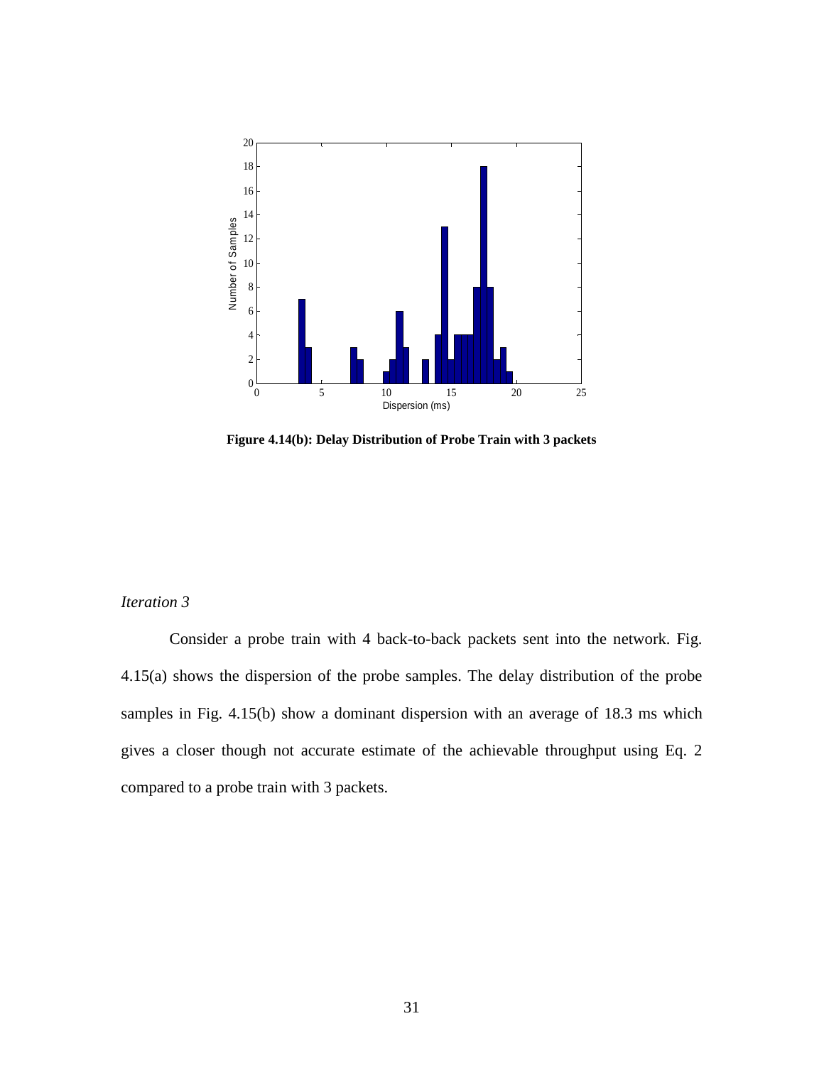20
18
16
14
12
10
8
6
4
2
0
Number of Samples

0
5
10
15
20
25
Dispersion (ms)

**Figure 4.14(b): Delay Distribution of Probe Train with 3 packets**

*Iteration 3*

Consider a probe train with 4 back-to-back packets sent into the network. Fig. 4.15(a) shows the dispersion of the probe samples. The delay distribution of the probe samples in Fig. 4.15(b) show a dominant dispersion with an average of 18.3 ms which gives a closer though not accurate estimate of the achievable throughput using Eq. 2 compared to a probe train with 3 packets.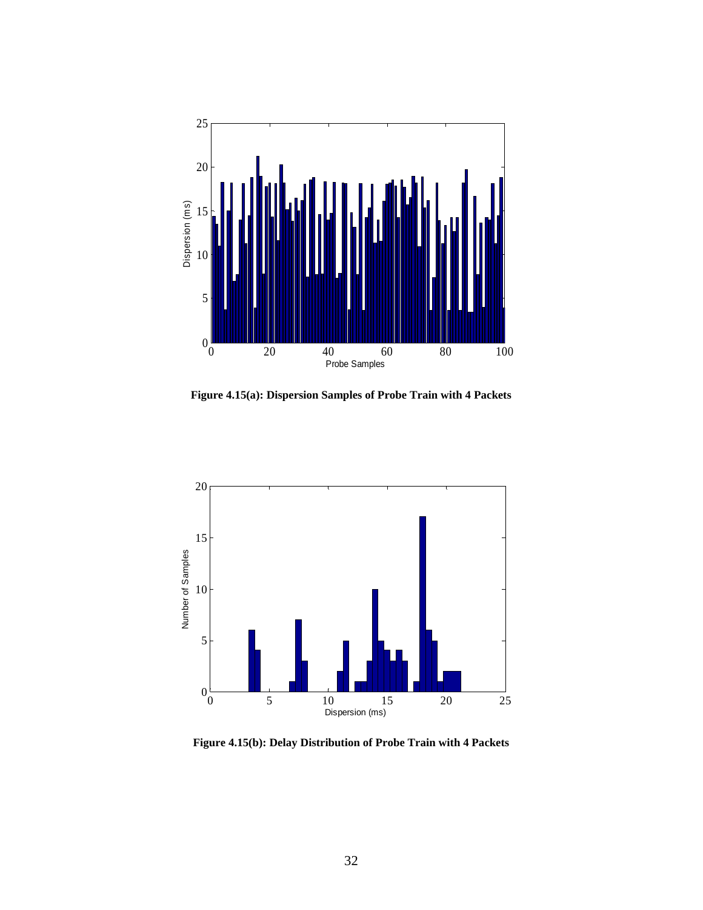Dispersion (ms)

25

20

15

10

5

0

0 20 40 60 80 100

Probe Samples

**Figure 4.15(a): Dispersion Samples of Probe Train with 4 Packets**

Number of Samples

20

15

10

5

0

0 5 10 15 20 25

Dispersion (ms)

**Figure 4.15(b): Delay Distribution of Probe Train with 4 Packets**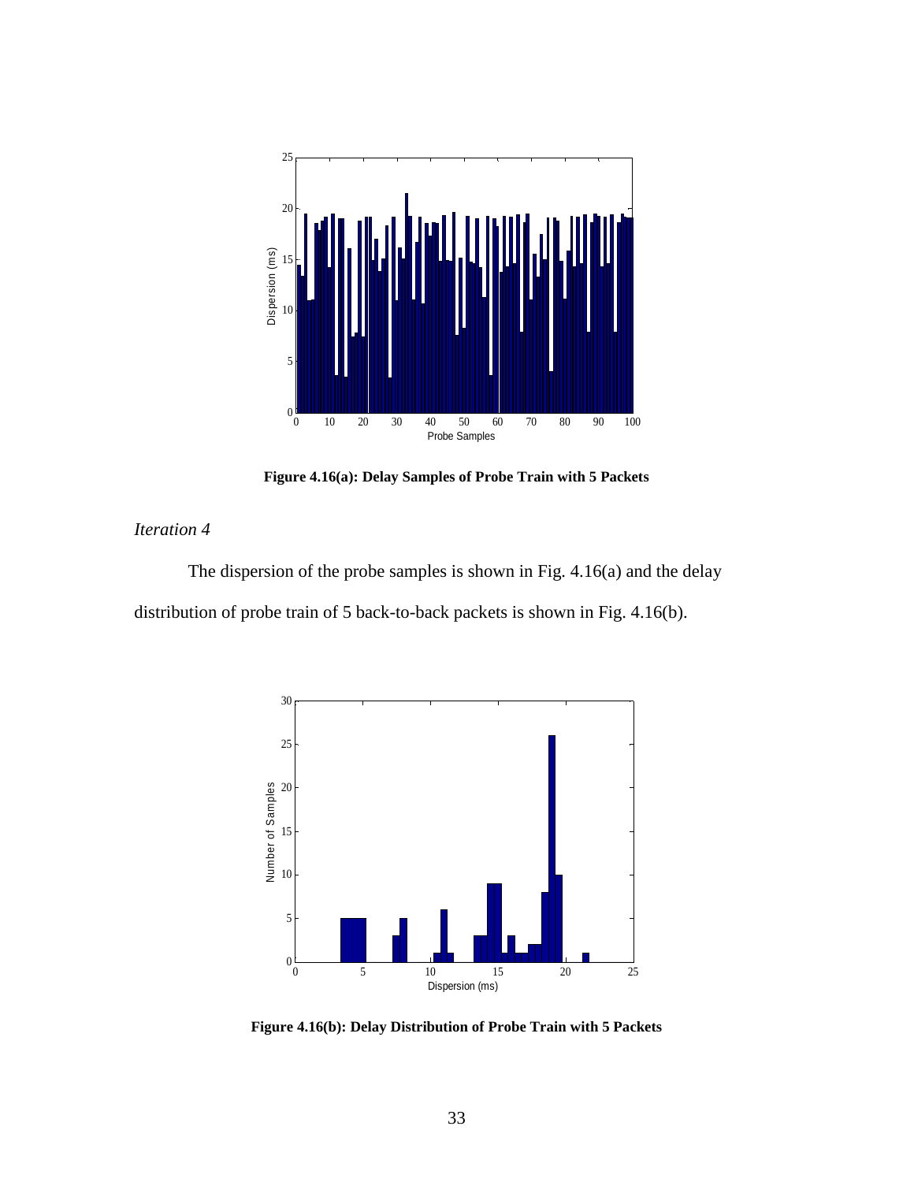25
20
15
10
5
0
Dispersion (ms)
0 10 20 30 40 50 60 70 80 90 100
Probe Samples

**Figure 4.16(a): Delay Samples of Probe Train with 5 Packets**

*Iteration 4*

The dispersion of the probe samples is shown in Fig. 4.16(a) and the delay distribution of probe train of 5 back-to-back packets is shown in Fig. 4.16(b).

30
25
20
15
10
5
0
Number of Samples
0 5 10 15 20 25
Dispersion (ms)

**Figure 4.16(b): Delay Distribution of Probe Train with 5 Packets**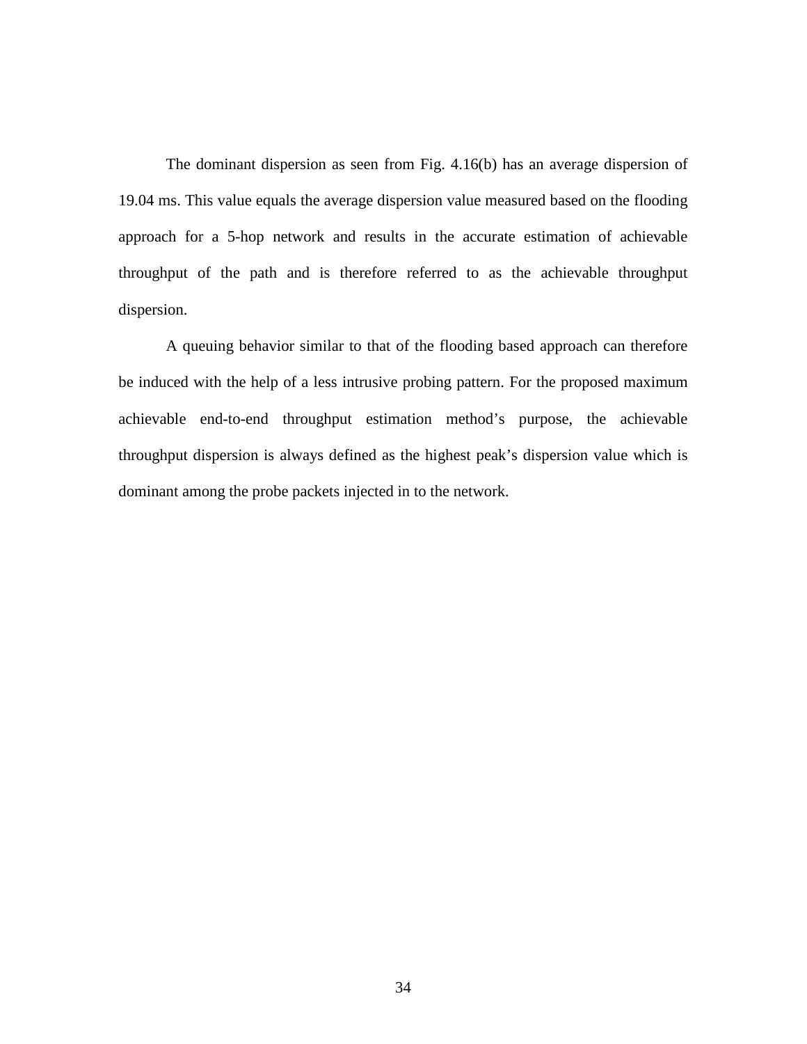The dominant dispersion as seen from Fig. 4.16(b) has an average dispersion of 19.04 ms. This value equals the average dispersion value measured based on the flooding approach for a 5-hop network and results in the accurate estimation of achievable throughput of the path and is therefore referred to as the achievable throughput dispersion.

A queuing behavior similar to that of the flooding based approach can therefore be induced with the help of a less intrusive probing pattern. For the proposed maximum achievable end-to-end throughput estimation method's purpose, the achievable throughput dispersion is always defined as the highest peak's dispersion value which is dominant among the probe packets injected in to the network.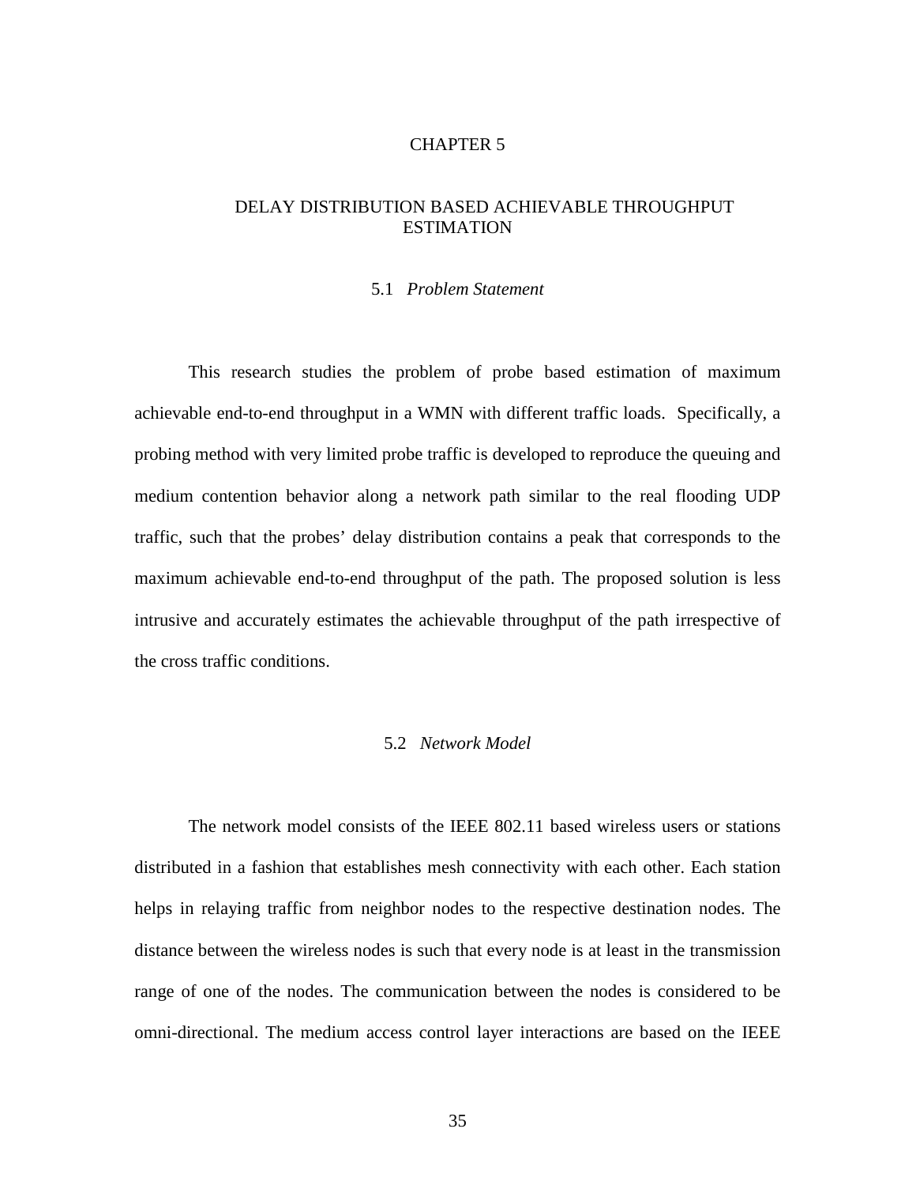# CHAPTER 5

# DELAY DISTRIBUTION BASED ACHIEVABLE THROUGHPUT ESTIMATION

## 5.1 *Problem Statement*

This research studies the problem of probe based estimation of maximum achievable end-to-end throughput in a WMN with different traffic loads. Specifically, a probing method with very limited probe traffic is developed to reproduce the queuing and medium contention behavior along a network path similar to the real flooding UDP traffic, such that the probes' delay distribution contains a peak that corresponds to the maximum achievable end-to-end throughput of the path. The proposed solution is less intrusive and accurately estimates the achievable throughput of the path irrespective of the cross traffic conditions.

## 5.2 *Network Model*

The network model consists of the IEEE 802.11 based wireless users or stations distributed in a fashion that establishes mesh connectivity with each other. Each station helps in relaying traffic from neighbor nodes to the respective destination nodes. The distance between the wireless nodes is such that every node is at least in the transmission range of one of the nodes. The communication between the nodes is considered to be omni-directional. The medium access control layer interactions are based on the IEEE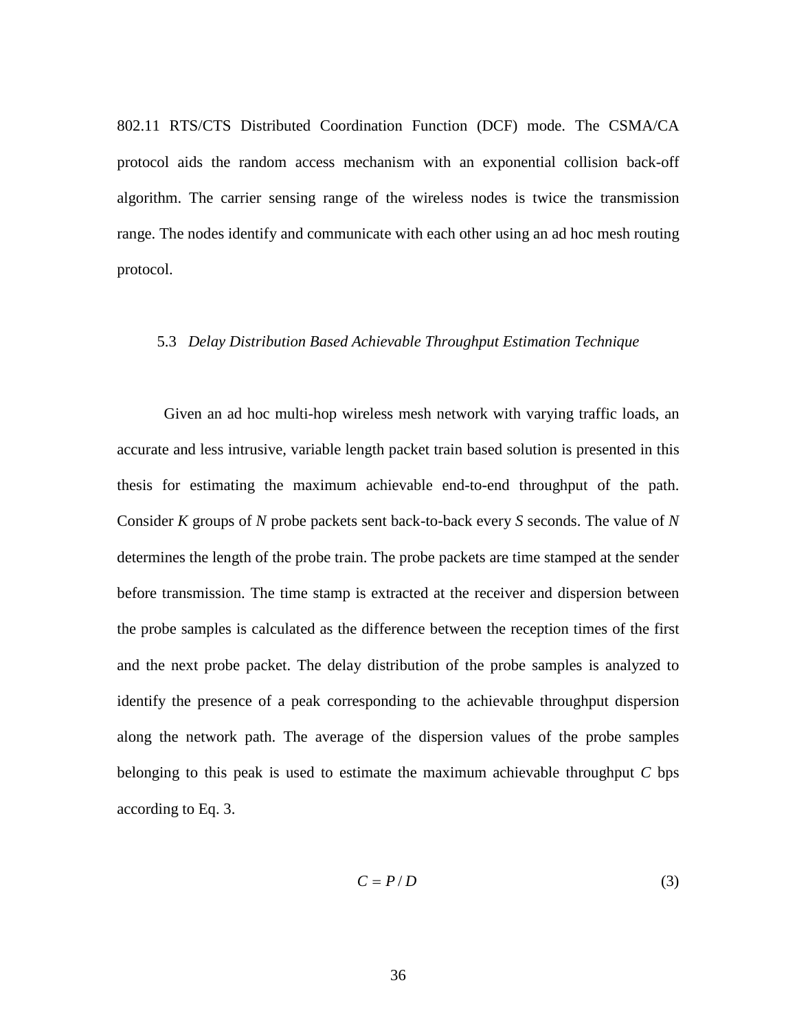802.11 RTS/CTS Distributed Coordination Function (DCF) mode. The CSMA/CA protocol aids the random access mechanism with an exponential collision back-off algorithm. The carrier sensing range of the wireless nodes is twice the transmission range. The nodes identify and communicate with each other using an ad hoc mesh routing protocol.

### 5.3 *Delay Distribution Based Achievable Throughput Estimation Technique*

Given an ad hoc multi-hop wireless mesh network with varying traffic loads, an accurate and less intrusive, variable length packet train based solution is presented in this thesis for estimating the maximum achievable end-to-end throughput of the path. Consider $K$ groups of $N$ probe packets sent back-to-back every $S$ seconds. The value of $N$ determines the length of the probe train. The probe packets are time stamped at the sender before transmission. The time stamp is extracted at the receiver and dispersion between the probe samples is calculated as the difference between the reception times of the first and the next probe packet. The delay distribution of the probe samples is analyzed to identify the presence of a peak corresponding to the achievable throughput dispersion along the network path. The average of the dispersion values of the probe samples belonging to this peak is used to estimate the maximum achievable throughput $C$ bps according to Eq. 3.

$$C = P / D \tag{3}$$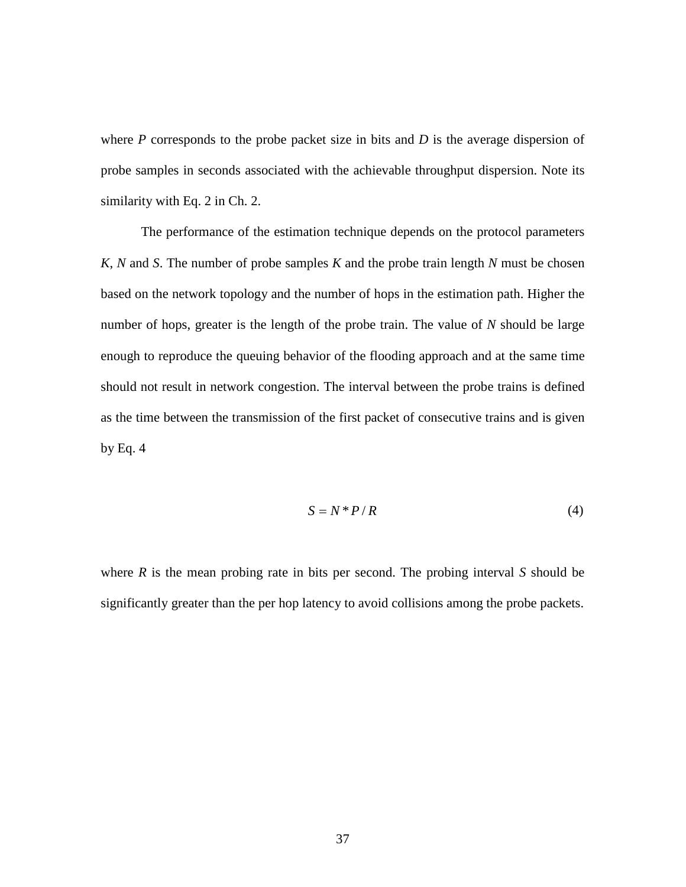where $P$ corresponds to the probe packet size in bits and $D$ is the average dispersion of probe samples in seconds associated with the achievable throughput dispersion. Note its similarity with Eq. 2 in Ch. 2.

The performance of the estimation technique depends on the protocol parameters $K$, $N$ and $S$. The number of probe samples $K$ and the probe train length $N$ must be chosen based on the network topology and the number of hops in the estimation path. Higher the number of hops, greater is the length of the probe train. The value of $N$ should be large enough to reproduce the queuing behavior of the flooding approach and at the same time should not result in network congestion. The interval between the probe trains is defined as the time between the transmission of the first packet of consecutive trains and is given by Eq. 4

$$S = N * P / R \tag{4}$$

where $R$ is the mean probing rate in bits per second. The probing interval $S$ should be significantly greater than the per hop latency to avoid collisions among the probe packets.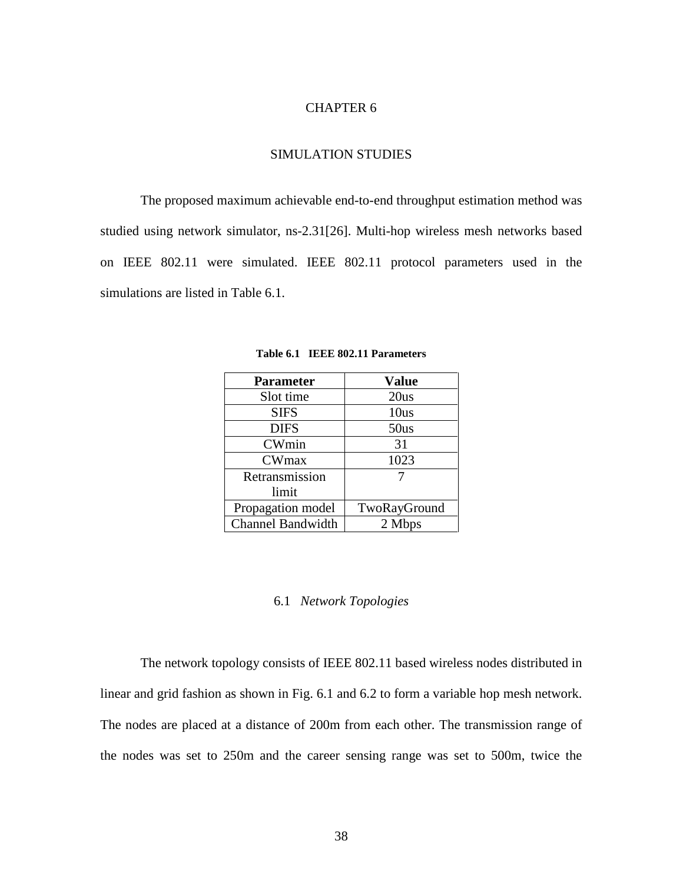# CHAPTER 6

# SIMULATION STUDIES

The proposed maximum achievable end-to-end throughput estimation method was studied using network simulator, ns-2.31[26]. Multi-hop wireless mesh networks based on IEEE 802.11 were simulated. IEEE 802.11 protocol parameters used in the simulations are listed in Table 6.1.

**Table 6.1 IEEE 802.11 Parameters**

| Parameter | Value |
|---|---|
| Slot time | 20us |
| SIFS | 10us |
| DIFS | 50us |
| CWmin | 31 |
| CWmax | 1023 |
| Retransmission limit | 7 |
| Propagation model | TwoRayGround |
| Channel Bandwidth | 2 Mbps |

## 6.1 *Network Topologies*

The network topology consists of IEEE 802.11 based wireless nodes distributed in linear and grid fashion as shown in Fig. 6.1 and 6.2 to form a variable hop mesh network. The nodes are placed at a distance of 200m from each other. The transmission range of the nodes was set to 250m and the career sensing range was set to 500m, twice the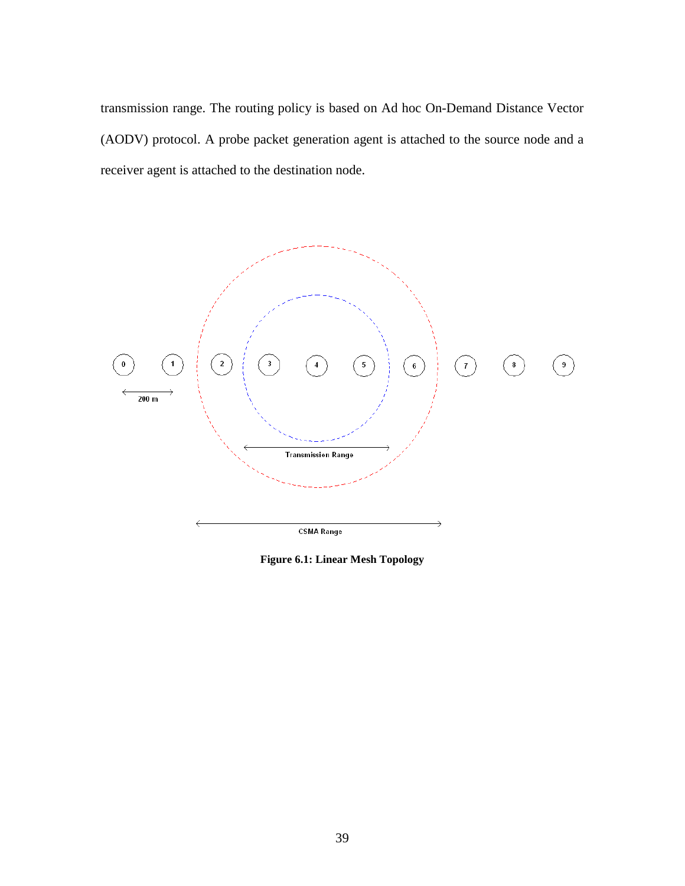transmission range. The routing policy is based on Ad hoc On-Demand Distance Vector (AODV) protocol. A probe packet generation agent is attached to the source node and a receiver agent is attached to the destination node.

0
1
2
3
4
5
6
7
8
9
200 m
Transmission Range
CSMA Range

**Figure 6.1: Linear Mesh Topology**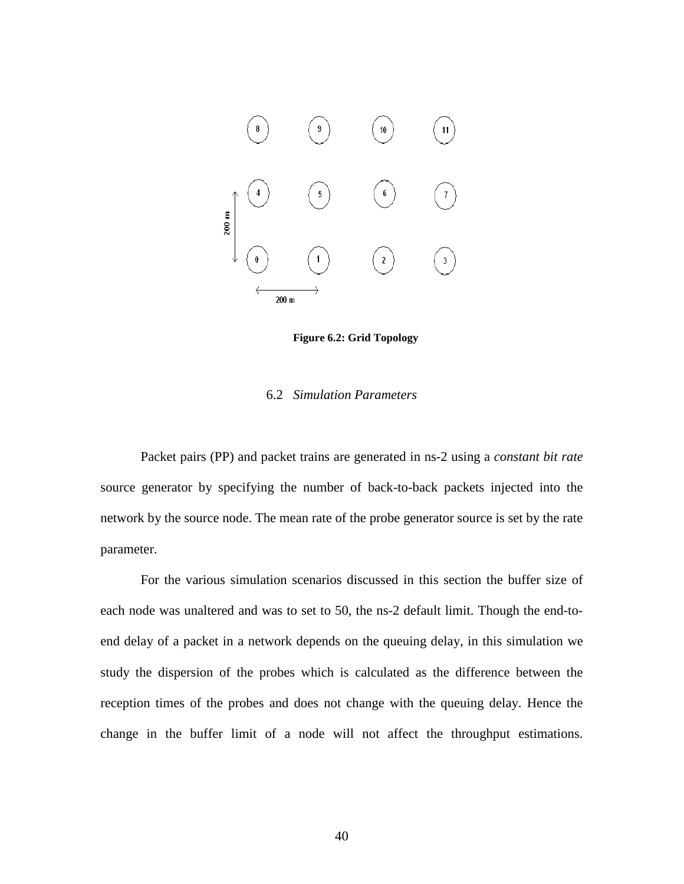8 9 10 11

4 5 6 7

200 m

0 1 2 3

200 m

**Figure 6.2: Grid Topology**

## 6.2 *Simulation Parameters*

Packet pairs (PP) and packet trains are generated in ns-2 using a *constant bit rate* source generator by specifying the number of back-to-back packets injected into the network by the source node. The mean rate of the probe generator source is set by the rate parameter.

For the various simulation scenarios discussed in this section the buffer size of each node was unaltered and was to set to 50, the ns-2 default limit. Though the end-to-end delay of a packet in a network depends on the queuing delay, in this simulation we study the dispersion of the probes which is calculated as the difference between the reception times of the probes and does not change with the queuing delay. Hence the change in the buffer limit of a node will not affect the throughput estimations.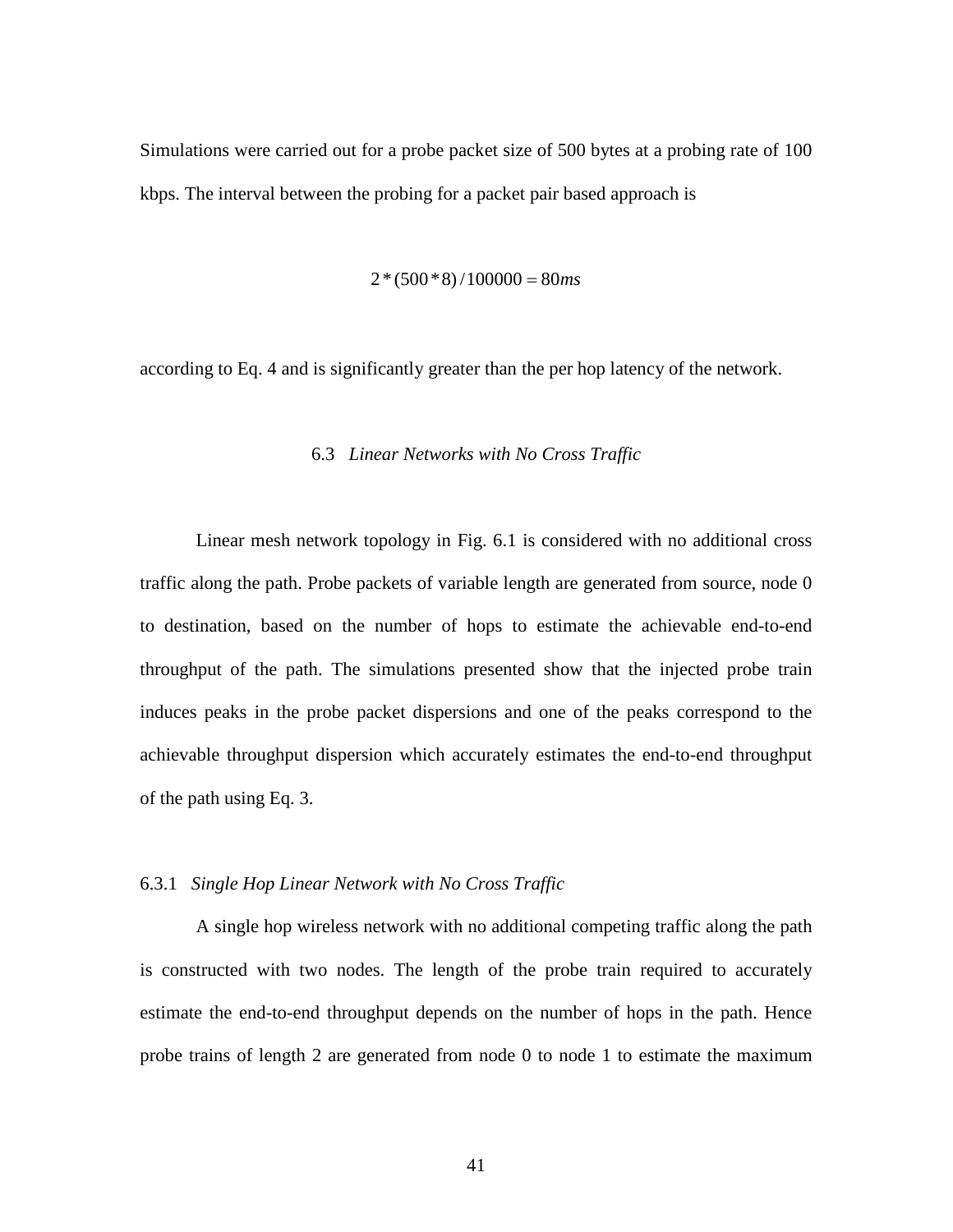Simulations were carried out for a probe packet size of 500 bytes at a probing rate of 100 kbps. The interval between the probing for a packet pair based approach is

$$2*(500*8)/100000 = 80ms$$

according to Eq. 4 and is significantly greater than the per hop latency of the network.

## 6.3 *Linear Networks with No Cross Traffic*

Linear mesh network topology in Fig. 6.1 is considered with no additional cross traffic along the path. Probe packets of variable length are generated from source, node 0 to destination, based on the number of hops to estimate the achievable end-to-end throughput of the path. The simulations presented show that the injected probe train induces peaks in the probe packet dispersions and one of the peaks correspond to the achievable throughput dispersion which accurately estimates the end-to-end throughput of the path using Eq. 3.

### 6.3.1 *Single Hop Linear Network with No Cross Traffic*

A single hop wireless network with no additional competing traffic along the path is constructed with two nodes. The length of the probe train required to accurately estimate the end-to-end throughput depends on the number of hops in the path. Hence probe trains of length 2 are generated from node 0 to node 1 to estimate the maximum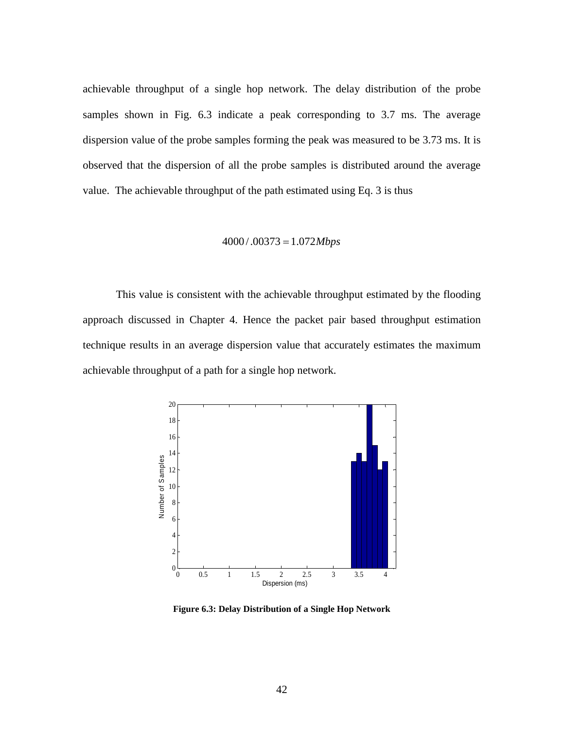achievable throughput of a single hop network. The delay distribution of the probe samples shown in Fig. 6.3 indicate a peak corresponding to 3.7 ms. The average dispersion value of the probe samples forming the peak was measured to be 3.73 ms. It is observed that the dispersion of all the probe samples is distributed around the average value. The achievable throughput of the path estimated using Eq. 3 is thus

$$4000 / .00373 = 1.072 Mbps$$

This value is consistent with the achievable throughput estimated by the flooding approach discussed in Chapter 4. Hence the packet pair based throughput estimation technique results in an average dispersion value that accurately estimates the maximum achievable throughput of a path for a single hop network.

Number of Samples
0
2
4
6
8
10
12
14
16
18
20

Dispersion (ms)
0
0.5
1
1.5
2
2.5
3
3.5
4

**Figure 6.3: Delay Distribution of a Single Hop Network**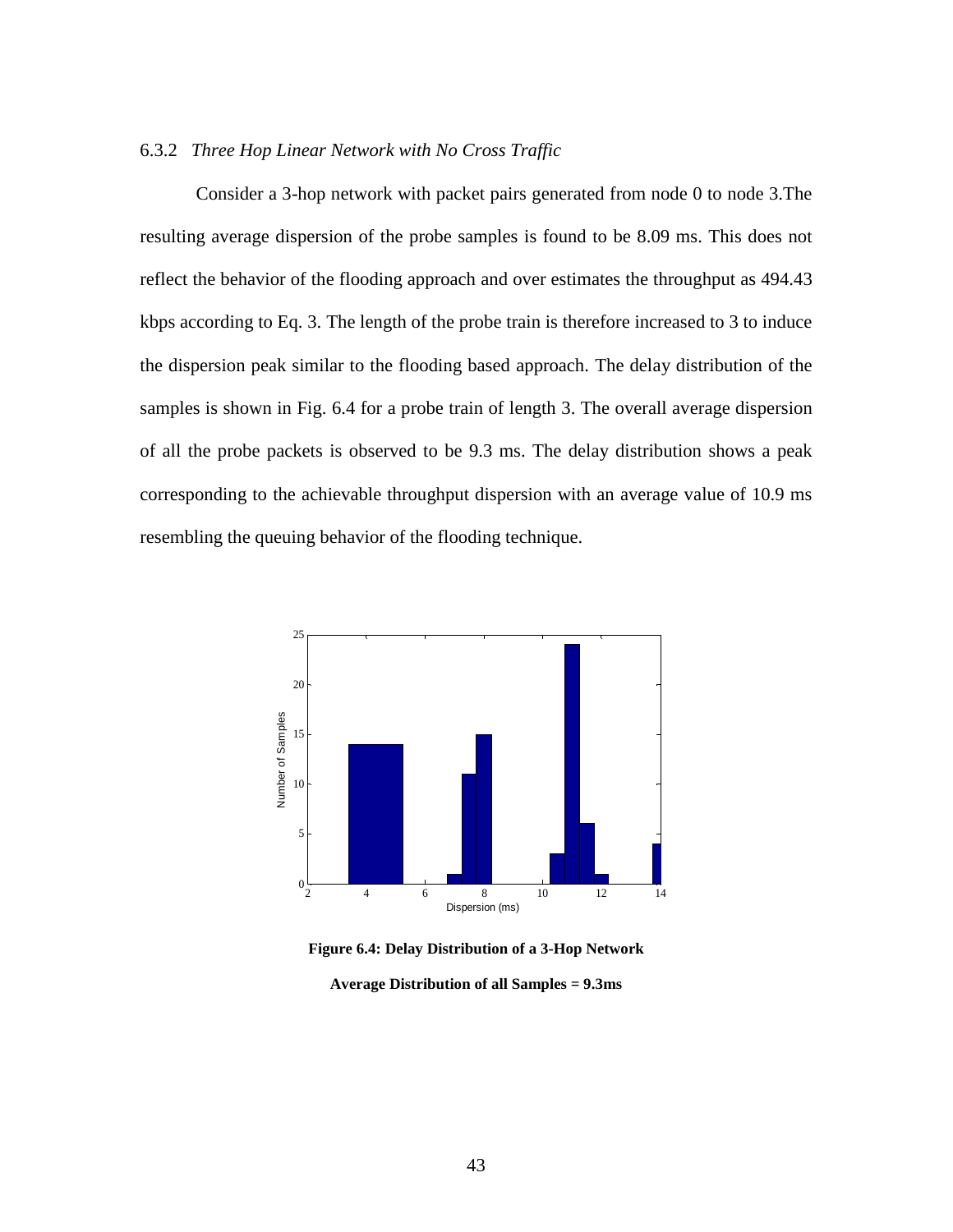### 6.3.2 *Three Hop Linear Network with No Cross Traffic*

Consider a 3-hop network with packet pairs generated from node 0 to node 3.The resulting average dispersion of the probe samples is found to be 8.09 ms. This does not reflect the behavior of the flooding approach and over estimates the throughput as 494.43 kbps according to Eq. 3. The length of the probe train is therefore increased to 3 to induce the dispersion peak similar to the flooding based approach. The delay distribution of the samples is shown in Fig. 6.4 for a probe train of length 3. The overall average dispersion of all the probe packets is observed to be 9.3 ms. The delay distribution shows a peak corresponding to the achievable throughput dispersion with an average value of 10.9 ms resembling the queuing behavior of the flooding technique.

Number of Samples

0
5
10
15
20
25

2
4
6
8
10
12
14

Dispersion (ms)

**Figure 6.4: Delay Distribution of a 3-Hop Network**

**Average Distribution of all Samples = 9.3ms**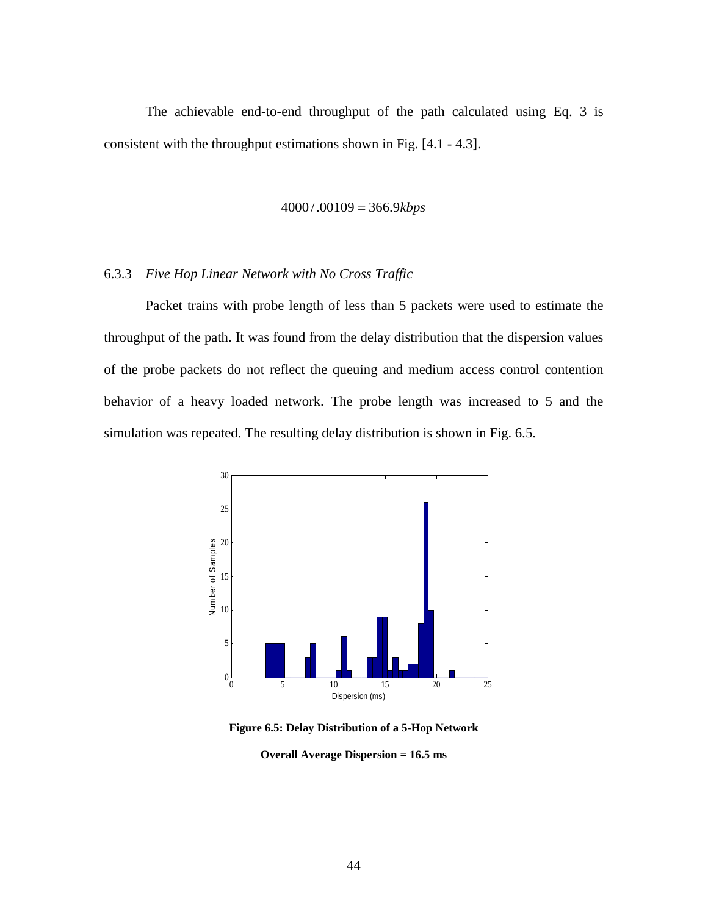The achievable end-to-end throughput of the path calculated using Eq. 3 is consistent with the throughput estimations shown in Fig. [4.1 - 4.3].

$$4000 / .00109 = 366.9 kbps$$

### 6.3.3 *Five Hop Linear Network with No Cross Traffic*

Packet trains with probe length of less than 5 packets were used to estimate the throughput of the path. It was found from the delay distribution that the dispersion values of the probe packets do not reflect the queuing and medium access control contention behavior of a heavy loaded network. The probe length was increased to 5 and the simulation was repeated. The resulting delay distribution is shown in Fig. 6.5.

30
25
20
15
10
5
0
Number of Samples
0
5
10
15
20
25
Dispersion (ms)

**Figure 6.5: Delay Distribution of a 5-Hop Network**

**Overall Average Dispersion = 16.5 ms**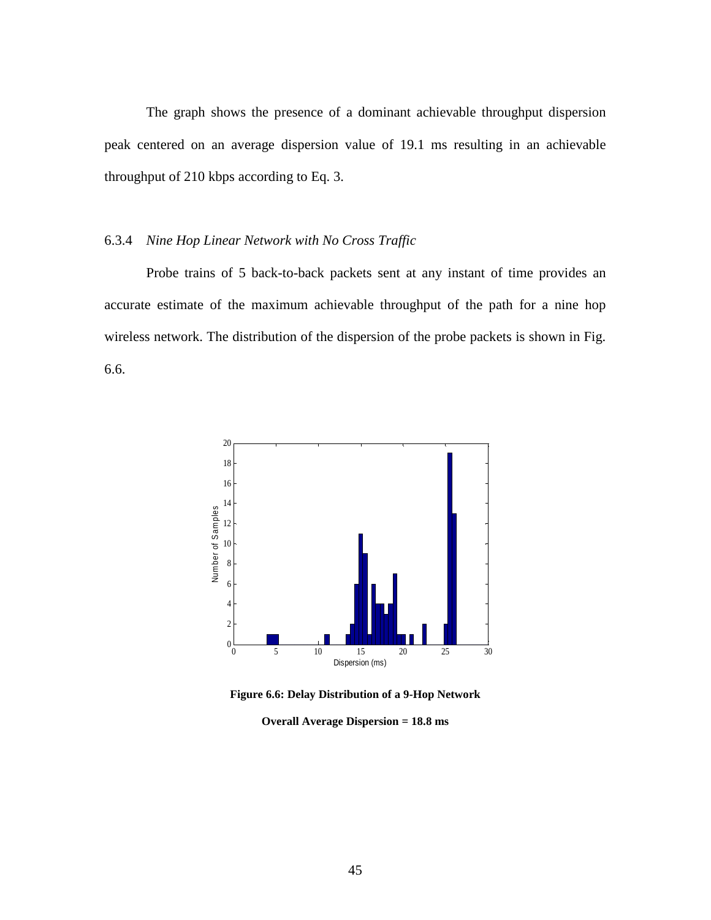The graph shows the presence of a dominant achievable throughput dispersion peak centered on an average dispersion value of 19.1 ms resulting in an achievable throughput of 210 kbps according to Eq. 3.

### 6.3.4 *Nine Hop Linear Network with No Cross Traffic*

Probe trains of 5 back-to-back packets sent at any instant of time provides an accurate estimate of the maximum achievable throughput of the path for a nine hop wireless network. The distribution of the dispersion of the probe packets is shown in Fig. 6.6.

Number of Samples

0
2
4
6
8
10
12
14
16
18
20

Dispersion (ms)

0
5
10
15
20
25
30

**Figure 6.6: Delay Distribution of a 9-Hop Network**

**Overall Average Dispersion = 18.8 ms**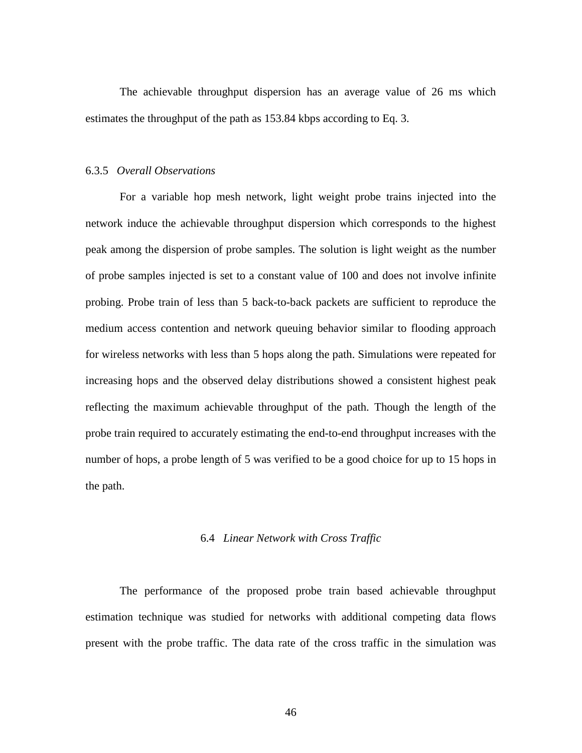The achievable throughput dispersion has an average value of 26 ms which estimates the throughput of the path as 153.84 kbps according to Eq. 3.

#### 6.3.5 *Overall Observations*

For a variable hop mesh network, light weight probe trains injected into the network induce the achievable throughput dispersion which corresponds to the highest peak among the dispersion of probe samples. The solution is light weight as the number of probe samples injected is set to a constant value of 100 and does not involve infinite probing. Probe train of less than 5 back-to-back packets are sufficient to reproduce the medium access contention and network queuing behavior similar to flooding approach for wireless networks with less than 5 hops along the path. Simulations were repeated for increasing hops and the observed delay distributions showed a consistent highest peak reflecting the maximum achievable throughput of the path. Though the length of the probe train required to accurately estimating the end-to-end throughput increases with the number of hops, a probe length of 5 was verified to be a good choice for up to 15 hops in the path.

### 6.4 *Linear Network with Cross Traffic*

The performance of the proposed probe train based achievable throughput estimation technique was studied for networks with additional competing data flows present with the probe traffic. The data rate of the cross traffic in the simulation was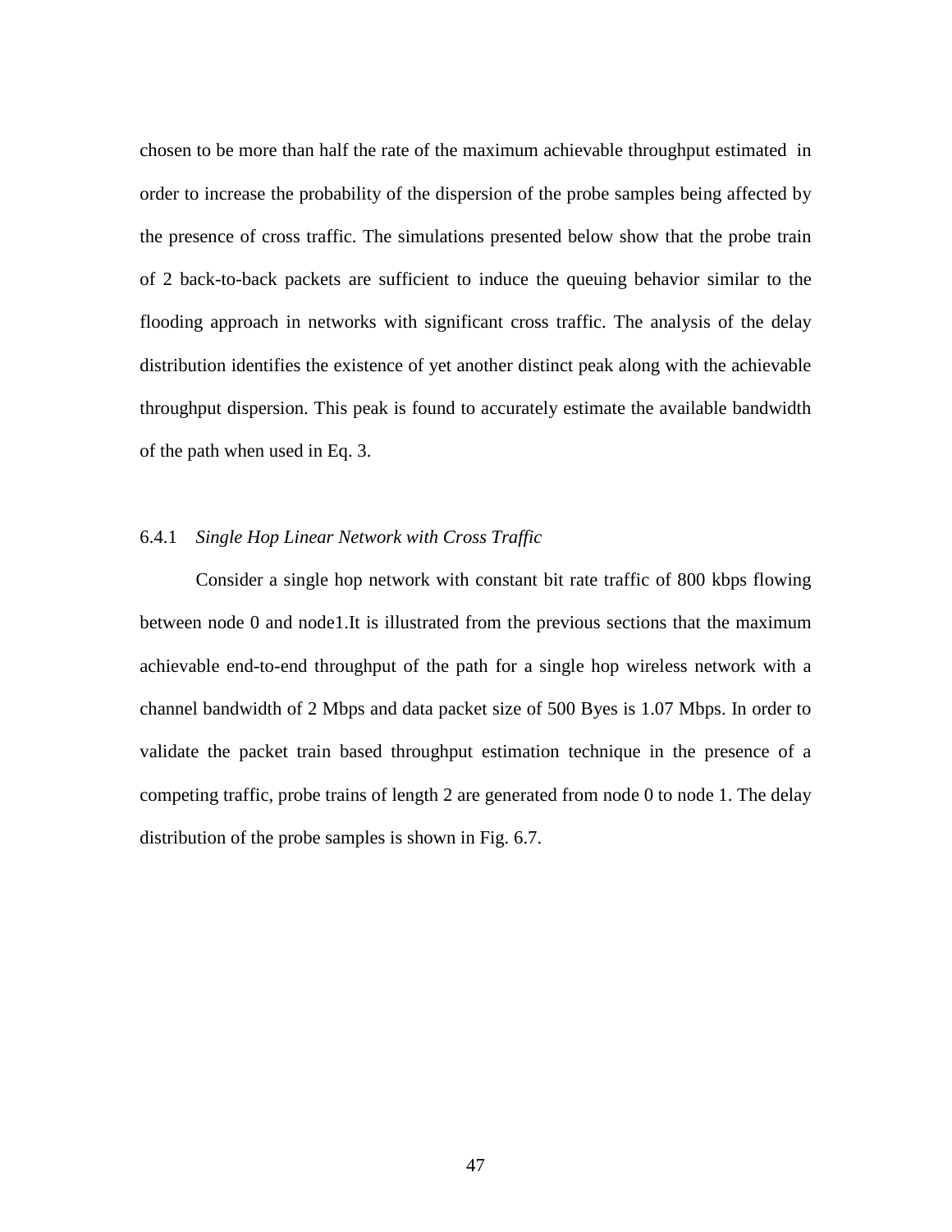chosen to be more than half the rate of the maximum achievable throughput estimated in order to increase the probability of the dispersion of the probe samples being affected by the presence of cross traffic. The simulations presented below show that the probe train of 2 back-to-back packets are sufficient to induce the queuing behavior similar to the flooding approach in networks with significant cross traffic. The analysis of the delay distribution identifies the existence of yet another distinct peak along with the achievable throughput dispersion. This peak is found to accurately estimate the available bandwidth of the path when used in Eq. 3.

### 6.4.1 *Single Hop Linear Network with Cross Traffic*

Consider a single hop network with constant bit rate traffic of 800 kbps flowing between node 0 and node1.It is illustrated from the previous sections that the maximum achievable end-to-end throughput of the path for a single hop wireless network with a channel bandwidth of 2 Mbps and data packet size of 500 Byes is 1.07 Mbps. In order to validate the packet train based throughput estimation technique in the presence of a competing traffic, probe trains of length 2 are generated from node 0 to node 1. The delay distribution of the probe samples is shown in Fig. 6.7.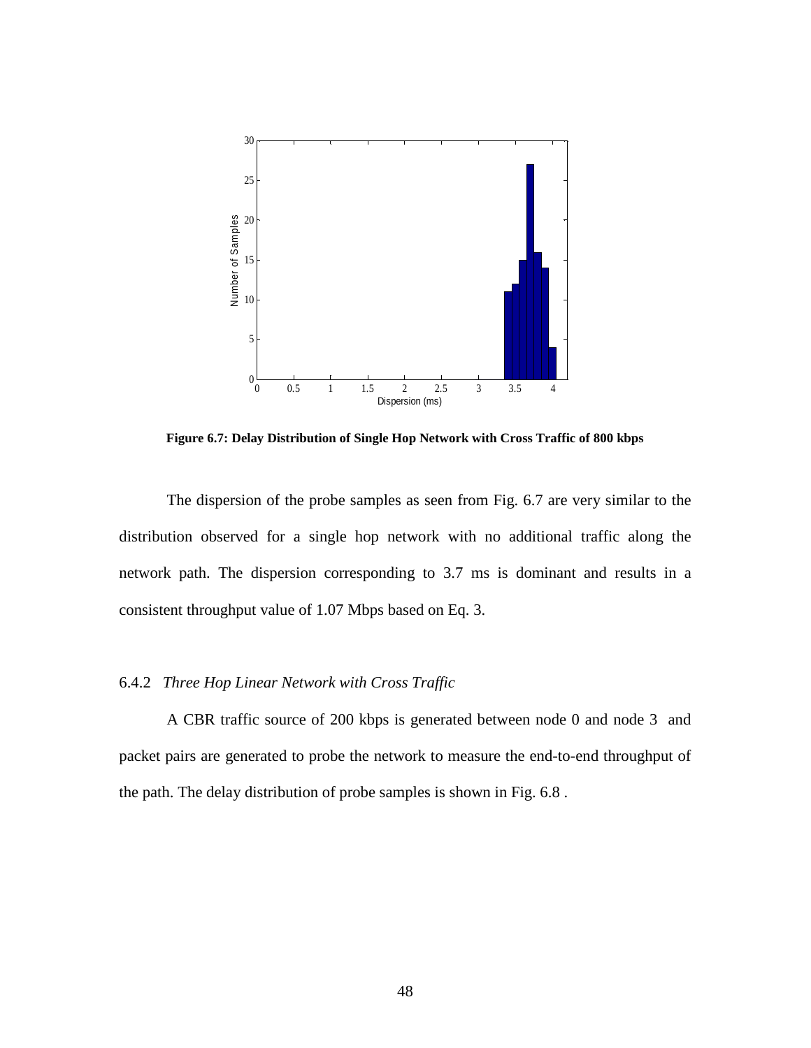30
25
20
15
10
5
0
Number of Samples
0 0.5 1 1.5 2 2.5 3 3.5 4
Dispersion (ms)

**Figure 6.7: Delay Distribution of Single Hop Network with Cross Traffic of 800 kbps**

The dispersion of the probe samples as seen from Fig. 6.7 are very similar to the distribution observed for a single hop network with no additional traffic along the network path. The dispersion corresponding to 3.7 ms is dominant and results in a consistent throughput value of 1.07 Mbps based on Eq. 3.

### 6.4.2 *Three Hop Linear Network with Cross Traffic*

A CBR traffic source of 200 kbps is generated between node 0 and node 3 and packet pairs are generated to probe the network to measure the end-to-end throughput of the path. The delay distribution of probe samples is shown in Fig. 6.8 .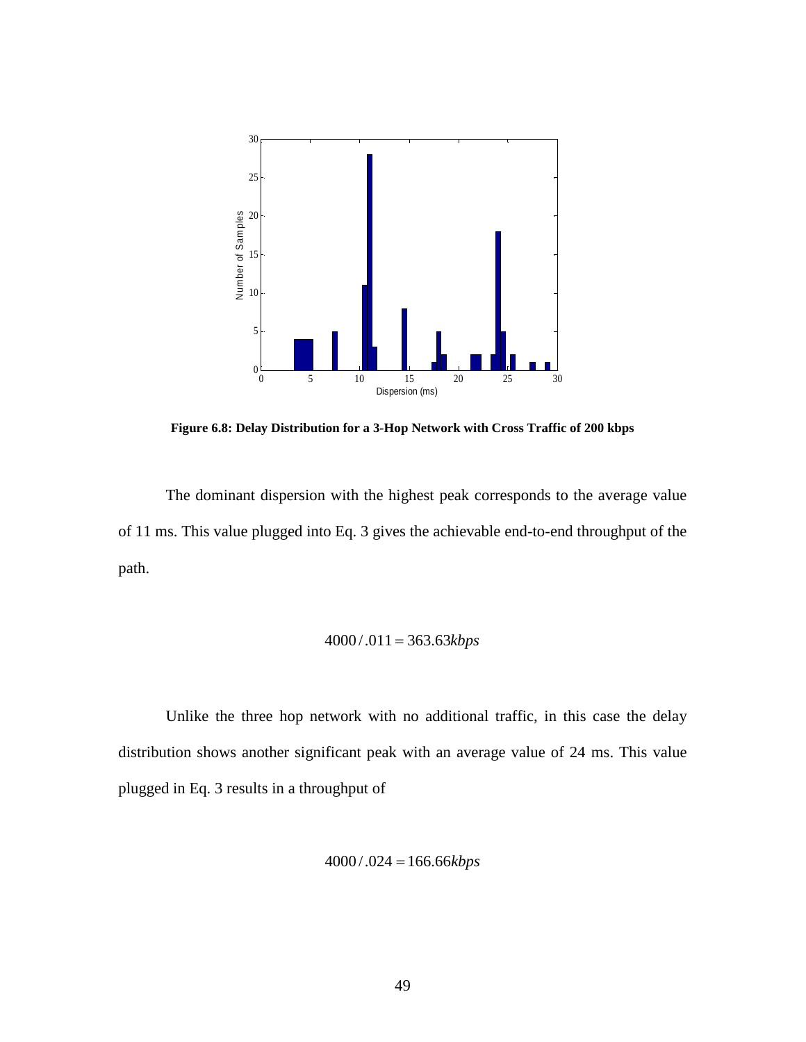30

25

20

15

10

5

0

0 5 10 15 20 25 30

Number of Samples

Dispersion (ms)

**Figure 6.8: Delay Distribution for a 3-Hop Network with Cross Traffic of 200 kbps**

The dominant dispersion with the highest peak corresponds to the average value of 11 ms. This value plugged into Eq. 3 gives the achievable end-to-end throughput of the path.

$$4000/.011 = 363.63 kbps$$

Unlike the three hop network with no additional traffic, in this case the delay distribution shows another significant peak with an average value of 24 ms. This value plugged in Eq. 3 results in a throughput of

$$4000/.024 = 166.66 kbps$$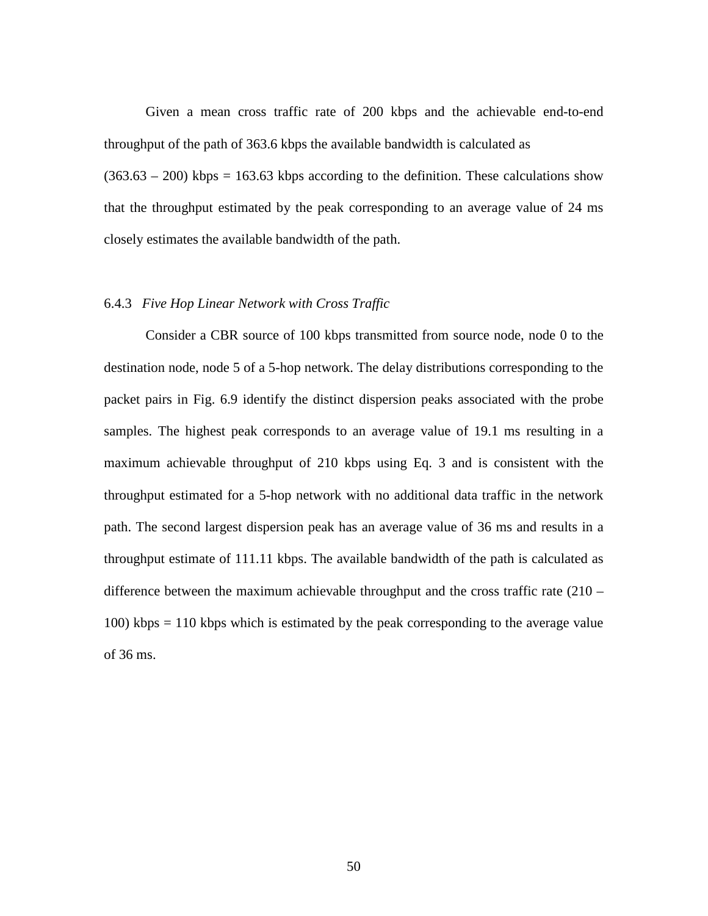Given a mean cross traffic rate of 200 kbps and the achievable end-to-end throughput of the path of 363.6 kbps the available bandwidth is calculated as (363.63 – 200) kbps = 163.63 kbps according to the definition. These calculations show that the throughput estimated by the peak corresponding to an average value of 24 ms closely estimates the available bandwidth of the path.

### 6.4.3 *Five Hop Linear Network with Cross Traffic*

Consider a CBR source of 100 kbps transmitted from source node, node 0 to the destination node, node 5 of a 5-hop network. The delay distributions corresponding to the packet pairs in Fig. 6.9 identify the distinct dispersion peaks associated with the probe samples. The highest peak corresponds to an average value of 19.1 ms resulting in a maximum achievable throughput of 210 kbps using Eq. 3 and is consistent with the throughput estimated for a 5-hop network with no additional data traffic in the network path. The second largest dispersion peak has an average value of 36 ms and results in a throughput estimate of 111.11 kbps. The available bandwidth of the path is calculated as difference between the maximum achievable throughput and the cross traffic rate (210 – 100) kbps = 110 kbps which is estimated by the peak corresponding to the average value of 36 ms.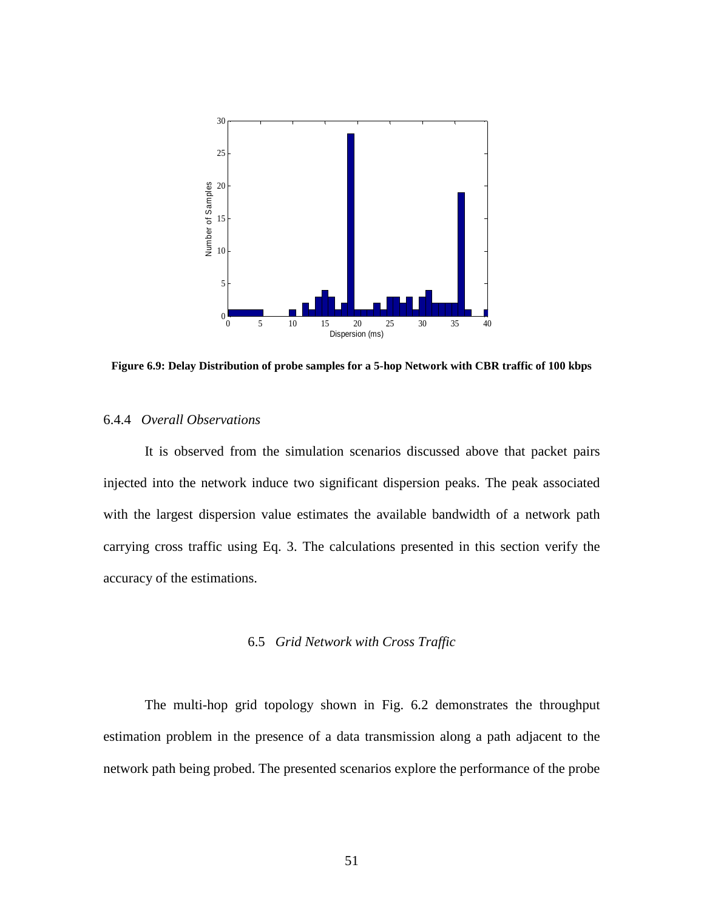30

25

20

15

10

5

0

0 5 10 15 20 25 30 35 40

Number of Samples

Dispersion (ms)

**Figure 6.9: Delay Distribution of probe samples for a 5-hop Network with CBR traffic of 100 kbps**

### 6.4.4 *Overall Observations*

It is observed from the simulation scenarios discussed above that packet pairs injected into the network induce two significant dispersion peaks. The peak associated with the largest dispersion value estimates the available bandwidth of a network path carrying cross traffic using Eq. 3. The calculations presented in this section verify the accuracy of the estimations.

## 6.5 *Grid Network with Cross Traffic*

The multi-hop grid topology shown in Fig. 6.2 demonstrates the throughput estimation problem in the presence of a data transmission along a path adjacent to the network path being probed. The presented scenarios explore the performance of the probe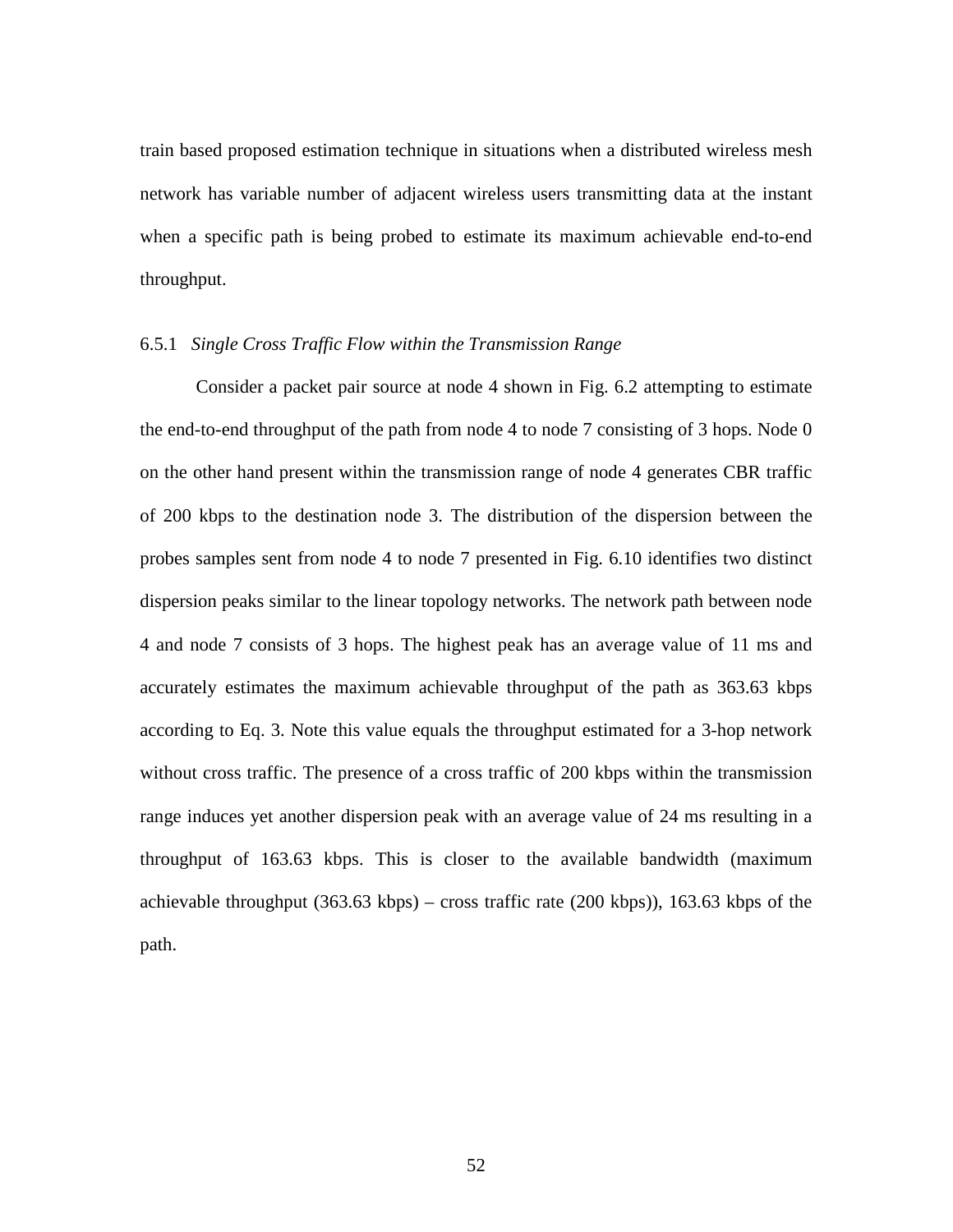train based proposed estimation technique in situations when a distributed wireless mesh network has variable number of adjacent wireless users transmitting data at the instant when a specific path is being probed to estimate its maximum achievable end-to-end throughput.

### 6.5.1 *Single Cross Traffic Flow within the Transmission Range*

Consider a packet pair source at node 4 shown in Fig. 6.2 attempting to estimate the end-to-end throughput of the path from node 4 to node 7 consisting of 3 hops. Node 0 on the other hand present within the transmission range of node 4 generates CBR traffic of 200 kbps to the destination node 3. The distribution of the dispersion between the probes samples sent from node 4 to node 7 presented in Fig. 6.10 identifies two distinct dispersion peaks similar to the linear topology networks. The network path between node 4 and node 7 consists of 3 hops. The highest peak has an average value of 11 ms and accurately estimates the maximum achievable throughput of the path as 363.63 kbps according to Eq. 3. Note this value equals the throughput estimated for a 3-hop network without cross traffic. The presence of a cross traffic of 200 kbps within the transmission range induces yet another dispersion peak with an average value of 24 ms resulting in a throughput of 163.63 kbps. This is closer to the available bandwidth (maximum achievable throughput (363.63 kbps) – cross traffic rate (200 kbps)), 163.63 kbps of the path.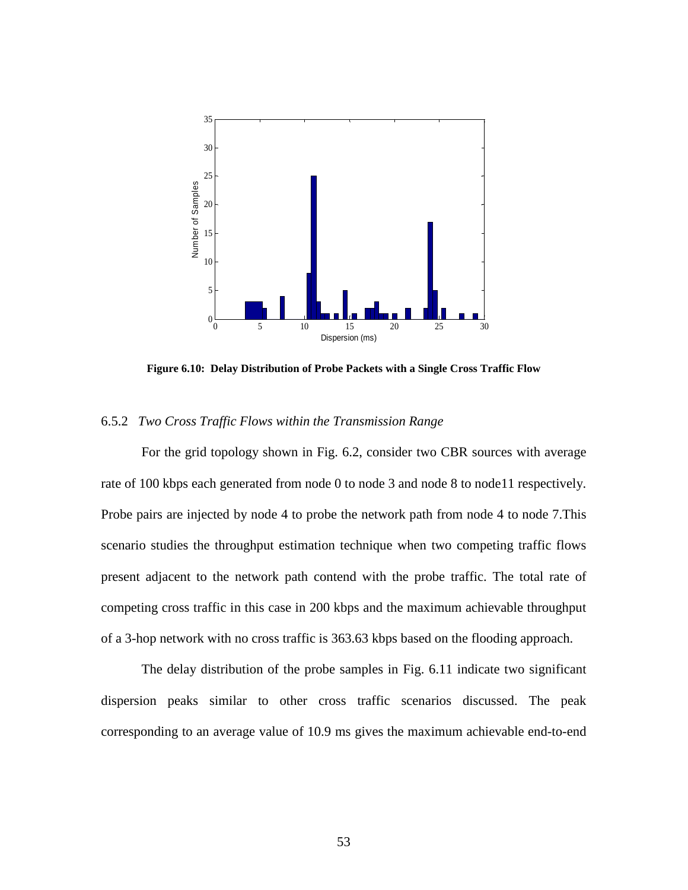35
30
25
20
15
10
5
0
0 5 10 15 20 25 30
Number of Samples
Dispersion (ms)

**Figure 6.10: Delay Distribution of Probe Packets with a Single Cross Traffic Flow**

### 6.5.2 *Two Cross Traffic Flows within the Transmission Range*

For the grid topology shown in Fig. 6.2, consider two CBR sources with average rate of 100 kbps each generated from node 0 to node 3 and node 8 to node11 respectively. Probe pairs are injected by node 4 to probe the network path from node 4 to node 7.This scenario studies the throughput estimation technique when two competing traffic flows present adjacent to the network path contend with the probe traffic. The total rate of competing cross traffic in this case in 200 kbps and the maximum achievable throughput of a 3-hop network with no cross traffic is 363.63 kbps based on the flooding approach.

The delay distribution of the probe samples in Fig. 6.11 indicate two significant dispersion peaks similar to other cross traffic scenarios discussed. The peak corresponding to an average value of 10.9 ms gives the maximum achievable end-to-end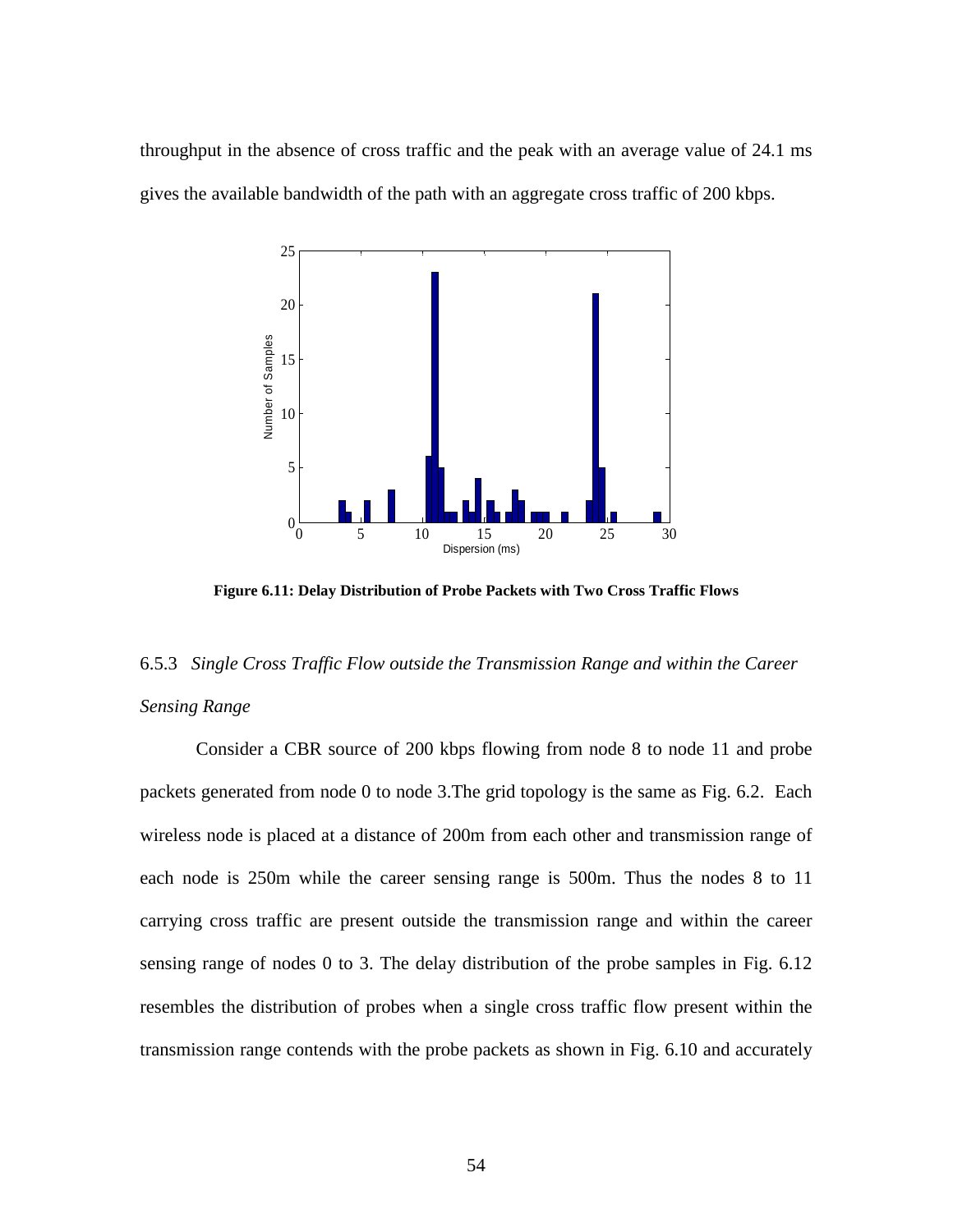throughput in the absence of cross traffic and the peak with an average value of 24.1 ms gives the available bandwidth of the path with an aggregate cross traffic of 200 kbps.

Number of Samples
0
5
10
15
20
25
0
5
10
15
20
25
30
Dispersion (ms)

**Figure 6.11: Delay Distribution of Probe Packets with Two Cross Traffic Flows**

### 6.5.3 *Single Cross Traffic Flow outside the Transmission Range and within the Career Sensing Range*

Consider a CBR source of 200 kbps flowing from node 8 to node 11 and probe packets generated from node 0 to node 3.The grid topology is the same as Fig. 6.2. Each wireless node is placed at a distance of 200m from each other and transmission range of each node is 250m while the career sensing range is 500m. Thus the nodes 8 to 11 carrying cross traffic are present outside the transmission range and within the career sensing range of nodes 0 to 3. The delay distribution of the probe samples in Fig. 6.12 resembles the distribution of probes when a single cross traffic flow present within the transmission range contends with the probe packets as shown in Fig. 6.10 and accurately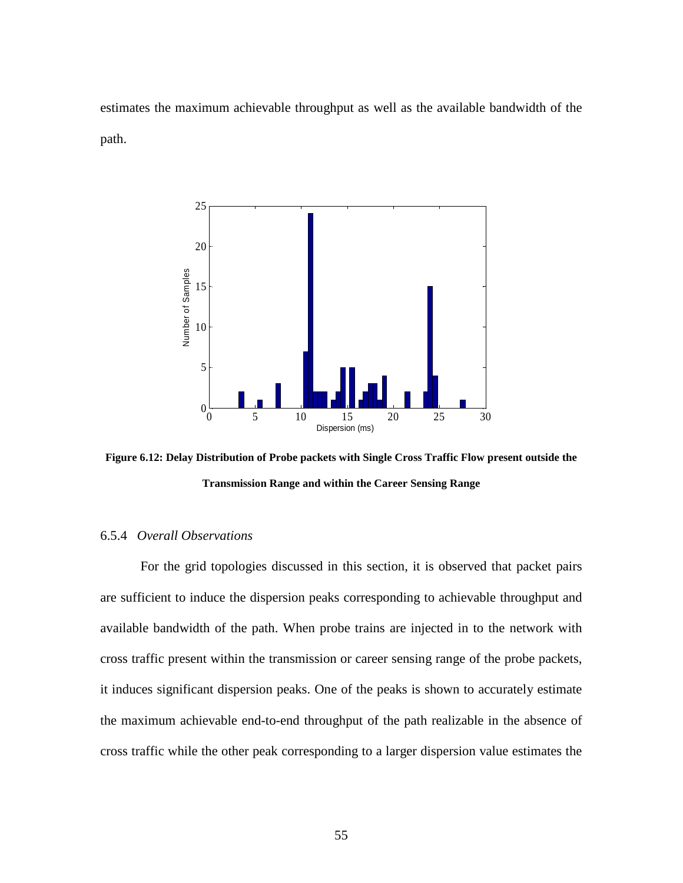estimates the maximum achievable throughput as well as the available bandwidth of the path.

25
20
15
10
5
0
Number of Samples
0
5
10
15
20
25
30
Dispersion (ms)

**Figure 6.12: Delay Distribution of Probe packets with Single Cross Traffic Flow present outside the Transmission Range and within the Career Sensing Range**

### 6.5.4 *Overall Observations*

For the grid topologies discussed in this section, it is observed that packet pairs are sufficient to induce the dispersion peaks corresponding to achievable throughput and available bandwidth of the path. When probe trains are injected in to the network with cross traffic present within the transmission or career sensing range of the probe packets, it induces significant dispersion peaks. One of the peaks is shown to accurately estimate the maximum achievable end-to-end throughput of the path realizable in the absence of cross traffic while the other peak corresponding to a larger dispersion value estimates the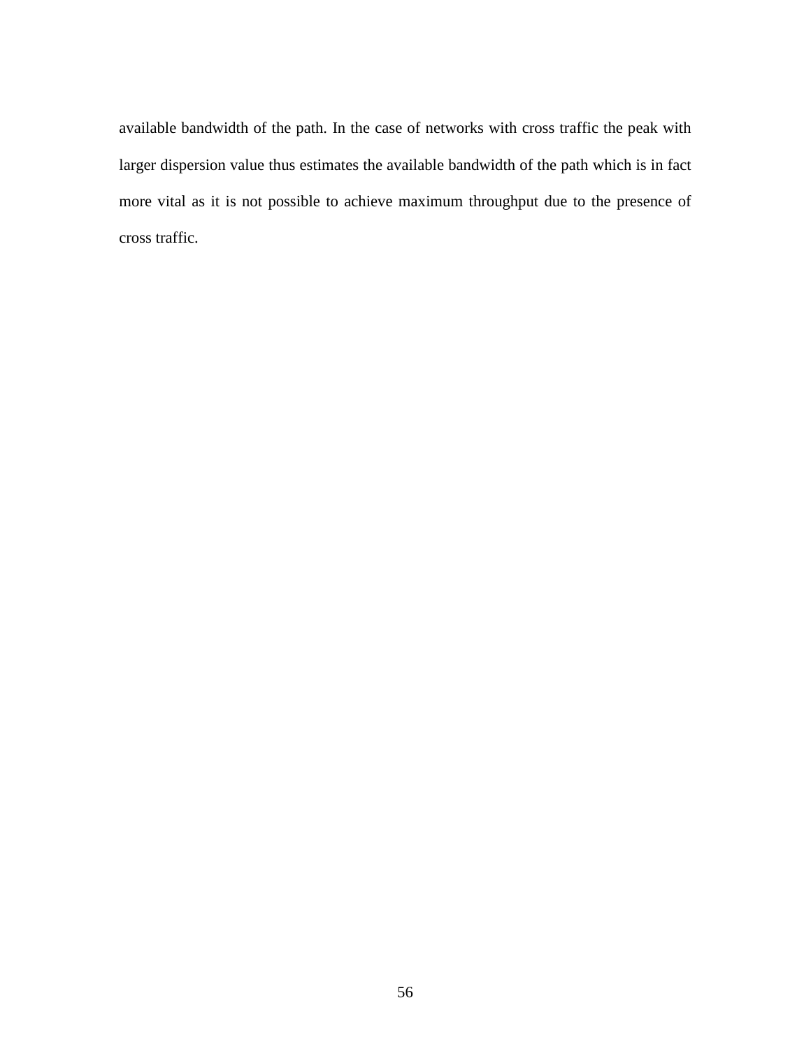available bandwidth of the path. In the case of networks with cross traffic the peak with larger dispersion value thus estimates the available bandwidth of the path which is in fact more vital as it is not possible to achieve maximum throughput due to the presence of cross traffic.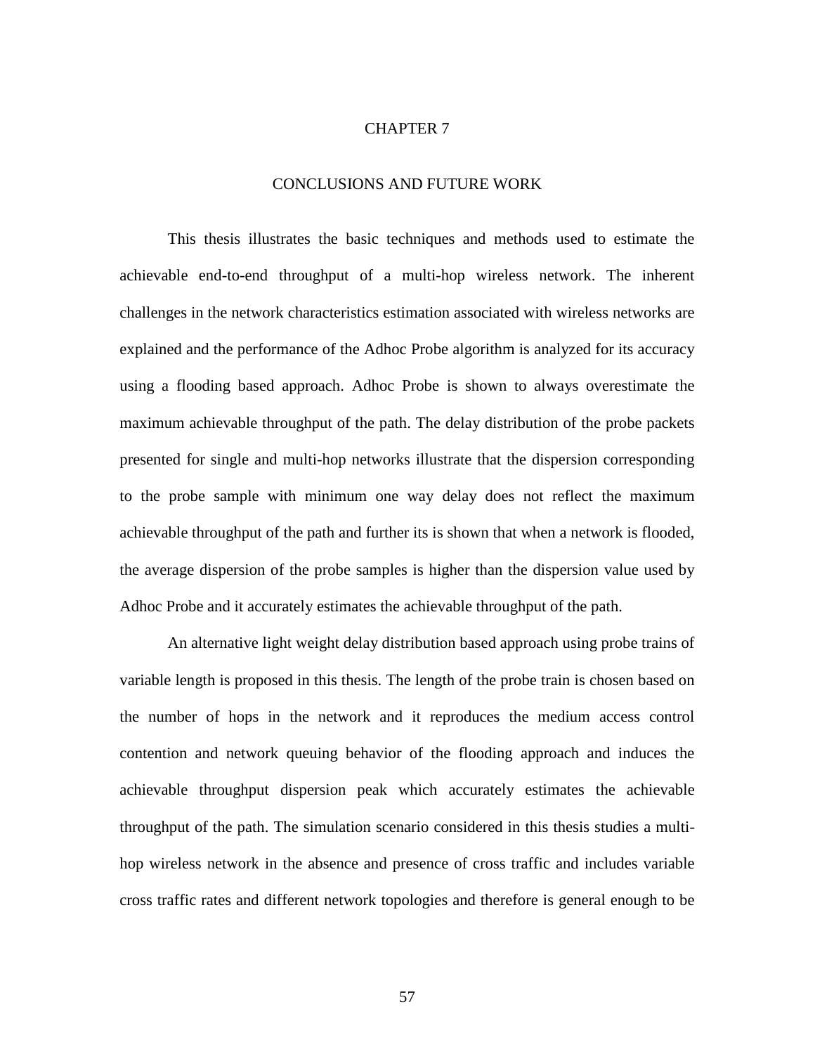# CHAPTER 7

## CONCLUSIONS AND FUTURE WORK

This thesis illustrates the basic techniques and methods used to estimate the achievable end-to-end throughput of a multi-hop wireless network. The inherent challenges in the network characteristics estimation associated with wireless networks are explained and the performance of the Adhoc Probe algorithm is analyzed for its accuracy using a flooding based approach. Adhoc Probe is shown to always overestimate the maximum achievable throughput of the path. The delay distribution of the probe packets presented for single and multi-hop networks illustrate that the dispersion corresponding to the probe sample with minimum one way delay does not reflect the maximum achievable throughput of the path and further its is shown that when a network is flooded, the average dispersion of the probe samples is higher than the dispersion value used by Adhoc Probe and it accurately estimates the achievable throughput of the path.

An alternative light weight delay distribution based approach using probe trains of variable length is proposed in this thesis. The length of the probe train is chosen based on the number of hops in the network and it reproduces the medium access control contention and network queuing behavior of the flooding approach and induces the achievable throughput dispersion peak which accurately estimates the achievable throughput of the path. The simulation scenario considered in this thesis studies a multi-hop wireless network in the absence and presence of cross traffic and includes variable cross traffic rates and different network topologies and therefore is general enough to be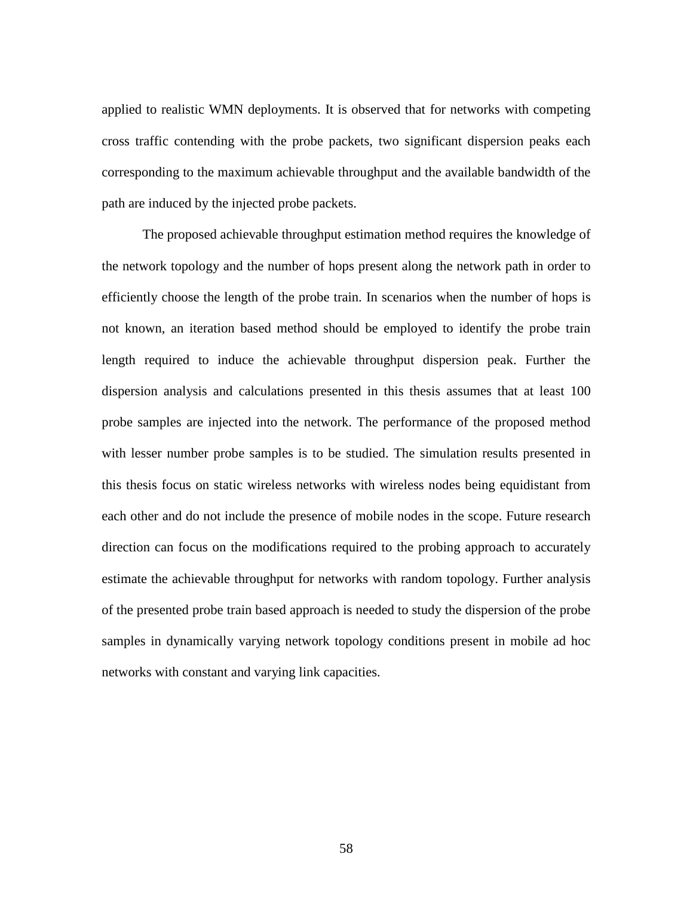applied to realistic WMN deployments. It is observed that for networks with competing cross traffic contending with the probe packets, two significant dispersion peaks each corresponding to the maximum achievable throughput and the available bandwidth of the path are induced by the injected probe packets.

The proposed achievable throughput estimation method requires the knowledge of the network topology and the number of hops present along the network path in order to efficiently choose the length of the probe train. In scenarios when the number of hops is not known, an iteration based method should be employed to identify the probe train length required to induce the achievable throughput dispersion peak. Further the dispersion analysis and calculations presented in this thesis assumes that at least 100 probe samples are injected into the network. The performance of the proposed method with lesser number probe samples is to be studied. The simulation results presented in this thesis focus on static wireless networks with wireless nodes being equidistant from each other and do not include the presence of mobile nodes in the scope. Future research direction can focus on the modifications required to the probing approach to accurately estimate the achievable throughput for networks with random topology. Further analysis of the presented probe train based approach is needed to study the dispersion of the probe samples in dynamically varying network topology conditions present in mobile ad hoc networks with constant and varying link capacities.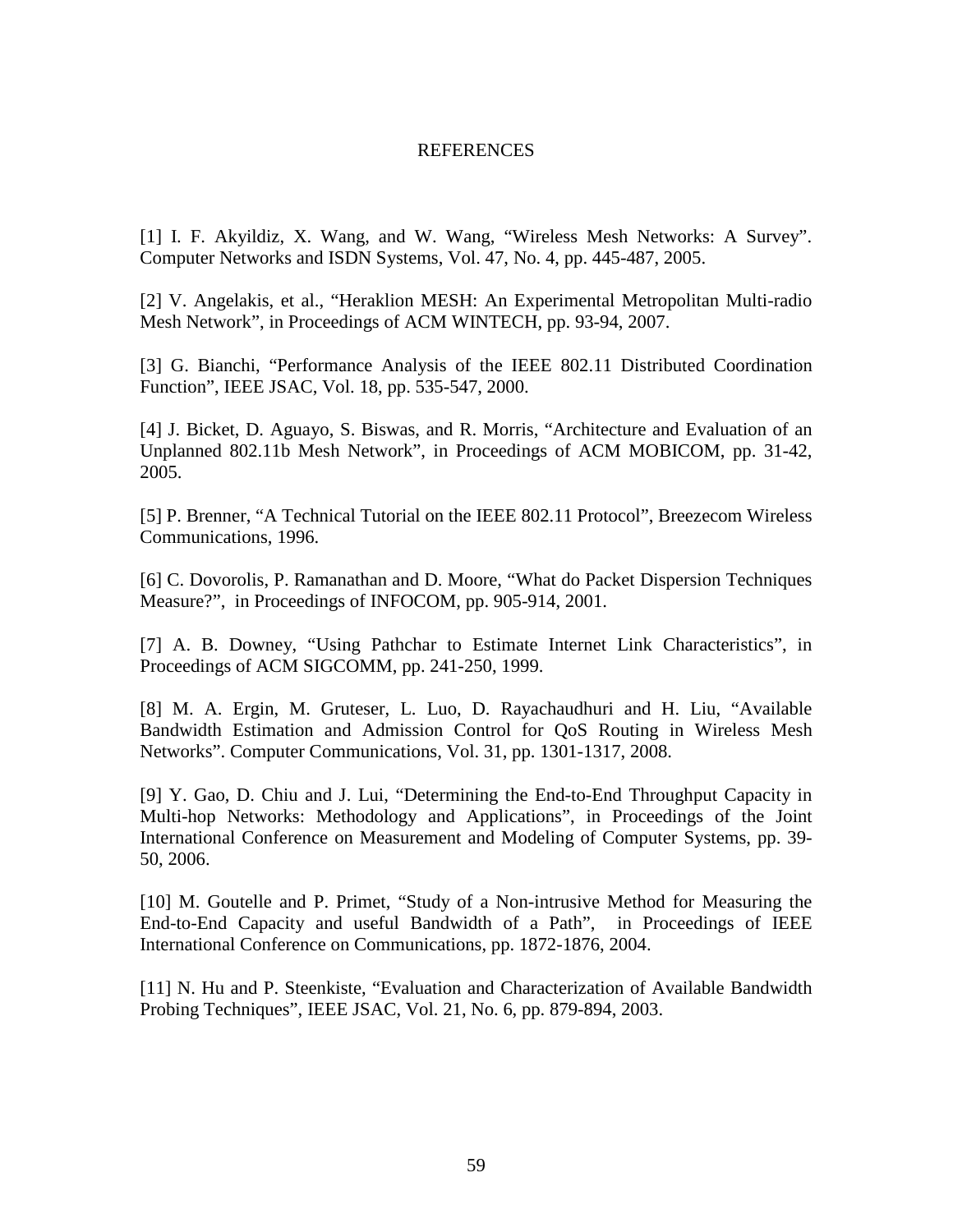# REFERENCES

[1] I. F. Akyildiz, X. Wang, and W. Wang, "Wireless Mesh Networks: A Survey". Computer Networks and ISDN Systems, Vol. 47, No. 4, pp. 445-487, 2005.

[2] V. Angelakis, et al., "Heraklion MESH: An Experimental Metropolitan Multi-radio Mesh Network", in Proceedings of ACM WINTECH, pp. 93-94, 2007.

[3] G. Bianchi, "Performance Analysis of the IEEE 802.11 Distributed Coordination Function", IEEE JSAC, Vol. 18, pp. 535-547, 2000.

[4] J. Bicket, D. Aguayo, S. Biswas, and R. Morris, "Architecture and Evaluation of an Unplanned 802.11b Mesh Network", in Proceedings of ACM MOBICOM, pp. 31-42, 2005.

[5] P. Brenner, "A Technical Tutorial on the IEEE 802.11 Protocol", Breezecom Wireless Communications, 1996.

[6] C. Dovorolis, P. Ramanathan and D. Moore, "What do Packet Dispersion Techniques Measure?", in Proceedings of INFOCOM, pp. 905-914, 2001.

[7] A. B. Downey, "Using Pathchar to Estimate Internet Link Characteristics", in Proceedings of ACM SIGCOMM, pp. 241-250, 1999.

[8] M. A. Ergin, M. Gruteser, L. Luo, D. Rayachaudhuri and H. Liu, "Available Bandwidth Estimation and Admission Control for QoS Routing in Wireless Mesh Networks". Computer Communications, Vol. 31, pp. 1301-1317, 2008.

[9] Y. Gao, D. Chiu and J. Lui, "Determining the End-to-End Throughput Capacity in Multi-hop Networks: Methodology and Applications", in Proceedings of the Joint International Conference on Measurement and Modeling of Computer Systems, pp. 39-50, 2006.

[10] M. Goutelle and P. Primet, "Study of a Non-intrusive Method for Measuring the End-to-End Capacity and useful Bandwidth of a Path", in Proceedings of IEEE International Conference on Communications, pp. 1872-1876, 2004.

[11] N. Hu and P. Steenkiste, "Evaluation and Characterization of Available Bandwidth Probing Techniques", IEEE JSAC, Vol. 21, No. 6, pp. 879-894, 2003.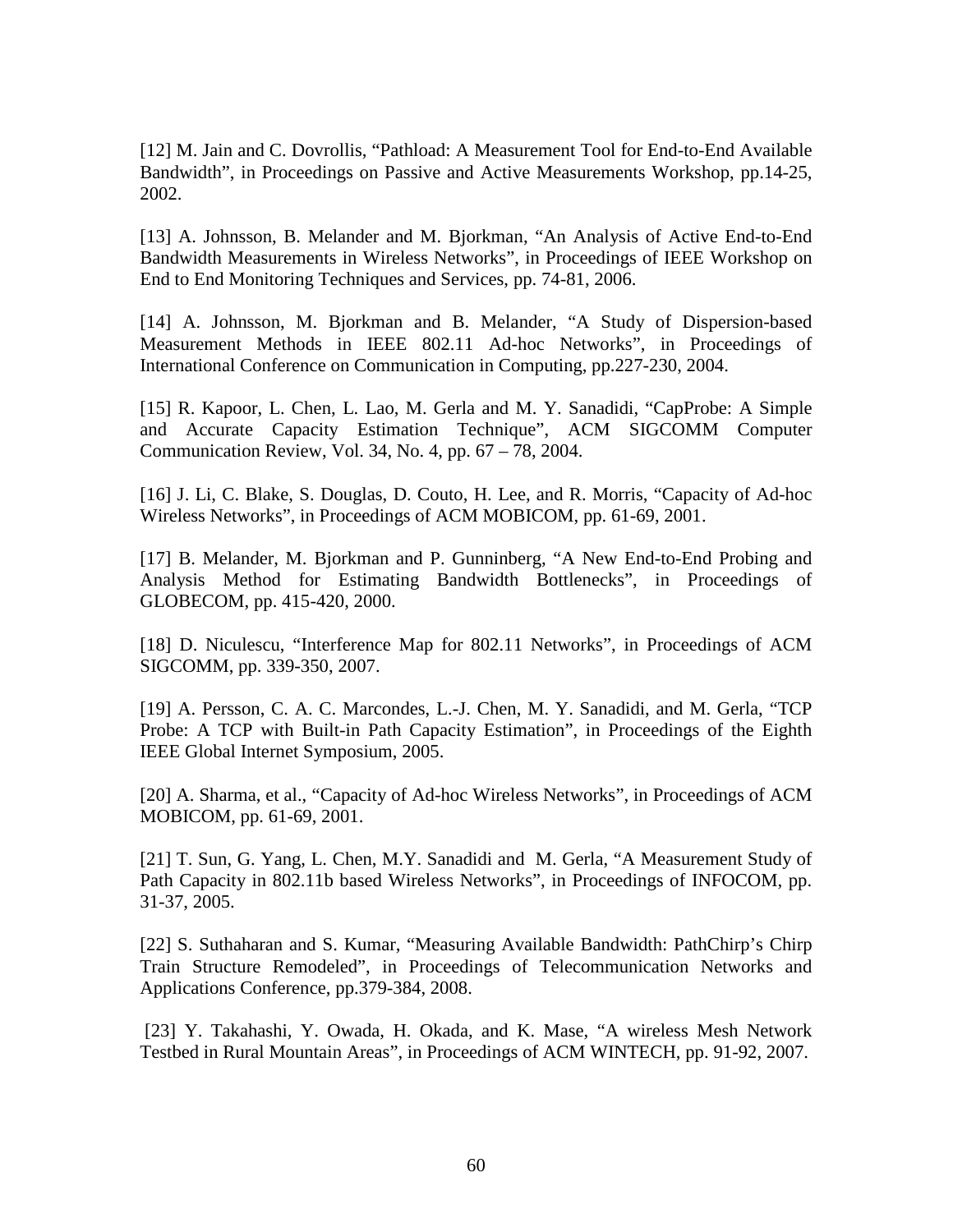[12] M. Jain and C. Dovrollis, "Pathload: A Measurement Tool for End-to-End Available Bandwidth", in Proceedings on Passive and Active Measurements Workshop, pp.14-25, 2002.

[13] A. Johnsson, B. Melander and M. Bjorkman, "An Analysis of Active End-to-End Bandwidth Measurements in Wireless Networks", in Proceedings of IEEE Workshop on End to End Monitoring Techniques and Services, pp. 74-81, 2006.

[14] A. Johnsson, M. Bjorkman and B. Melander, "A Study of Dispersion-based Measurement Methods in IEEE 802.11 Ad-hoc Networks", in Proceedings of International Conference on Communication in Computing, pp.227-230, 2004.

[15] R. Kapoor, L. Chen, L. Lao, M. Gerla and M. Y. Sanadidi, "CapProbe: A Simple and Accurate Capacity Estimation Technique", ACM SIGCOMM Computer Communication Review, Vol. 34, No. 4, pp. 67 – 78, 2004.

[16] J. Li, C. Blake, S. Douglas, D. Couto, H. Lee, and R. Morris, "Capacity of Ad-hoc Wireless Networks", in Proceedings of ACM MOBICOM, pp. 61-69, 2001.

[17] B. Melander, M. Bjorkman and P. Gunninberg, "A New End-to-End Probing and Analysis Method for Estimating Bandwidth Bottlenecks", in Proceedings of GLOBECOM, pp. 415-420, 2000.

[18] D. Niculescu, "Interference Map for 802.11 Networks", in Proceedings of ACM SIGCOMM, pp. 339-350, 2007.

[19] A. Persson, C. A. C. Marcondes, L.-J. Chen, M. Y. Sanadidi, and M. Gerla, "TCP Probe: A TCP with Built-in Path Capacity Estimation", in Proceedings of the Eighth IEEE Global Internet Symposium, 2005.

[20] A. Sharma, et al., "Capacity of Ad-hoc Wireless Networks", in Proceedings of ACM MOBICOM, pp. 61-69, 2001.

[21] T. Sun, G. Yang, L. Chen, M.Y. Sanadidi and M. Gerla, "A Measurement Study of Path Capacity in 802.11b based Wireless Networks", in Proceedings of INFOCOM, pp. 31-37, 2005.

[22] S. Suthaharan and S. Kumar, "Measuring Available Bandwidth: PathChirp's Chirp Train Structure Remodeled", in Proceedings of Telecommunication Networks and Applications Conference, pp.379-384, 2008.

[23] Y. Takahashi, Y. Owada, H. Okada, and K. Mase, "A wireless Mesh Network Testbed in Rural Mountain Areas", in Proceedings of ACM WINTECH, pp. 91-92, 2007.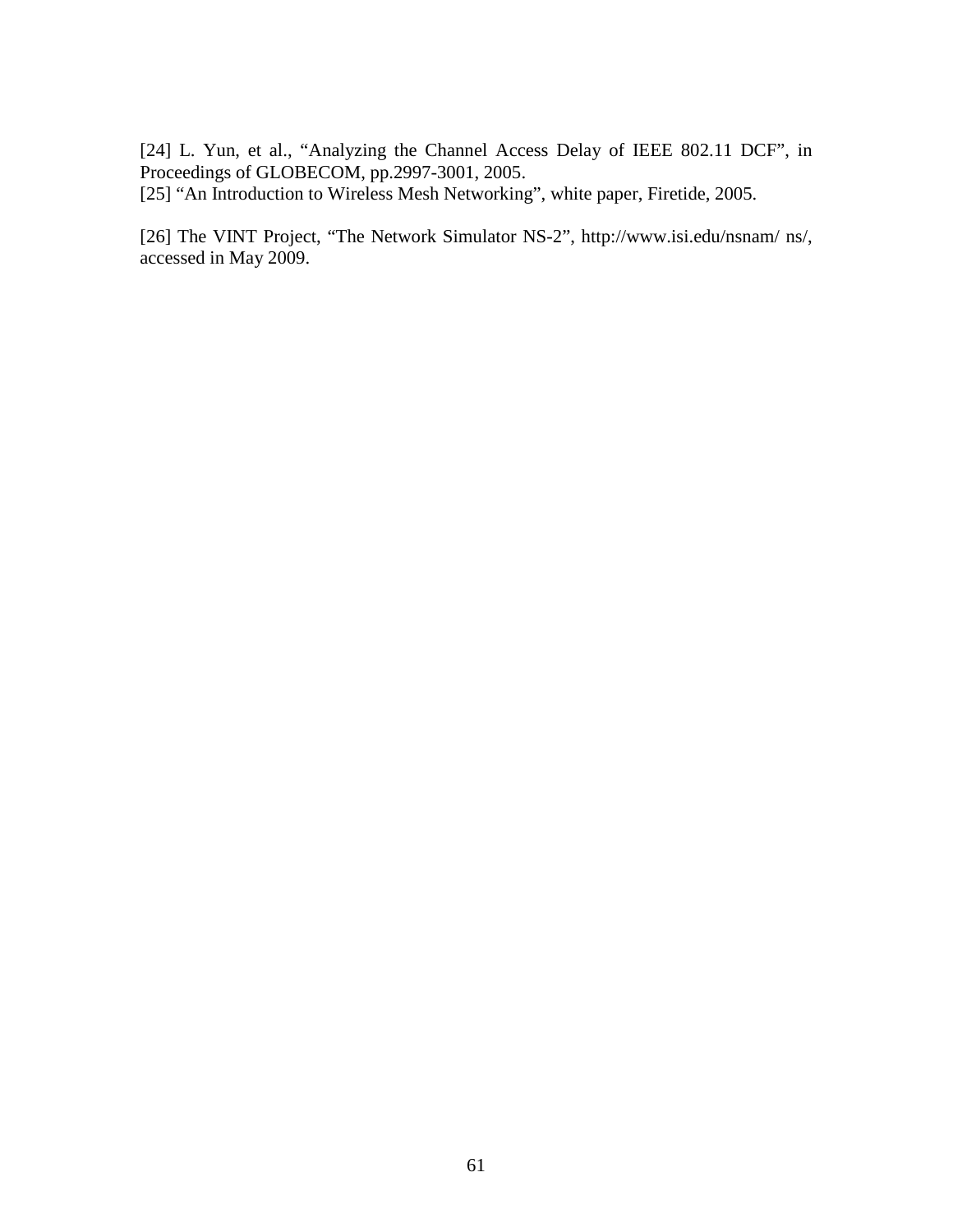[24] L. Yun, et al., "Analyzing the Channel Access Delay of IEEE 802.11 DCF", in Proceedings of GLOBECOM, pp.2997-3001, 2005.

[25] "An Introduction to Wireless Mesh Networking", white paper, Firetide, 2005.

[26] The VINT Project, "The Network Simulator NS-2", http://www.isi.edu/nsnam/ ns/, accessed in May 2009.